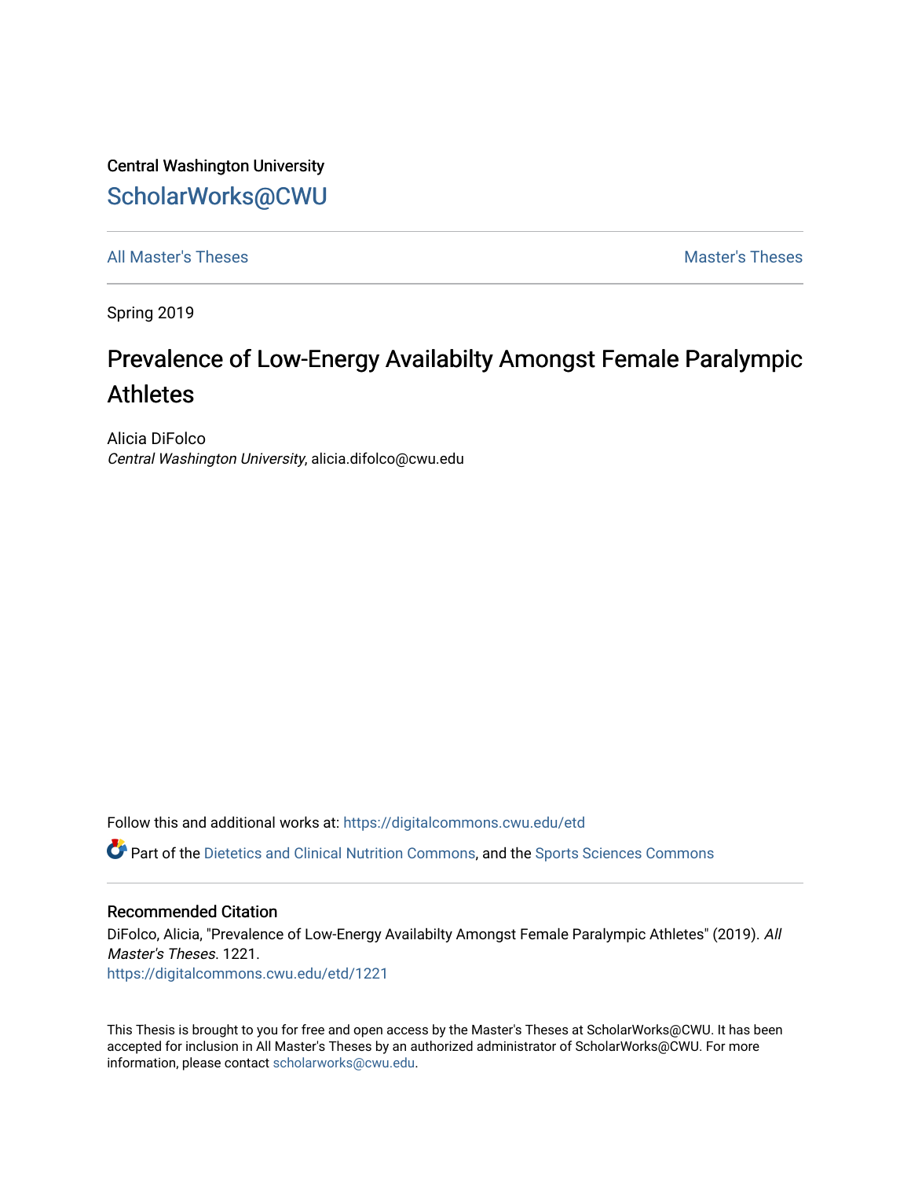Central Washington University

# ScholarWorks@CWU

All Master's Theses | Master's Theses

Spring 2019

## Prevalence of Low-Energy Availabilty Amongst Female Paralympic Athletes

Alicia DiFolco
*Central Washington University*, alicia.difolco@cwu.edu

Follow this and additional works at: https://digitalcommons.cwu.edu/etd

Part of the Dietetics and Clinical Nutrition Commons, and the Sports Sciences Commons

### Recommended Citation

DiFolco, Alicia, "Prevalence of Low-Energy Availabilty Amongst Female Paralympic Athletes" (2019). *All Master's Theses*. 1221.
https://digitalcommons.cwu.edu/etd/1221

This Thesis is brought to you for free and open access by the Master's Theses at ScholarWorks@CWU. It has been accepted for inclusion in All Master's Theses by an authorized administrator of ScholarWorks@CWU. For more information, please contact scholarworks@cwu.edu.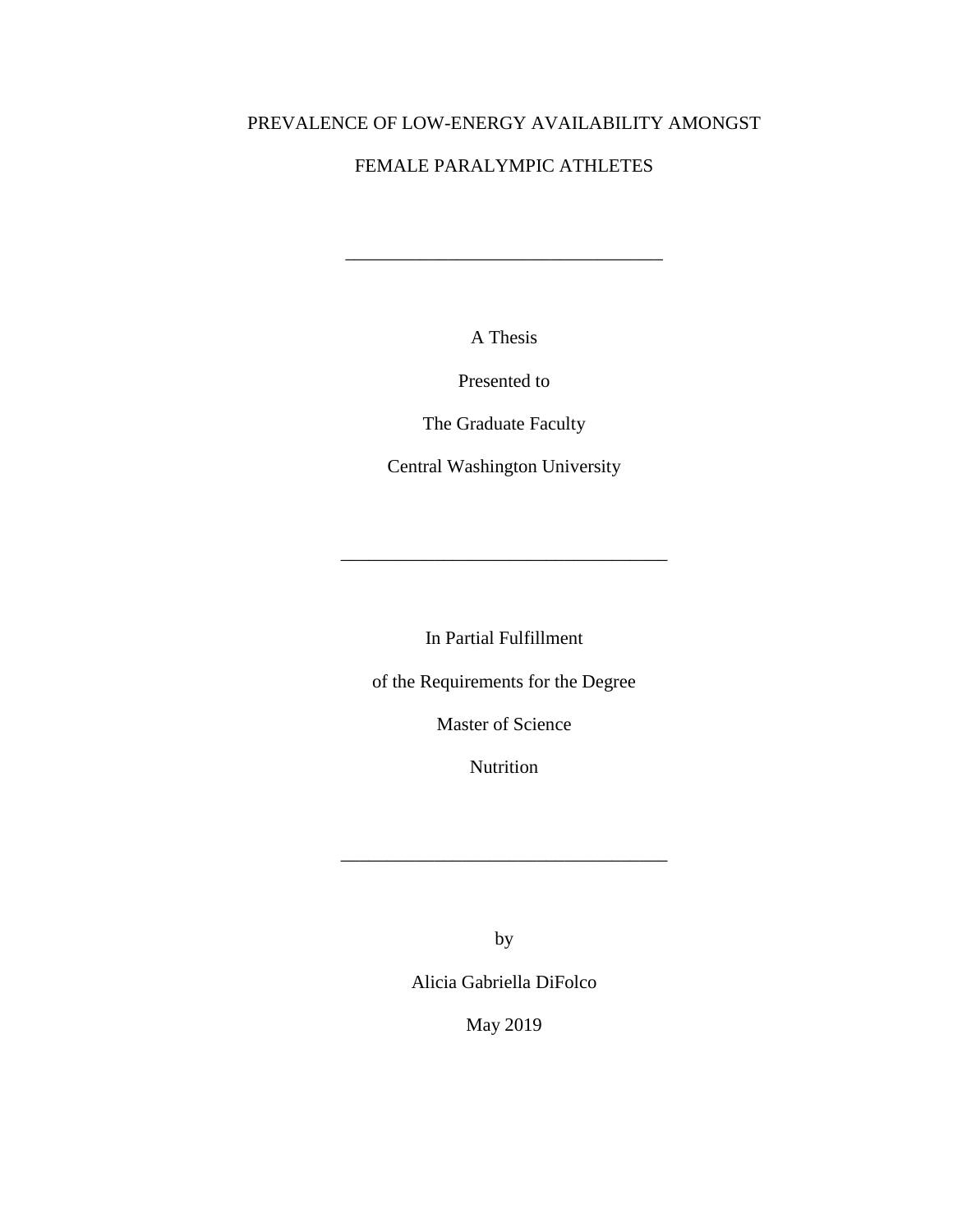# PREVALENCE OF LOW-ENERGY AVAILABILITY AMONGST FEMALE PARALYMPIC ATHLETES

---

A Thesis

Presented to

The Graduate Faculty

Central Washington University

---

In Partial Fulfillment

of the Requirements for the Degree

Master of Science

Nutrition

---

by

Alicia Gabriella DiFolco

May 2019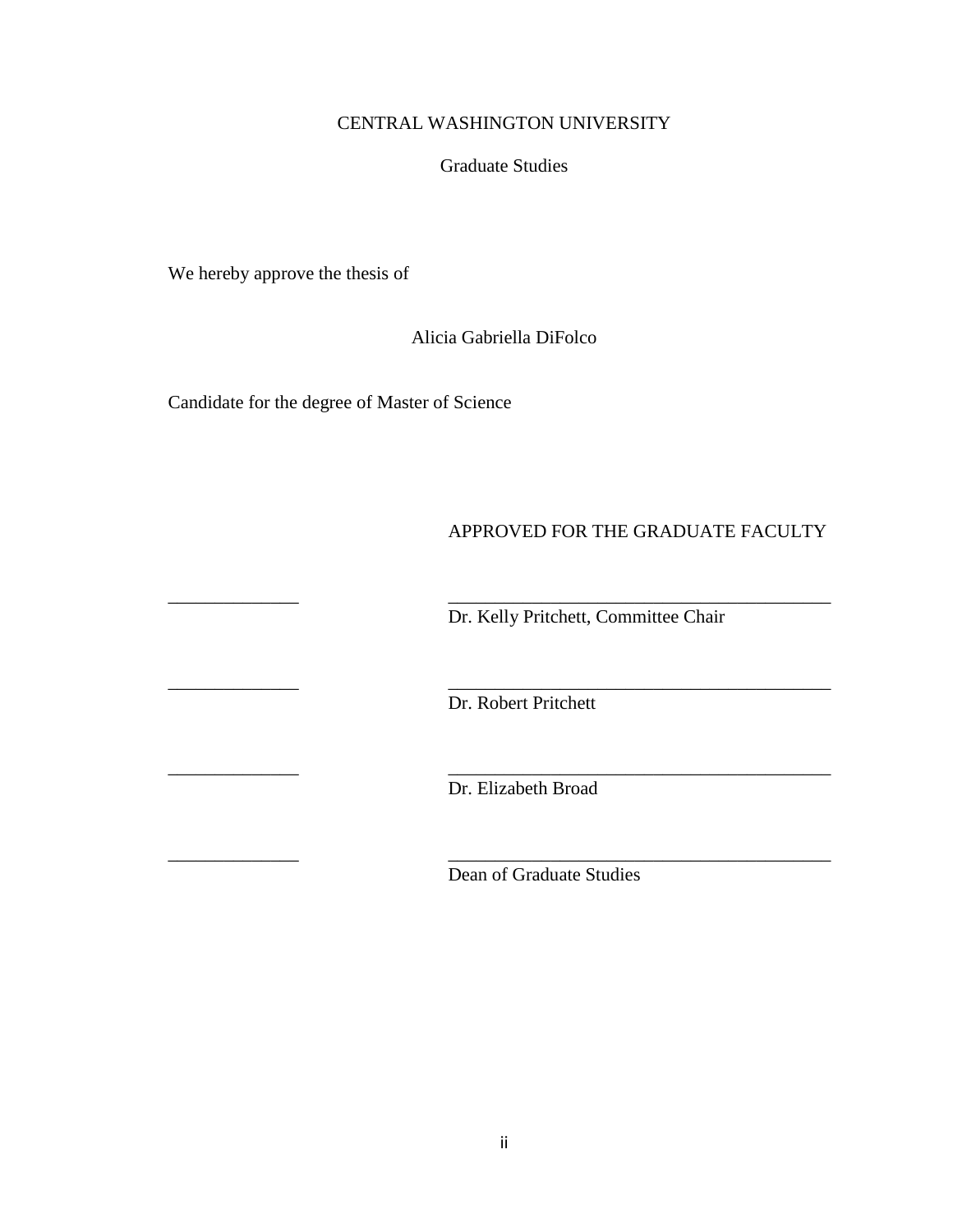CENTRAL WASHINGTON UNIVERSITY

Graduate Studies

We hereby approve the thesis of

Alicia Gabriella DiFolco

Candidate for the degree of Master of Science

APPROVED FOR THE GRADUATE FACULTY

______________ ________________________________________
Dr. Kelly Pritchett, Committee Chair

______________ ________________________________________
Dr. Robert Pritchett

______________ ________________________________________
Dr. Elizabeth Broad

______________ ________________________________________
Dean of Graduate Studies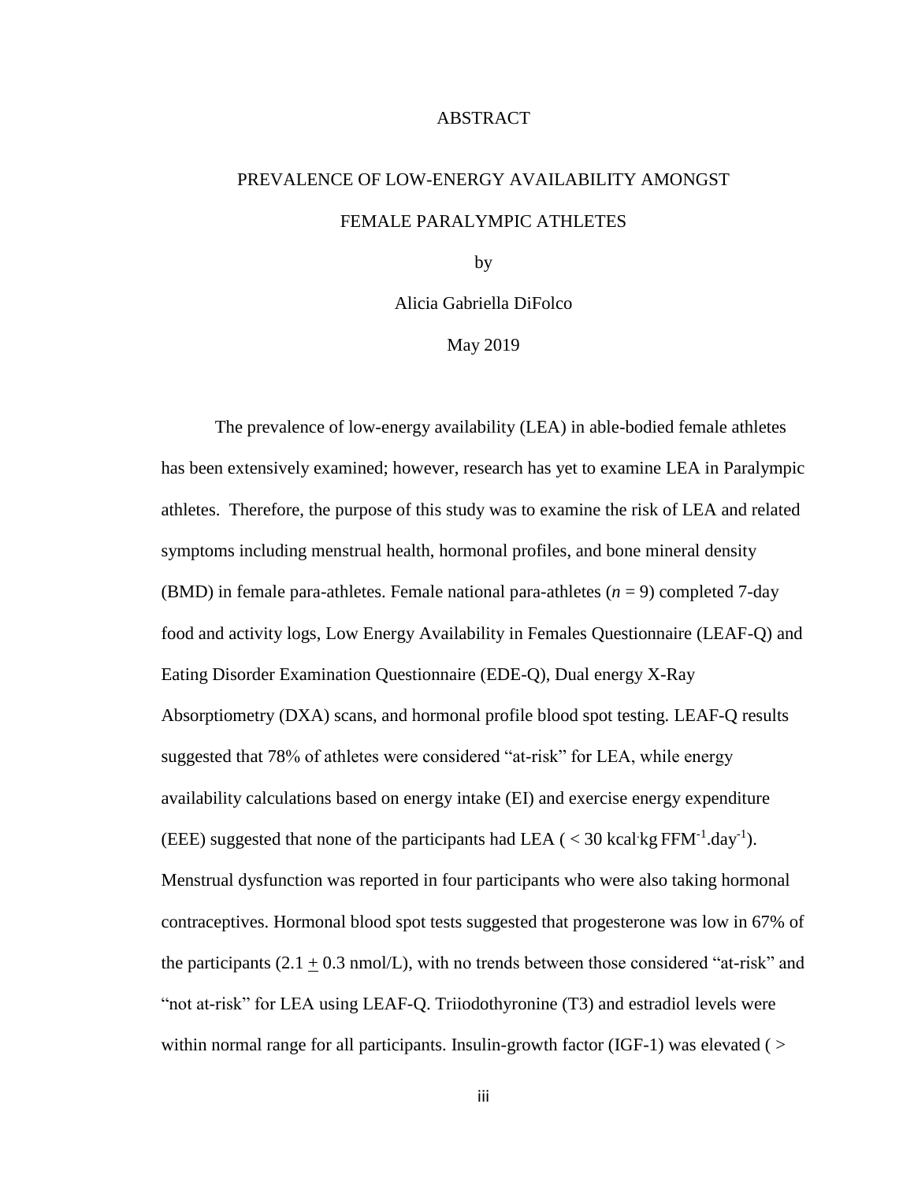# ABSTRACT

## PREVALENCE OF LOW-ENERGY AVAILABILITY AMONGST FEMALE PARALYMPIC ATHLETES

by

Alicia Gabriella DiFolco

May 2019

The prevalence of low-energy availability (LEA) in able-bodied female athletes has been extensively examined; however, research has yet to examine LEA in Paralympic athletes. Therefore, the purpose of this study was to examine the risk of LEA and related symptoms including menstrual health, hormonal profiles, and bone mineral density (BMD) in female para-athletes. Female national para-athletes ($n$ = 9) completed 7-day food and activity logs, Low Energy Availability in Females Questionnaire (LEAF-Q) and Eating Disorder Examination Questionnaire (EDE-Q), Dual energy X-Ray Absorptiometry (DXA) scans, and hormonal profile blood spot testing. LEAF-Q results suggested that 78% of athletes were considered "at-risk" for LEA, while energy availability calculations based on energy intake (EI) and exercise energy expenditure (EEE) suggested that none of the participants had LEA ( $< 30$ kcal·kg $FFM^{-1}.day^{-1}$). Menstrual dysfunction was reported in four participants who were also taking hormonal contraceptives. Hormonal blood spot tests suggested that progesterone was low in 67% of the participants ($2.1 \pm 0.3$ nmol/L), with no trends between those considered "at-risk" and "not at-risk" for LEA using LEAF-Q. Triiodothyronine (T3) and estradiol levels were within normal range for all participants. Insulin-growth factor (IGF-1) was elevated ( >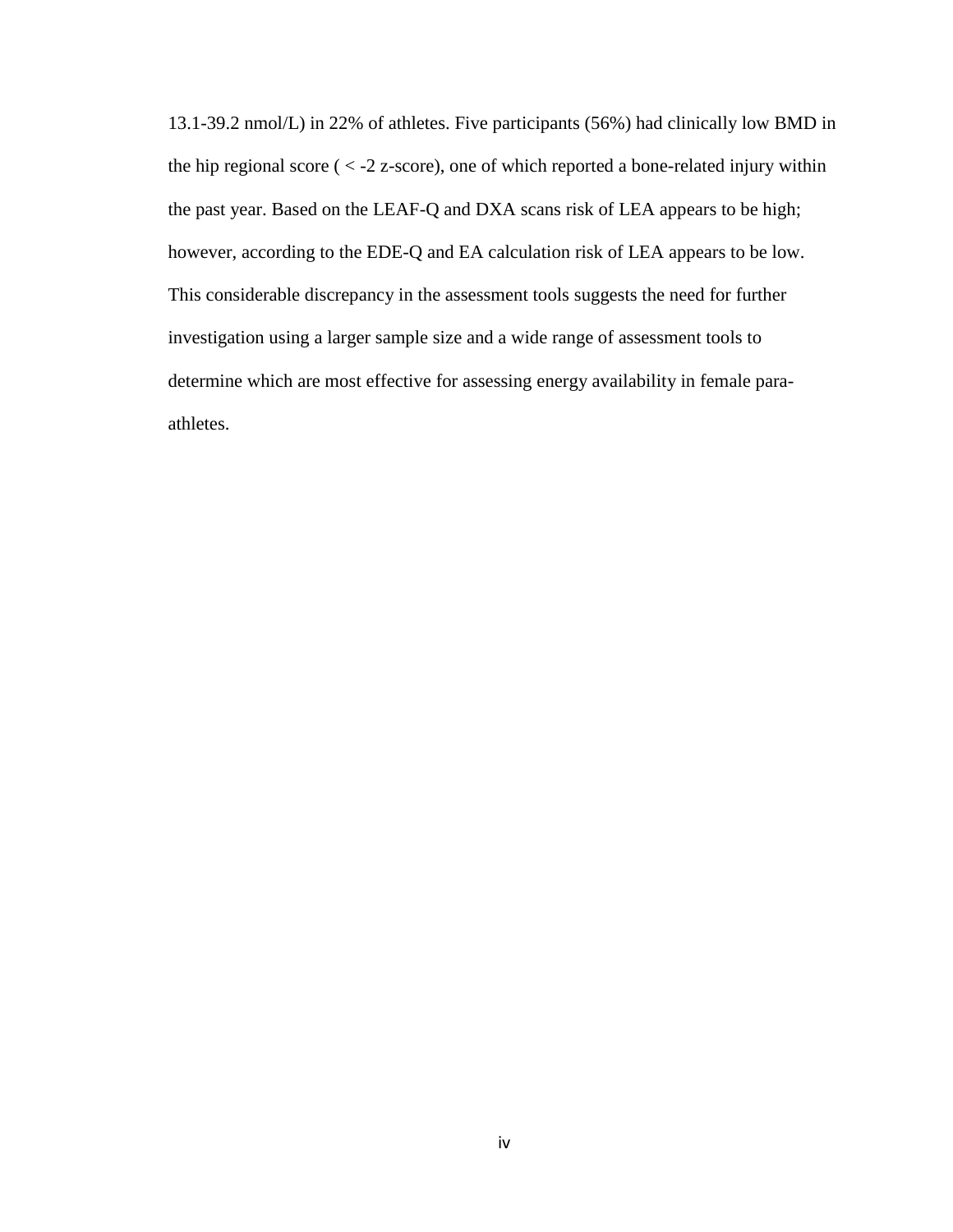13.1-39.2 nmol/L) in 22% of athletes. Five participants (56%) had clinically low BMD in the hip regional score ( < -2 z-score), one of which reported a bone-related injury within the past year. Based on the LEAF-Q and DXA scans risk of LEA appears to be high; however, according to the EDE-Q and EA calculation risk of LEA appears to be low. This considerable discrepancy in the assessment tools suggests the need for further investigation using a larger sample size and a wide range of assessment tools to determine which are most effective for assessing energy availability in female para-athletes.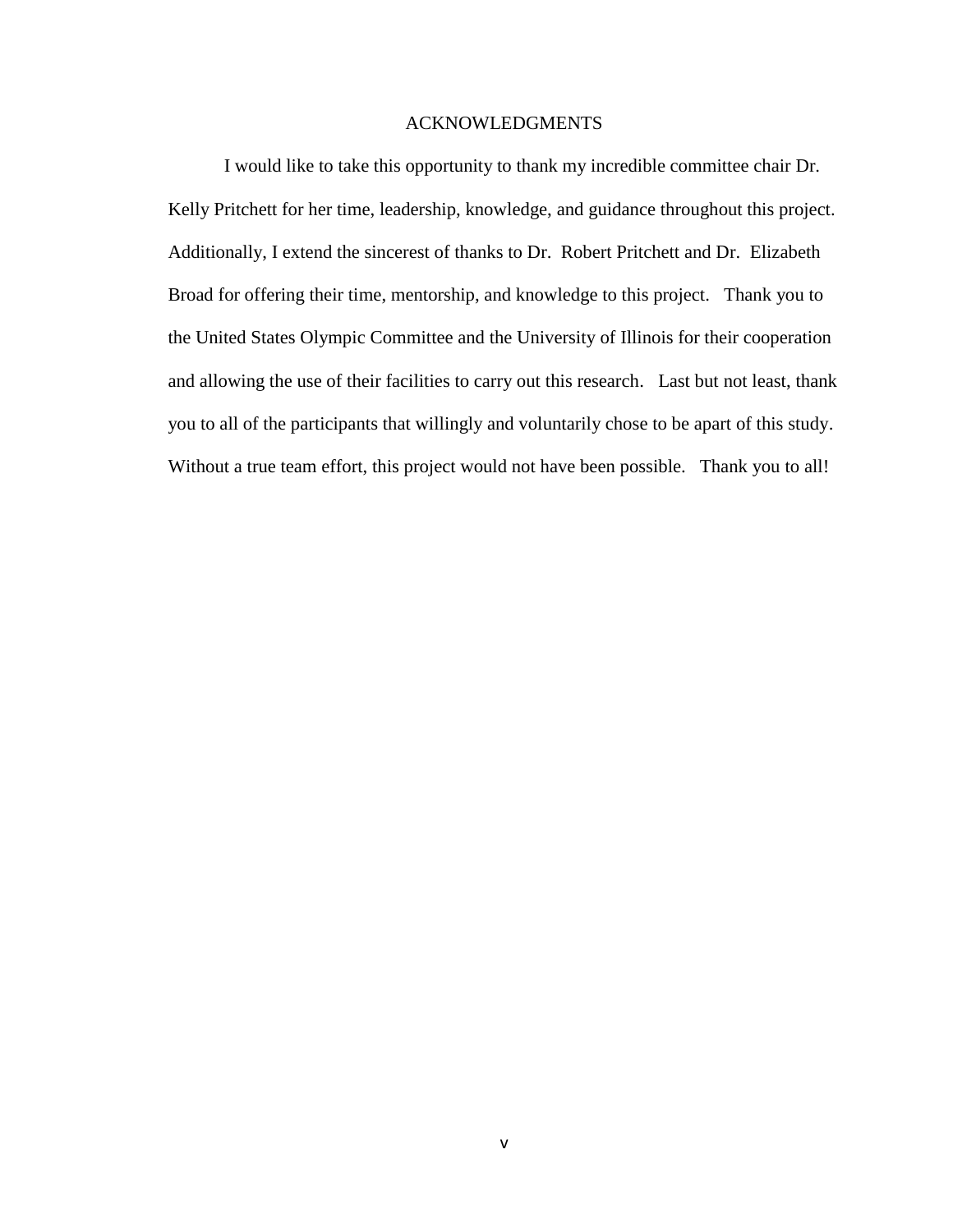# ACKNOWLEDGMENTS

I would like to take this opportunity to thank my incredible committee chair Dr. Kelly Pritchett for her time, leadership, knowledge, and guidance throughout this project. Additionally, I extend the sincerest of thanks to Dr. Robert Pritchett and Dr. Elizabeth Broad for offering their time, mentorship, and knowledge to this project. Thank you to the United States Olympic Committee and the University of Illinois for their cooperation and allowing the use of their facilities to carry out this research. Last but not least, thank you to all of the participants that willingly and voluntarily chose to be apart of this study. Without a true team effort, this project would not have been possible. Thank you to all!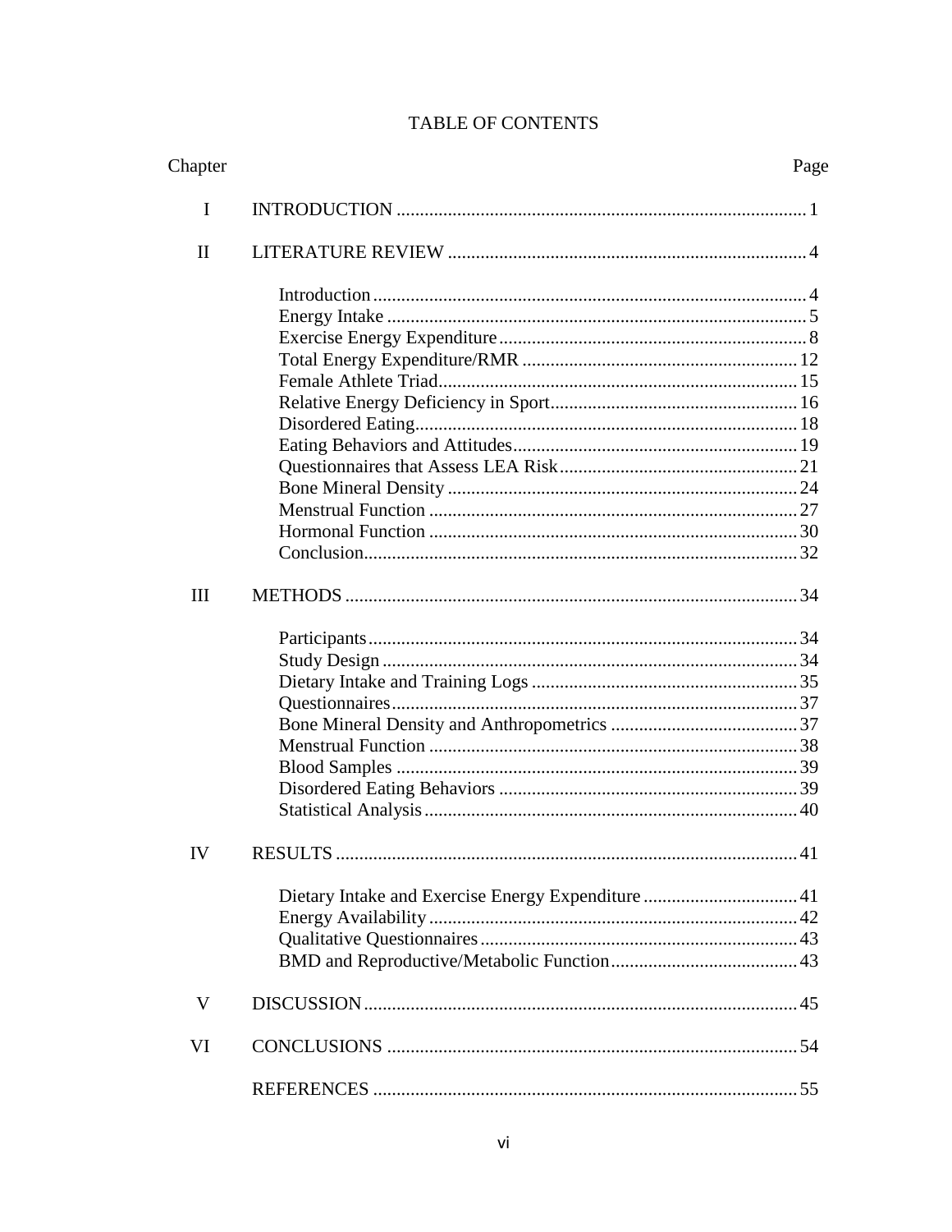# TABLE OF CONTENTS

| Chapter | | Page |
|---|---|---|
| I | INTRODUCTION | 1 |
| II | LITERATURE REVIEW | 4 |
| | Introduction | 4 |
| | Energy Intake | 5 |
| | Exercise Energy Expenditure | 8 |
| | Total Energy Expenditure/RMR | 12 |
| | Female Athlete Triad | 15 |
| | Relative Energy Deficiency in Sport | 16 |
| | Disordered Eating | 18 |
| | Eating Behaviors and Attitudes | 19 |
| | Questionnaires that Assess LEA Risk | 21 |
| | Bone Mineral Density | 24 |
| | Menstrual Function | 27 |
| | Hormonal Function | 30 |
| | Conclusion | 32 |
| III | METHODS | 34 |
| | Participants | 34 |
| | Study Design | 34 |
| | Dietary Intake and Training Logs | 35 |
| | Questionnaires | 37 |
| | Bone Mineral Density and Anthropometrics | 37 |
| | Menstrual Function | 38 |
| | Blood Samples | 39 |
| | Disordered Eating Behaviors | 39 |
| | Statistical Analysis | 40 |
| IV | RESULTS | 41 |
| | Dietary Intake and Exercise Energy Expenditure | 41 |
| | Energy Availability | 42 |
| | Qualitative Questionnaires | 43 |
| | BMD and Reproductive/Metabolic Function | 43 |
| V | DISCUSSION | 45 |
| VI | CONCLUSIONS | 54 |
| | REFERENCES | 55 |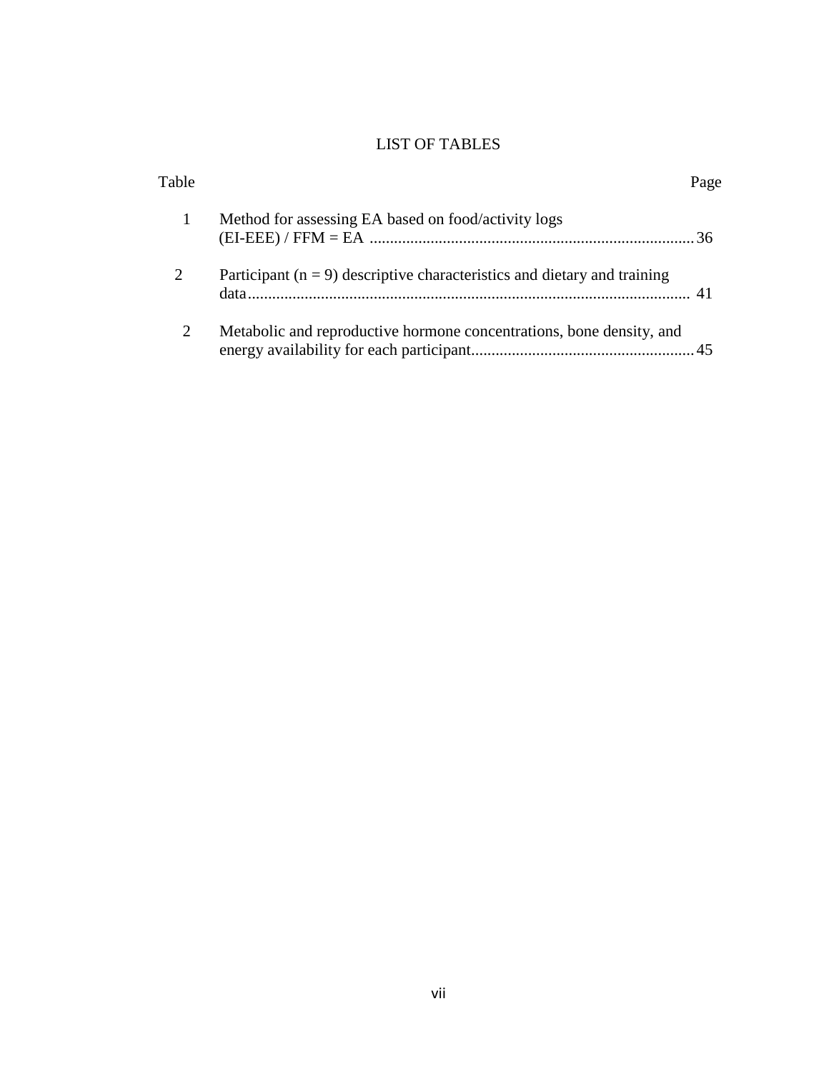# LIST OF TABLES

| Table | | Page |
|---|---|---|
| 1 | Method for assessing EA based on food/activity logs (EI-EEE) / FFM = EA | 36 |
| 2 | Participant (n = 9) descriptive characteristics and dietary and training data | 41 |
| 2 | Metabolic and reproductive hormone concentrations, bone density, and energy availability for each participant | 45 |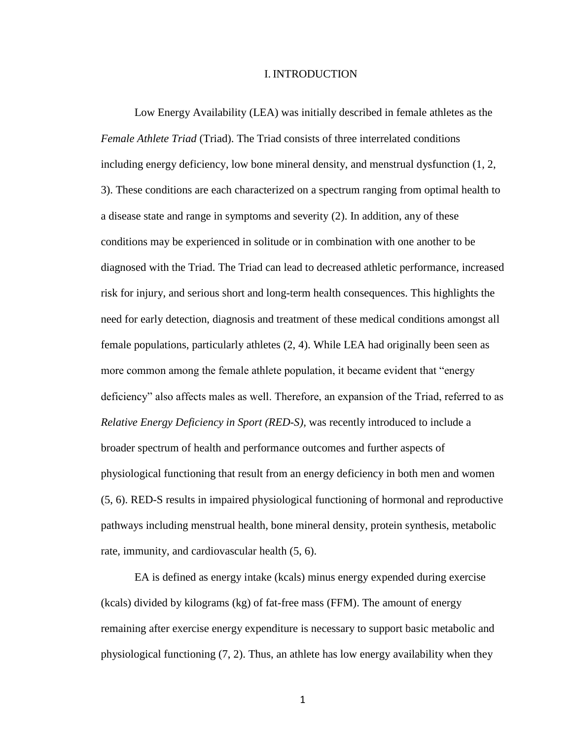# I. INTRODUCTION

Low Energy Availability (LEA) was initially described in female athletes as the *Female Athlete Triad* (Triad). The Triad consists of three interrelated conditions including energy deficiency, low bone mineral density, and menstrual dysfunction (1, 2, 3). These conditions are each characterized on a spectrum ranging from optimal health to a disease state and range in symptoms and severity (2). In addition, any of these conditions may be experienced in solitude or in combination with one another to be diagnosed with the Triad. The Triad can lead to decreased athletic performance, increased risk for injury, and serious short and long-term health consequences. This highlights the need for early detection, diagnosis and treatment of these medical conditions amongst all female populations, particularly athletes (2, 4). While LEA had originally been seen as more common among the female athlete population, it became evident that "energy deficiency" also affects males as well. Therefore, an expansion of the Triad, referred to as *Relative Energy Deficiency in Sport (RED-S)*, was recently introduced to include a broader spectrum of health and performance outcomes and further aspects of physiological functioning that result from an energy deficiency in both men and women (5, 6). RED-S results in impaired physiological functioning of hormonal and reproductive pathways including menstrual health, bone mineral density, protein synthesis, metabolic rate, immunity, and cardiovascular health (5, 6).

EA is defined as energy intake (kcals) minus energy expended during exercise (kcals) divided by kilograms (kg) of fat-free mass (FFM). The amount of energy remaining after exercise energy expenditure is necessary to support basic metabolic and physiological functioning (7, 2). Thus, an athlete has low energy availability when they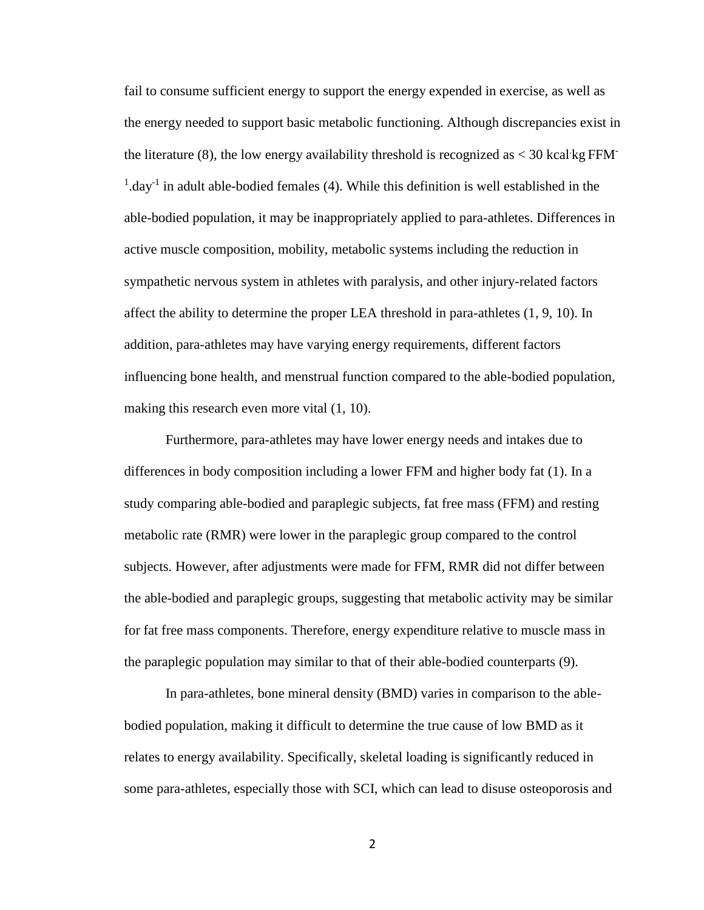fail to consume sufficient energy to support the energy expended in exercise, as well as the energy needed to support basic metabolic functioning. Although discrepancies exist in the literature (8), the low energy availability threshold is recognized as $< 30$ kcal$\cdot$kg FFM$^{-1}$.day$^{-1}$ in adult able-bodied females (4). While this definition is well established in the able-bodied population, it may be inappropriately applied to para-athletes. Differences in active muscle composition, mobility, metabolic systems including the reduction in sympathetic nervous system in athletes with paralysis, and other injury-related factors affect the ability to determine the proper LEA threshold in para-athletes (1, 9, 10). In addition, para-athletes may have varying energy requirements, different factors influencing bone health, and menstrual function compared to the able-bodied population, making this research even more vital (1, 10).

Furthermore, para-athletes may have lower energy needs and intakes due to differences in body composition including a lower FFM and higher body fat (1). In a study comparing able-bodied and paraplegic subjects, fat free mass (FFM) and resting metabolic rate (RMR) were lower in the paraplegic group compared to the control subjects. However, after adjustments were made for FFM, RMR did not differ between the able-bodied and paraplegic groups, suggesting that metabolic activity may be similar for fat free mass components. Therefore, energy expenditure relative to muscle mass in the paraplegic population may similar to that of their able-bodied counterparts (9).

In para-athletes, bone mineral density (BMD) varies in comparison to the able-bodied population, making it difficult to determine the true cause of low BMD as it relates to energy availability. Specifically, skeletal loading is significantly reduced in some para-athletes, especially those with SCI, which can lead to disuse osteoporosis and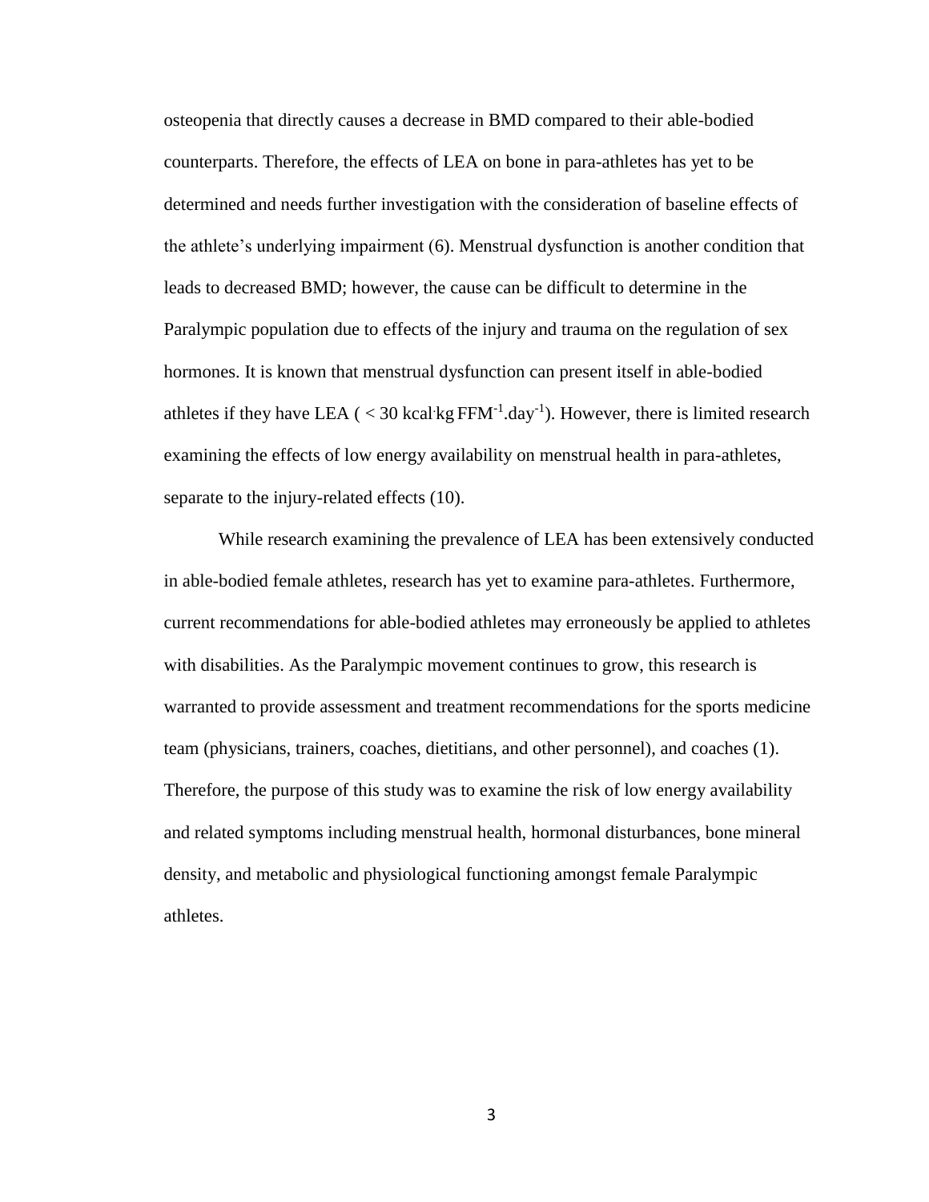osteopenia that directly causes a decrease in BMD compared to their able-bodied counterparts. Therefore, the effects of LEA on bone in para-athletes has yet to be determined and needs further investigation with the consideration of baseline effects of the athlete's underlying impairment (6). Menstrual dysfunction is another condition that leads to decreased BMD; however, the cause can be difficult to determine in the Paralympic population due to effects of the injury and trauma on the regulation of sex hormones. It is known that menstrual dysfunction can present itself in able-bodied athletes if they have LEA ( $< 30$ $kcal \cdot kg\ FFM^{-1}.day^{-1}$). However, there is limited research examining the effects of low energy availability on menstrual health in para-athletes, separate to the injury-related effects (10).

While research examining the prevalence of LEA has been extensively conducted in able-bodied female athletes, research has yet to examine para-athletes. Furthermore, current recommendations for able-bodied athletes may erroneously be applied to athletes with disabilities. As the Paralympic movement continues to grow, this research is warranted to provide assessment and treatment recommendations for the sports medicine team (physicians, trainers, coaches, dietitians, and other personnel), and coaches (1). Therefore, the purpose of this study was to examine the risk of low energy availability and related symptoms including menstrual health, hormonal disturbances, bone mineral density, and metabolic and physiological functioning amongst female Paralympic athletes.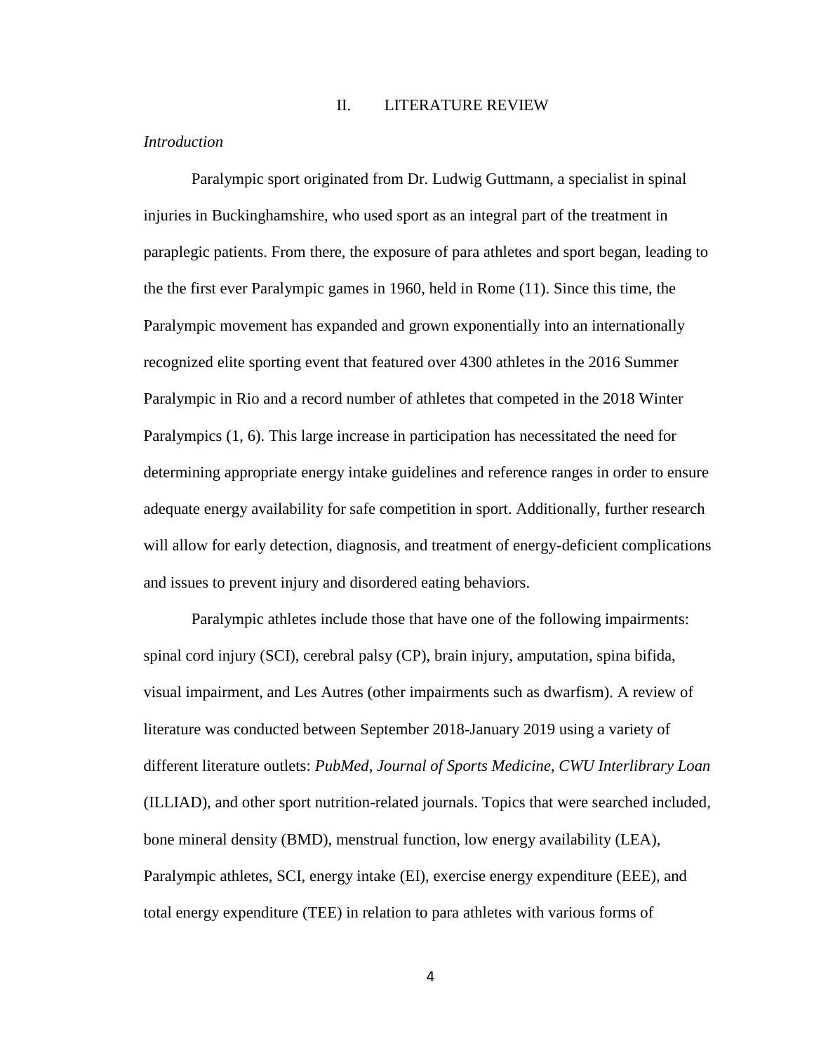## II. LITERATURE REVIEW

*Introduction*

Paralympic sport originated from Dr. Ludwig Guttmann, a specialist in spinal injuries in Buckinghamshire, who used sport as an integral part of the treatment in paraplegic patients. From there, the exposure of para athletes and sport began, leading to the the first ever Paralympic games in 1960, held in Rome (11). Since this time, the Paralympic movement has expanded and grown exponentially into an internationally recognized elite sporting event that featured over 4300 athletes in the 2016 Summer Paralympic in Rio and a record number of athletes that competed in the 2018 Winter Paralympics (1, 6). This large increase in participation has necessitated the need for determining appropriate energy intake guidelines and reference ranges in order to ensure adequate energy availability for safe competition in sport. Additionally, further research will allow for early detection, diagnosis, and treatment of energy-deficient complications and issues to prevent injury and disordered eating behaviors.

Paralympic athletes include those that have one of the following impairments: spinal cord injury (SCI), cerebral palsy (CP), brain injury, amputation, spina bifida, visual impairment, and Les Autres (other impairments such as dwarfism). A review of literature was conducted between September 2018-January 2019 using a variety of different literature outlets: *PubMed*, *Journal of Sports Medicine*, *CWU Interlibrary Loan* (ILLIAD), and other sport nutrition-related journals. Topics that were searched included, bone mineral density (BMD), menstrual function, low energy availability (LEA), Paralympic athletes, SCI, energy intake (EI), exercise energy expenditure (EEE), and total energy expenditure (TEE) in relation to para athletes with various forms of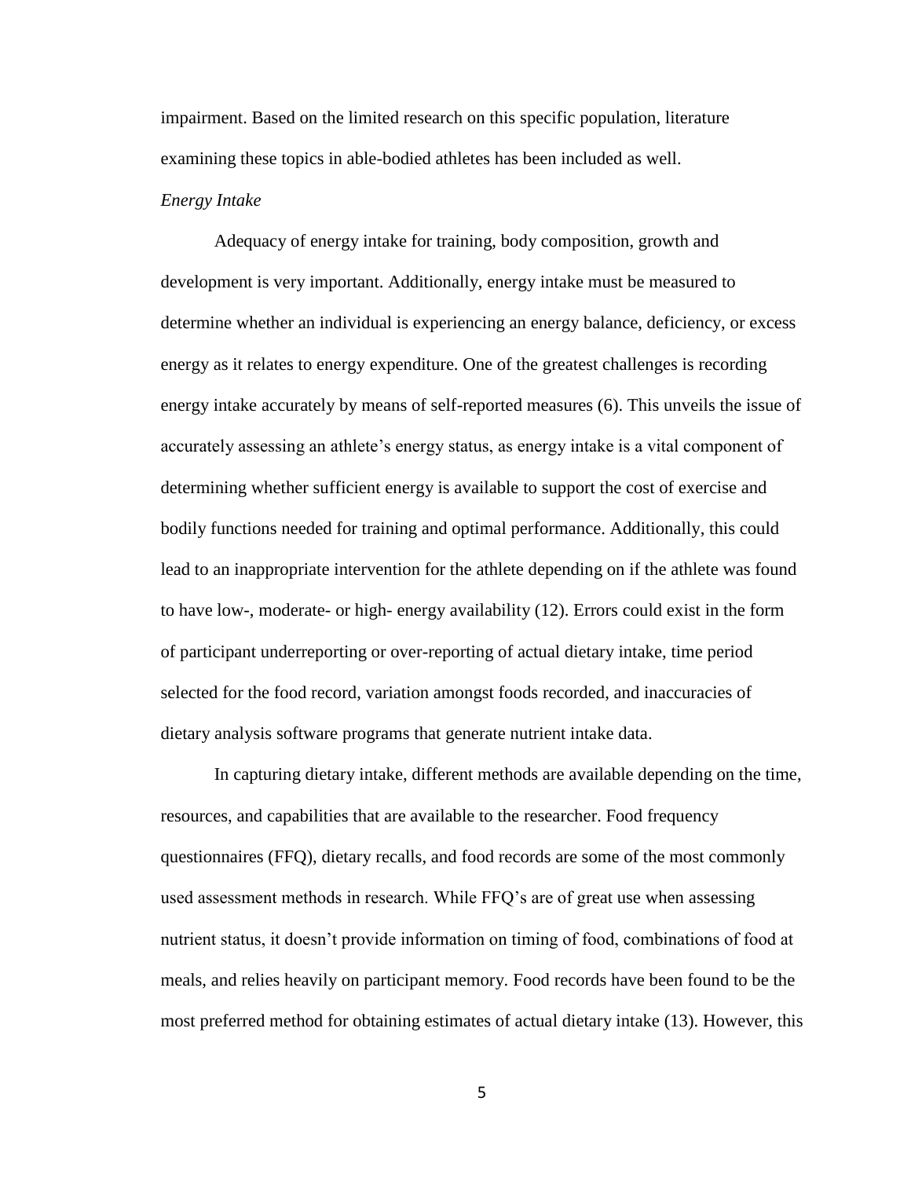impairment. Based on the limited research on this specific population, literature examining these topics in able-bodied athletes has been included as well.

### *Energy Intake*

Adequacy of energy intake for training, body composition, growth and development is very important. Additionally, energy intake must be measured to determine whether an individual is experiencing an energy balance, deficiency, or excess energy as it relates to energy expenditure. One of the greatest challenges is recording energy intake accurately by means of self-reported measures (6). This unveils the issue of accurately assessing an athlete's energy status, as energy intake is a vital component of determining whether sufficient energy is available to support the cost of exercise and bodily functions needed for training and optimal performance. Additionally, this could lead to an inappropriate intervention for the athlete depending on if the athlete was found to have low-, moderate- or high- energy availability (12). Errors could exist in the form of participant underreporting or over-reporting of actual dietary intake, time period selected for the food record, variation amongst foods recorded, and inaccuracies of dietary analysis software programs that generate nutrient intake data.

In capturing dietary intake, different methods are available depending on the time, resources, and capabilities that are available to the researcher. Food frequency questionnaires (FFQ), dietary recalls, and food records are some of the most commonly used assessment methods in research. While FFQ's are of great use when assessing nutrient status, it doesn't provide information on timing of food, combinations of food at meals, and relies heavily on participant memory. Food records have been found to be the most preferred method for obtaining estimates of actual dietary intake (13). However, this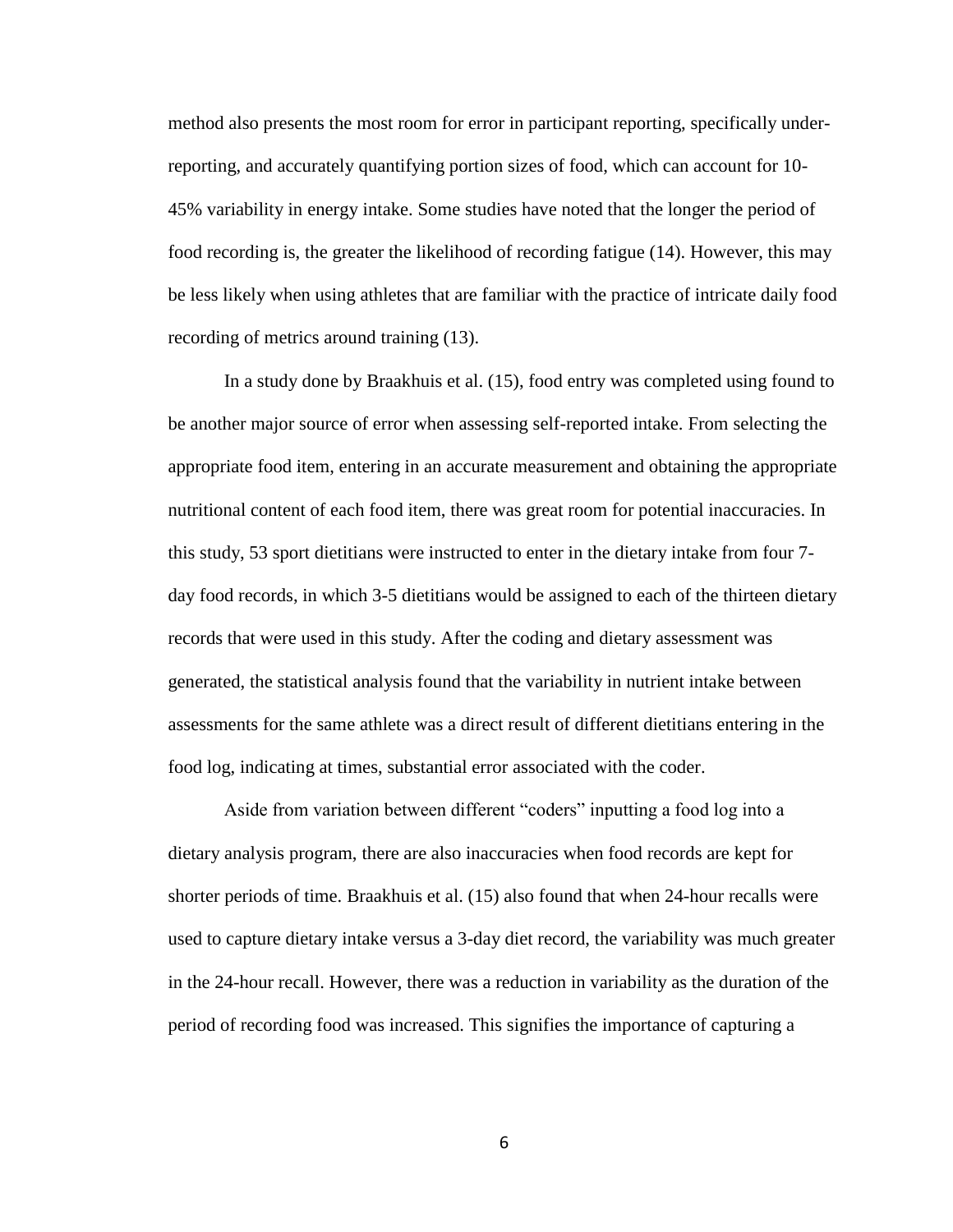method also presents the most room for error in participant reporting, specifically under-reporting, and accurately quantifying portion sizes of food, which can account for 10-45% variability in energy intake. Some studies have noted that the longer the period of food recording is, the greater the likelihood of recording fatigue (14). However, this may be less likely when using athletes that are familiar with the practice of intricate daily food recording of metrics around training (13).

In a study done by Braakhuis et al. (15), food entry was completed using found to be another major source of error when assessing self-reported intake. From selecting the appropriate food item, entering in an accurate measurement and obtaining the appropriate nutritional content of each food item, there was great room for potential inaccuracies. In this study, 53 sport dietitians were instructed to enter in the dietary intake from four 7-day food records, in which 3-5 dietitians would be assigned to each of the thirteen dietary records that were used in this study. After the coding and dietary assessment was generated, the statistical analysis found that the variability in nutrient intake between assessments for the same athlete was a direct result of different dietitians entering in the food log, indicating at times, substantial error associated with the coder.

Aside from variation between different "coders" inputting a food log into a dietary analysis program, there are also inaccuracies when food records are kept for shorter periods of time. Braakhuis et al. (15) also found that when 24-hour recalls were used to capture dietary intake versus a 3-day diet record, the variability was much greater in the 24-hour recall. However, there was a reduction in variability as the duration of the period of recording food was increased. This signifies the importance of capturing a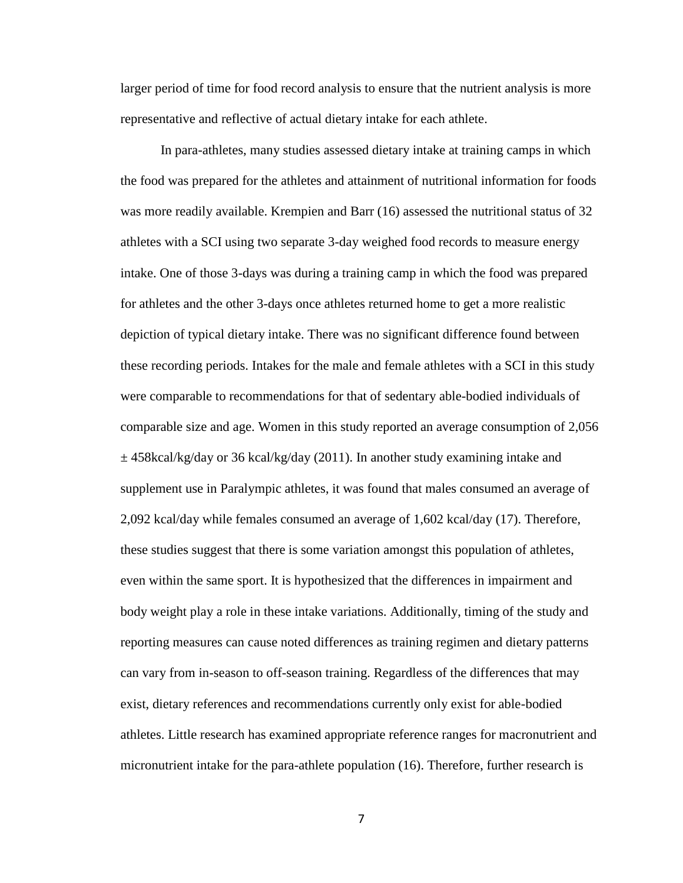larger period of time for food record analysis to ensure that the nutrient analysis is more representative and reflective of actual dietary intake for each athlete.

In para-athletes, many studies assessed dietary intake at training camps in which the food was prepared for the athletes and attainment of nutritional information for foods was more readily available. Krempien and Barr (16) assessed the nutritional status of 32 athletes with a SCI using two separate 3-day weighed food records to measure energy intake. One of those 3-days was during a training camp in which the food was prepared for athletes and the other 3-days once athletes returned home to get a more realistic depiction of typical dietary intake. There was no significant difference found between these recording periods. Intakes for the male and female athletes with a SCI in this study were comparable to recommendations for that of sedentary able-bodied individuals of comparable size and age. Women in this study reported an average consumption of 2,056 ± 458kcal/kg/day or 36 kcal/kg/day (2011). In another study examining intake and supplement use in Paralympic athletes, it was found that males consumed an average of 2,092 kcal/day while females consumed an average of 1,602 kcal/day (17). Therefore, these studies suggest that there is some variation amongst this population of athletes, even within the same sport. It is hypothesized that the differences in impairment and body weight play a role in these intake variations. Additionally, timing of the study and reporting measures can cause noted differences as training regimen and dietary patterns can vary from in-season to off-season training. Regardless of the differences that may exist, dietary references and recommendations currently only exist for able-bodied athletes. Little research has examined appropriate reference ranges for macronutrient and micronutrient intake for the para-athlete population (16). Therefore, further research is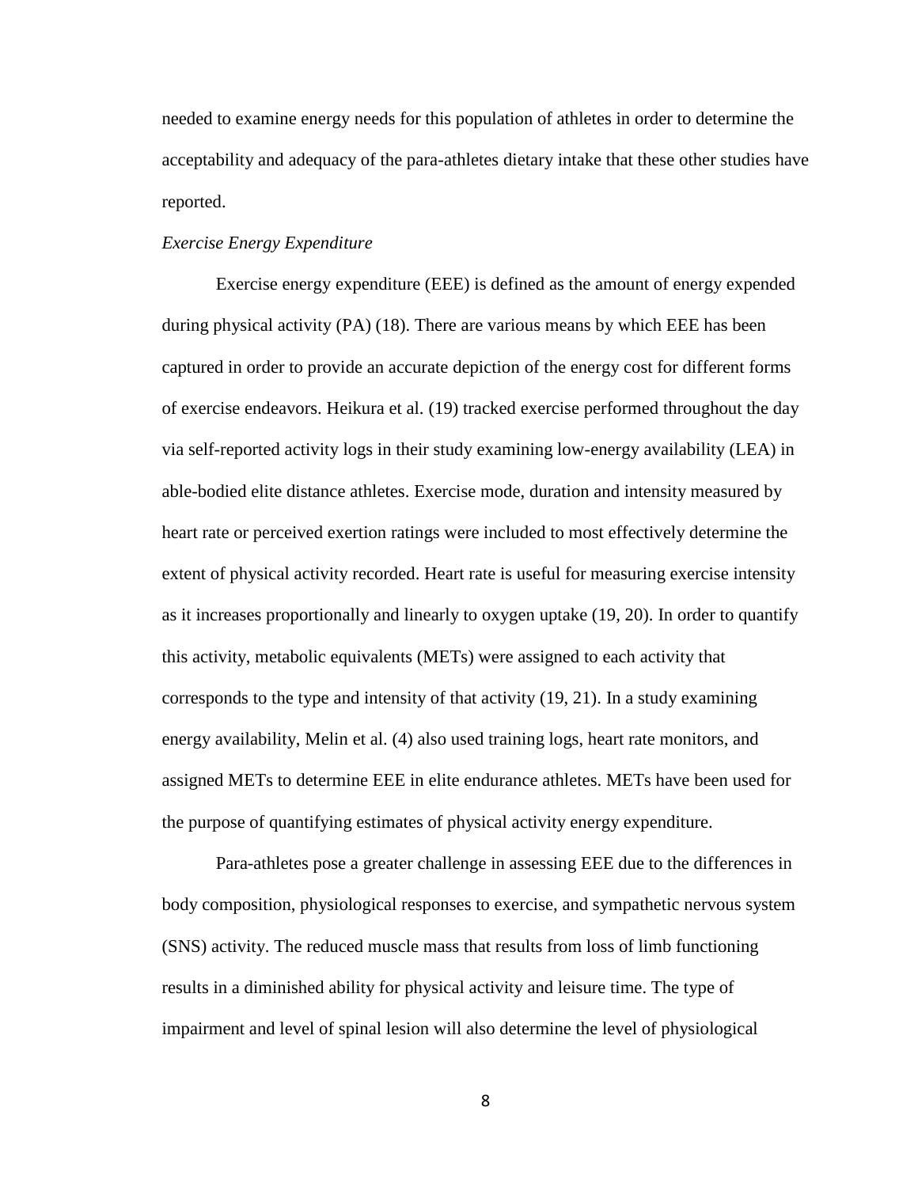needed to examine energy needs for this population of athletes in order to determine the acceptability and adequacy of the para-athletes dietary intake that these other studies have reported.

*Exercise Energy Expenditure*

Exercise energy expenditure (EEE) is defined as the amount of energy expended during physical activity (PA) (18). There are various means by which EEE has been captured in order to provide an accurate depiction of the energy cost for different forms of exercise endeavors. Heikura et al. (19) tracked exercise performed throughout the day via self-reported activity logs in their study examining low-energy availability (LEA) in able-bodied elite distance athletes. Exercise mode, duration and intensity measured by heart rate or perceived exertion ratings were included to most effectively determine the extent of physical activity recorded. Heart rate is useful for measuring exercise intensity as it increases proportionally and linearly to oxygen uptake (19, 20). In order to quantify this activity, metabolic equivalents (METs) were assigned to each activity that corresponds to the type and intensity of that activity (19, 21). In a study examining energy availability, Melin et al. (4) also used training logs, heart rate monitors, and assigned METs to determine EEE in elite endurance athletes. METs have been used for the purpose of quantifying estimates of physical activity energy expenditure.

Para-athletes pose a greater challenge in assessing EEE due to the differences in body composition, physiological responses to exercise, and sympathetic nervous system (SNS) activity. The reduced muscle mass that results from loss of limb functioning results in a diminished ability for physical activity and leisure time. The type of impairment and level of spinal lesion will also determine the level of physiological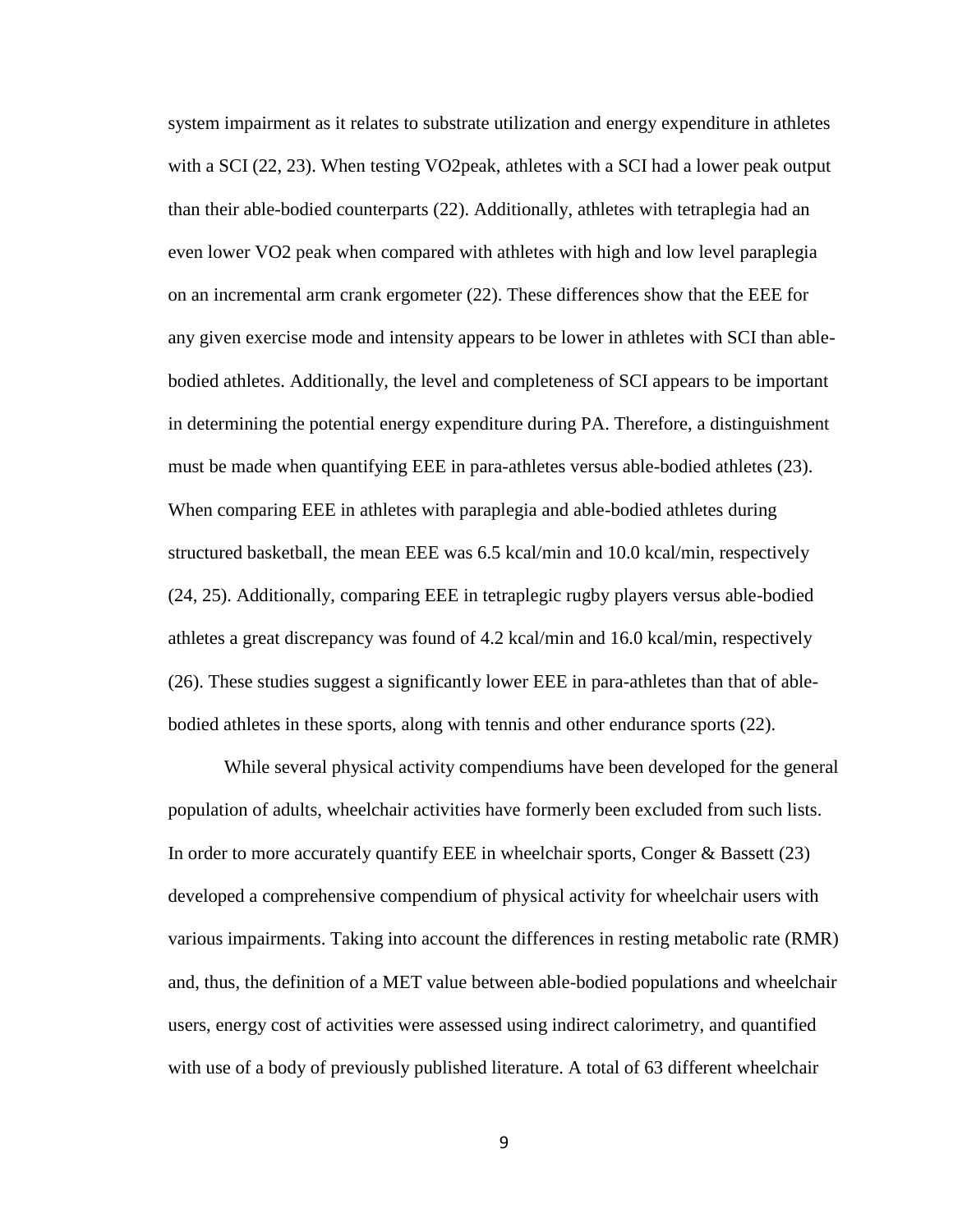system impairment as it relates to substrate utilization and energy expenditure in athletes with a SCI (22, 23). When testing VO2peak, athletes with a SCI had a lower peak output than their able-bodied counterparts (22). Additionally, athletes with tetraplegia had an even lower VO2 peak when compared with athletes with high and low level paraplegia on an incremental arm crank ergometer (22). These differences show that the EEE for any given exercise mode and intensity appears to be lower in athletes with SCI than able-bodied athletes. Additionally, the level and completeness of SCI appears to be important in determining the potential energy expenditure during PA. Therefore, a distinguishment must be made when quantifying EEE in para-athletes versus able-bodied athletes (23). When comparing EEE in athletes with paraplegia and able-bodied athletes during structured basketball, the mean EEE was 6.5 kcal/min and 10.0 kcal/min, respectively (24, 25). Additionally, comparing EEE in tetraplegic rugby players versus able-bodied athletes a great discrepancy was found of 4.2 kcal/min and 16.0 kcal/min, respectively (26). These studies suggest a significantly lower EEE in para-athletes than that of able-bodied athletes in these sports, along with tennis and other endurance sports (22).

While several physical activity compendiums have been developed for the general population of adults, wheelchair activities have formerly been excluded from such lists. In order to more accurately quantify EEE in wheelchair sports, Conger & Bassett (23) developed a comprehensive compendium of physical activity for wheelchair users with various impairments. Taking into account the differences in resting metabolic rate (RMR) and, thus, the definition of a MET value between able-bodied populations and wheelchair users, energy cost of activities were assessed using indirect calorimetry, and quantified with use of a body of previously published literature. A total of 63 different wheelchair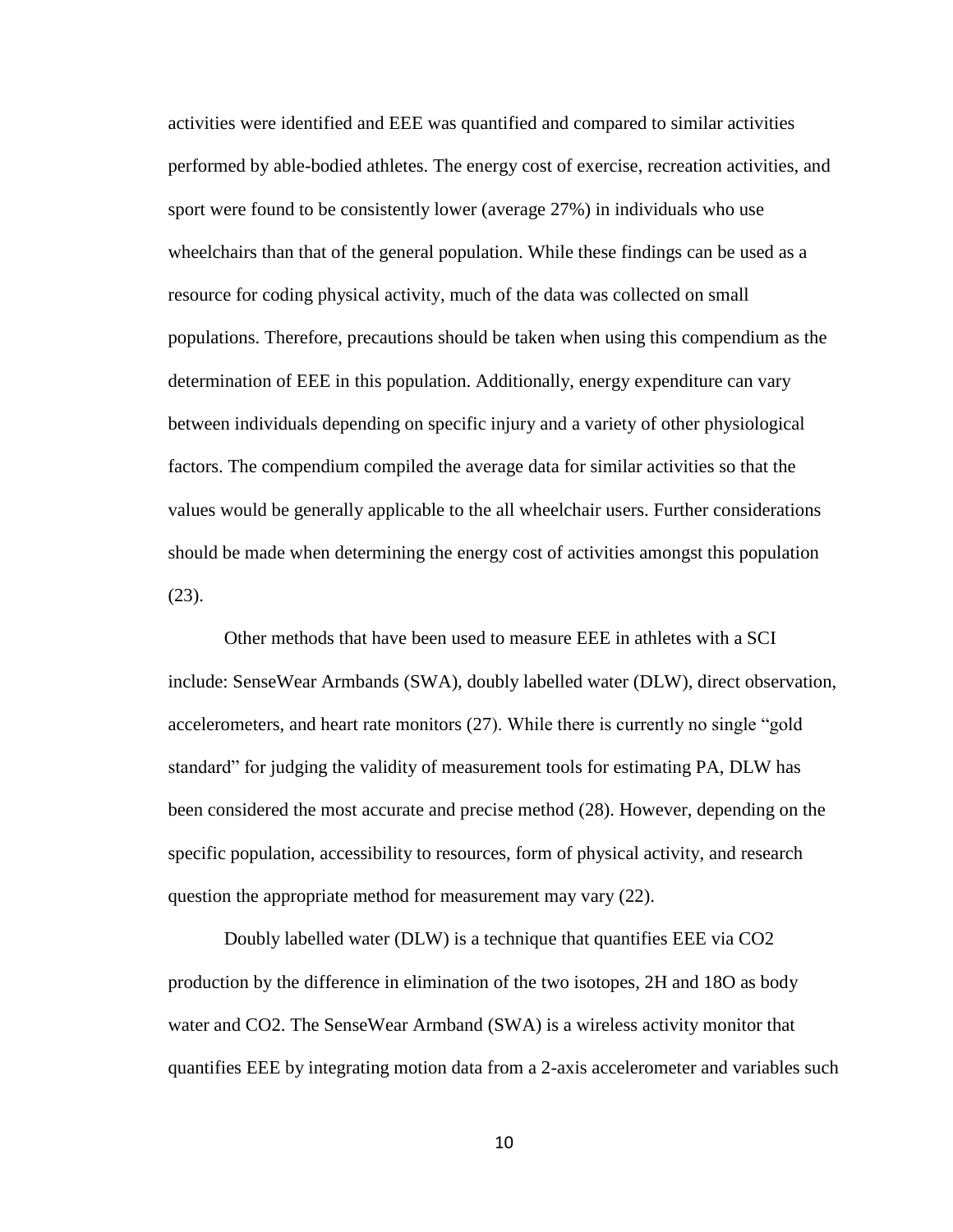activities were identified and EEE was quantified and compared to similar activities performed by able-bodied athletes. The energy cost of exercise, recreation activities, and sport were found to be consistently lower (average 27%) in individuals who use wheelchairs than that of the general population. While these findings can be used as a resource for coding physical activity, much of the data was collected on small populations. Therefore, precautions should be taken when using this compendium as the determination of EEE in this population. Additionally, energy expenditure can vary between individuals depending on specific injury and a variety of other physiological factors. The compendium compiled the average data for similar activities so that the values would be generally applicable to the all wheelchair users. Further considerations should be made when determining the energy cost of activities amongst this population (23).

Other methods that have been used to measure EEE in athletes with a SCI include: SenseWear Armbands (SWA), doubly labelled water (DLW), direct observation, accelerometers, and heart rate monitors (27). While there is currently no single "gold standard" for judging the validity of measurement tools for estimating PA, DLW has been considered the most accurate and precise method (28). However, depending on the specific population, accessibility to resources, form of physical activity, and research question the appropriate method for measurement may vary (22).

Doubly labelled water (DLW) is a technique that quantifies EEE via $CO_2$ production by the difference in elimination of the two isotopes, $^{2}H$ and $^{18}O$ as body water and $CO_2$. The SenseWear Armband (SWA) is a wireless activity monitor that quantifies EEE by integrating motion data from a 2-axis accelerometer and variables such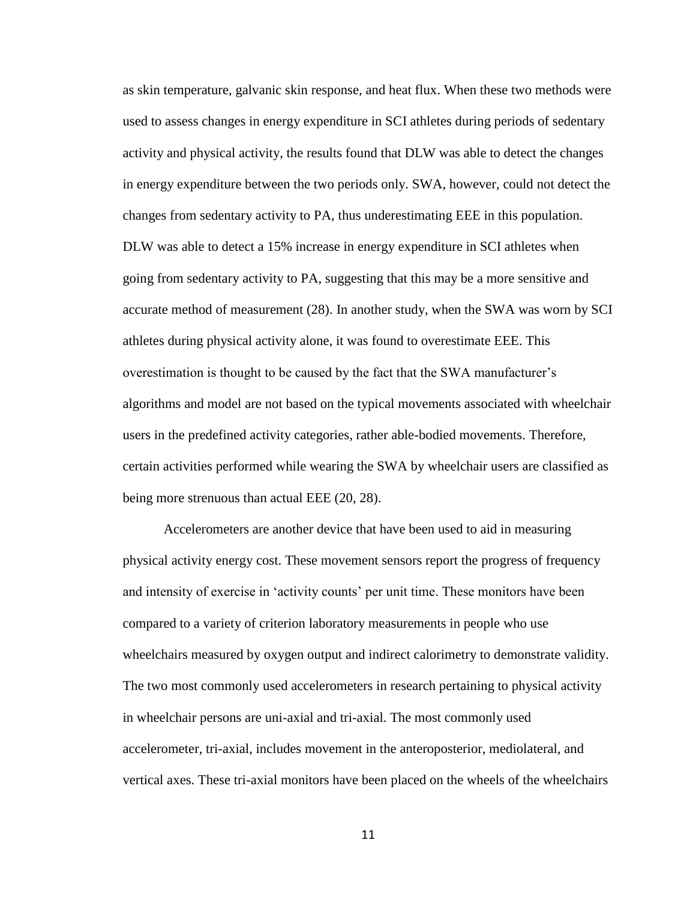as skin temperature, galvanic skin response, and heat flux. When these two methods were used to assess changes in energy expenditure in SCI athletes during periods of sedentary activity and physical activity, the results found that DLW was able to detect the changes in energy expenditure between the two periods only. SWA, however, could not detect the changes from sedentary activity to PA, thus underestimating EEE in this population. DLW was able to detect a 15% increase in energy expenditure in SCI athletes when going from sedentary activity to PA, suggesting that this may be a more sensitive and accurate method of measurement (28). In another study, when the SWA was worn by SCI athletes during physical activity alone, it was found to overestimate EEE. This overestimation is thought to be caused by the fact that the SWA manufacturer's algorithms and model are not based on the typical movements associated with wheelchair users in the predefined activity categories, rather able-bodied movements. Therefore, certain activities performed while wearing the SWA by wheelchair users are classified as being more strenuous than actual EEE (20, 28).

Accelerometers are another device that have been used to aid in measuring physical activity energy cost. These movement sensors report the progress of frequency and intensity of exercise in 'activity counts' per unit time. These monitors have been compared to a variety of criterion laboratory measurements in people who use wheelchairs measured by oxygen output and indirect calorimetry to demonstrate validity. The two most commonly used accelerometers in research pertaining to physical activity in wheelchair persons are uni-axial and tri-axial. The most commonly used accelerometer, tri-axial, includes movement in the anteroposterior, mediolateral, and vertical axes. These tri-axial monitors have been placed on the wheels of the wheelchairs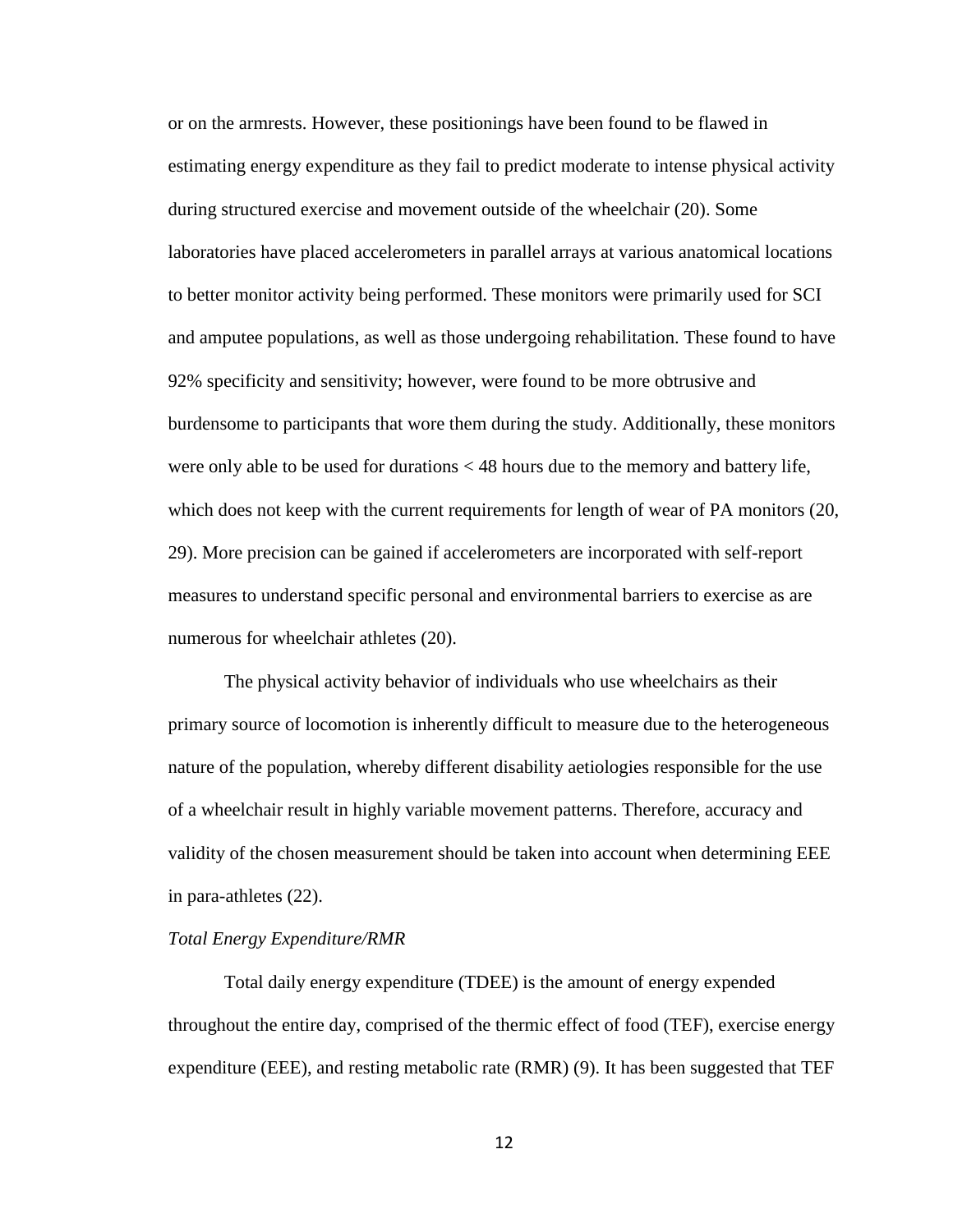or on the armrests. However, these positionings have been found to be flawed in estimating energy expenditure as they fail to predict moderate to intense physical activity during structured exercise and movement outside of the wheelchair (20). Some laboratories have placed accelerometers in parallel arrays at various anatomical locations to better monitor activity being performed. These monitors were primarily used for SCI and amputee populations, as well as those undergoing rehabilitation. These found to have 92% specificity and sensitivity; however, were found to be more obtrusive and burdensome to participants that wore them during the study. Additionally, these monitors were only able to be used for durations < 48 hours due to the memory and battery life, which does not keep with the current requirements for length of wear of PA monitors (20, 29). More precision can be gained if accelerometers are incorporated with self-report measures to understand specific personal and environmental barriers to exercise as are numerous for wheelchair athletes (20).

The physical activity behavior of individuals who use wheelchairs as their primary source of locomotion is inherently difficult to measure due to the heterogeneous nature of the population, whereby different disability aetiologies responsible for the use of a wheelchair result in highly variable movement patterns. Therefore, accuracy and validity of the chosen measurement should be taken into account when determining EEE in para-athletes (22).

*Total Energy Expenditure/RMR*

Total daily energy expenditure (TDEE) is the amount of energy expended throughout the entire day, comprised of the thermic effect of food (TEF), exercise energy expenditure (EEE), and resting metabolic rate (RMR) (9). It has been suggested that TEF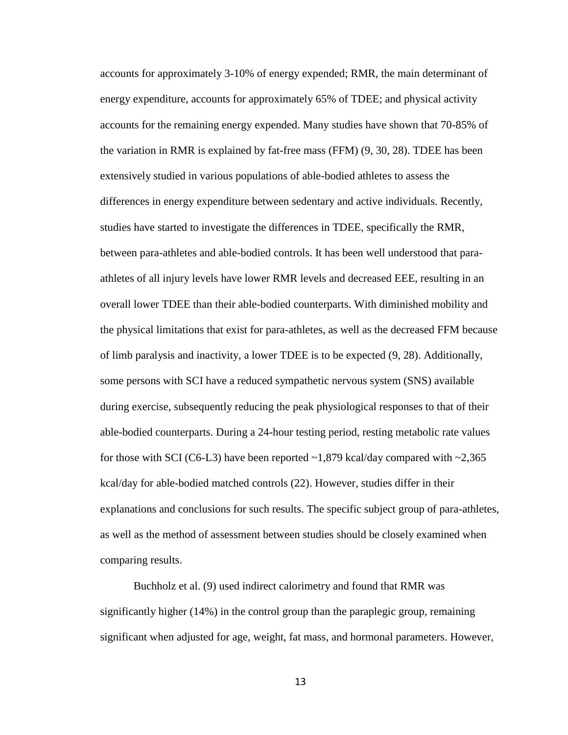accounts for approximately 3-10% of energy expended; RMR, the main determinant of energy expenditure, accounts for approximately 65% of TDEE; and physical activity accounts for the remaining energy expended. Many studies have shown that 70-85% of the variation in RMR is explained by fat-free mass (FFM) (9, 30, 28). TDEE has been extensively studied in various populations of able-bodied athletes to assess the differences in energy expenditure between sedentary and active individuals. Recently, studies have started to investigate the differences in TDEE, specifically the RMR, between para-athletes and able-bodied controls. It has been well understood that para-athletes of all injury levels have lower RMR levels and decreased EEE, resulting in an overall lower TDEE than their able-bodied counterparts. With diminished mobility and the physical limitations that exist for para-athletes, as well as the decreased FFM because of limb paralysis and inactivity, a lower TDEE is to be expected (9, 28). Additionally, some persons with SCI have a reduced sympathetic nervous system (SNS) available during exercise, subsequently reducing the peak physiological responses to that of their able-bodied counterparts. During a 24-hour testing period, resting metabolic rate values for those with SCI (C6-L3) have been reported ~1,879 kcal/day compared with ~2,365 kcal/day for able-bodied matched controls (22). However, studies differ in their explanations and conclusions for such results. The specific subject group of para-athletes, as well as the method of assessment between studies should be closely examined when comparing results.

Buchholz et al. (9) used indirect calorimetry and found that RMR was significantly higher (14%) in the control group than the paraplegic group, remaining significant when adjusted for age, weight, fat mass, and hormonal parameters. However,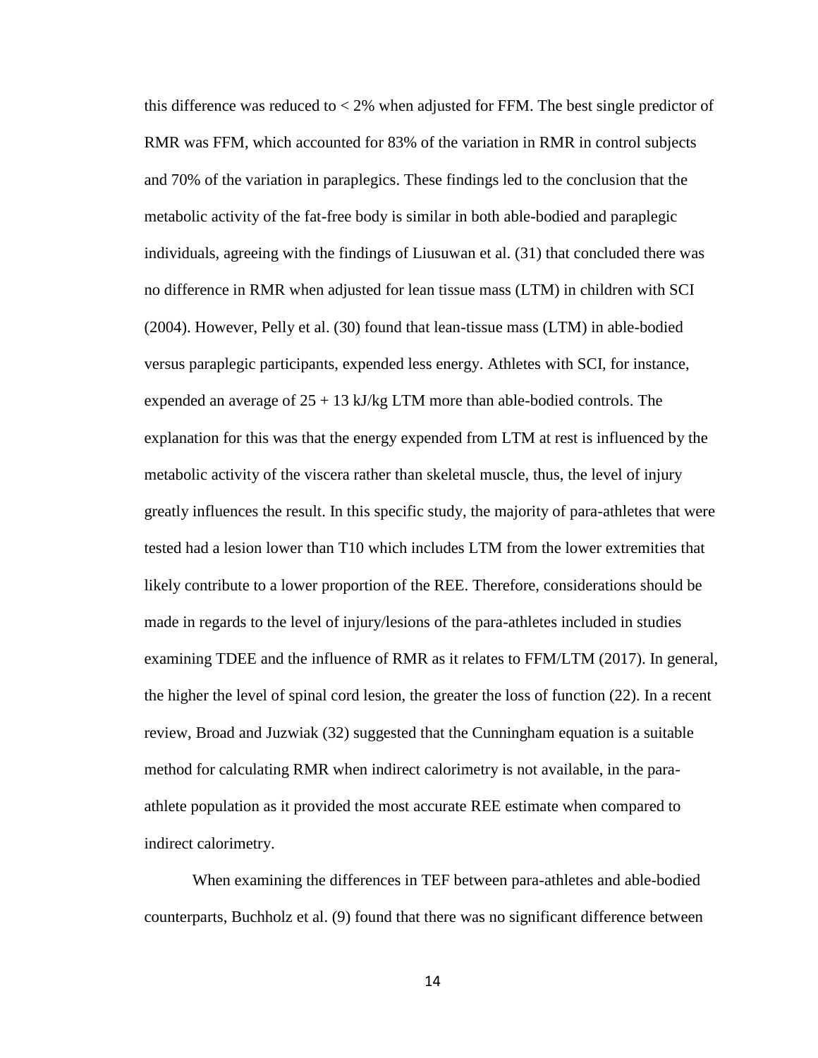this difference was reduced to < 2% when adjusted for FFM. The best single predictor of RMR was FFM, which accounted for 83% of the variation in RMR in control subjects and 70% of the variation in paraplegics. These findings led to the conclusion that the metabolic activity of the fat-free body is similar in both able-bodied and paraplegic individuals, agreeing with the findings of Liusuwan et al. (31) that concluded there was no difference in RMR when adjusted for lean tissue mass (LTM) in children with SCI (2004). However, Pelly et al. (30) found that lean-tissue mass (LTM) in able-bodied versus paraplegic participants, expended less energy. Athletes with SCI, for instance, expended an average of 25 + 13 kJ/kg LTM more than able-bodied controls. The explanation for this was that the energy expended from LTM at rest is influenced by the metabolic activity of the viscera rather than skeletal muscle, thus, the level of injury greatly influences the result. In this specific study, the majority of para-athletes that were tested had a lesion lower than T10 which includes LTM from the lower extremities that likely contribute to a lower proportion of the REE. Therefore, considerations should be made in regards to the level of injury/lesions of the para-athletes included in studies examining TDEE and the influence of RMR as it relates to FFM/LTM (2017). In general, the higher the level of spinal cord lesion, the greater the loss of function (22). In a recent review, Broad and Juzwiak (32) suggested that the Cunningham equation is a suitable method for calculating RMR when indirect calorimetry is not available, in the para-athlete population as it provided the most accurate REE estimate when compared to indirect calorimetry.

When examining the differences in TEF between para-athletes and able-bodied counterparts, Buchholz et al. (9) found that there was no significant difference between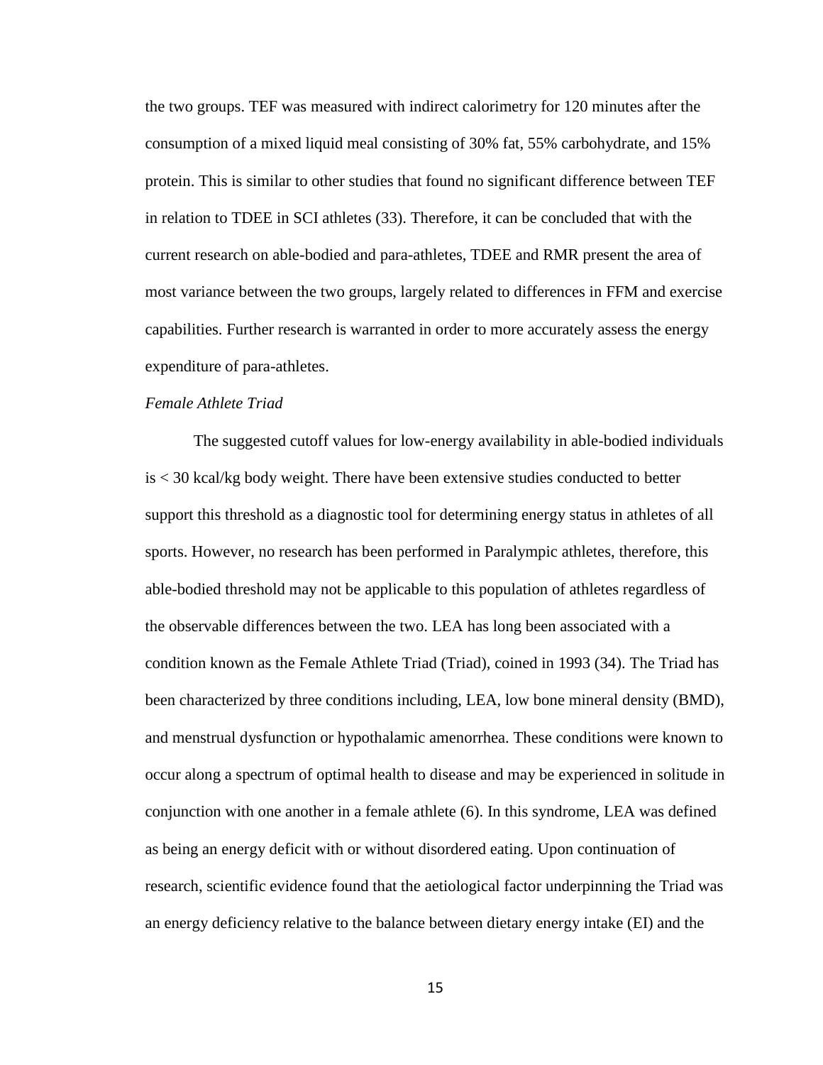the two groups. TEF was measured with indirect calorimetry for 120 minutes after the consumption of a mixed liquid meal consisting of 30% fat, 55% carbohydrate, and 15% protein. This is similar to other studies that found no significant difference between TEF in relation to TDEE in SCI athletes (33). Therefore, it can be concluded that with the current research on able-bodied and para-athletes, TDEE and RMR present the area of most variance between the two groups, largely related to differences in FFM and exercise capabilities. Further research is warranted in order to more accurately assess the energy expenditure of para-athletes.

*Female Athlete Triad*

The suggested cutoff values for low-energy availability in able-bodied individuals is < 30 kcal/kg body weight. There have been extensive studies conducted to better support this threshold as a diagnostic tool for determining energy status in athletes of all sports. However, no research has been performed in Paralympic athletes, therefore, this able-bodied threshold may not be applicable to this population of athletes regardless of the observable differences between the two. LEA has long been associated with a condition known as the Female Athlete Triad (Triad), coined in 1993 (34). The Triad has been characterized by three conditions including, LEA, low bone mineral density (BMD), and menstrual dysfunction or hypothalamic amenorrhea. These conditions were known to occur along a spectrum of optimal health to disease and may be experienced in solitude in conjunction with one another in a female athlete (6). In this syndrome, LEA was defined as being an energy deficit with or without disordered eating. Upon continuation of research, scientific evidence found that the aetiological factor underpinning the Triad was an energy deficiency relative to the balance between dietary energy intake (EI) and the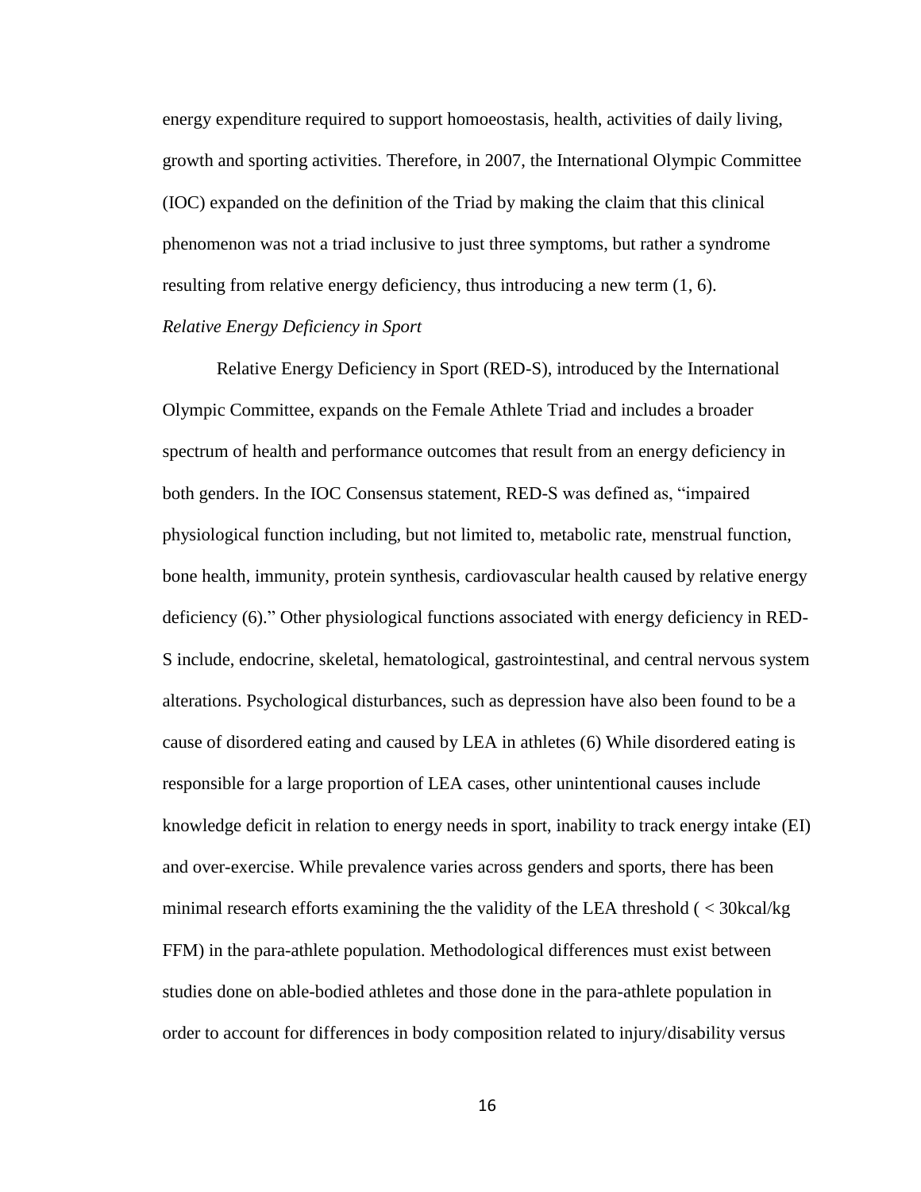energy expenditure required to support homoeostasis, health, activities of daily living, growth and sporting activities. Therefore, in 2007, the International Olympic Committee (IOC) expanded on the definition of the Triad by making the claim that this clinical phenomenon was not a triad inclusive to just three symptoms, but rather a syndrome resulting from relative energy deficiency, thus introducing a new term (1, 6).

*Relative Energy Deficiency in Sport*

Relative Energy Deficiency in Sport (RED-S), introduced by the International Olympic Committee, expands on the Female Athlete Triad and includes a broader spectrum of health and performance outcomes that result from an energy deficiency in both genders. In the IOC Consensus statement, RED-S was defined as, "impaired physiological function including, but not limited to, metabolic rate, menstrual function, bone health, immunity, protein synthesis, cardiovascular health caused by relative energy deficiency (6)." Other physiological functions associated with energy deficiency in RED-S include, endocrine, skeletal, hematological, gastrointestinal, and central nervous system alterations. Psychological disturbances, such as depression have also been found to be a cause of disordered eating and caused by LEA in athletes (6) While disordered eating is responsible for a large proportion of LEA cases, other unintentional causes include knowledge deficit in relation to energy needs in sport, inability to track energy intake (EI) and over-exercise. While prevalence varies across genders and sports, there has been minimal research efforts examining the the validity of the LEA threshold ( < 30kcal/kg FFM) in the para-athlete population. Methodological differences must exist between studies done on able-bodied athletes and those done in the para-athlete population in order to account for differences in body composition related to injury/disability versus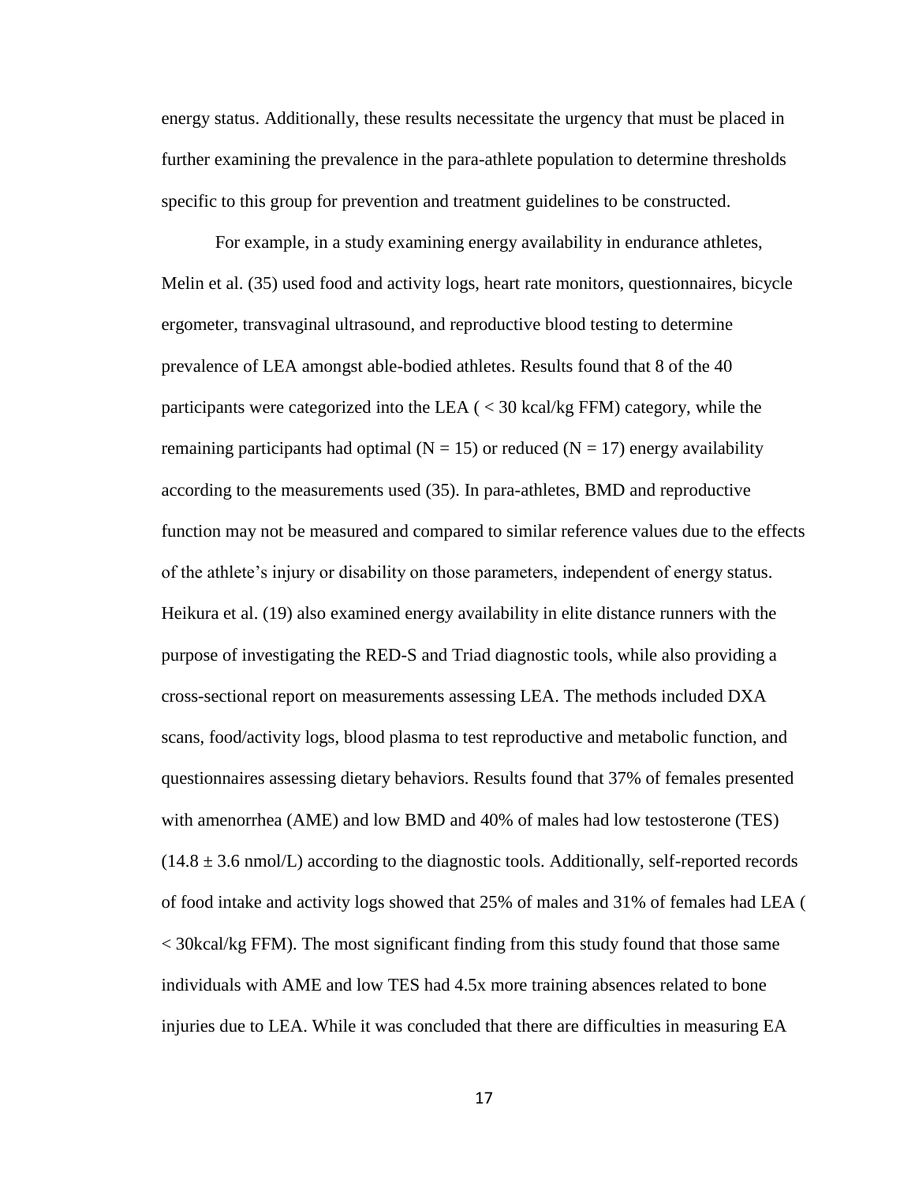energy status. Additionally, these results necessitate the urgency that must be placed in further examining the prevalence in the para-athlete population to determine thresholds specific to this group for prevention and treatment guidelines to be constructed.

For example, in a study examining energy availability in endurance athletes, Melin et al. (35) used food and activity logs, heart rate monitors, questionnaires, bicycle ergometer, transvaginal ultrasound, and reproductive blood testing to determine prevalence of LEA amongst able-bodied athletes. Results found that 8 of the 40 participants were categorized into the LEA ( < 30 kcal/kg FFM) category, while the remaining participants had optimal (N = 15) or reduced (N = 17) energy availability according to the measurements used (35). In para-athletes, BMD and reproductive function may not be measured and compared to similar reference values due to the effects of the athlete's injury or disability on those parameters, independent of energy status. Heikura et al. (19) also examined energy availability in elite distance runners with the purpose of investigating the RED-S and Triad diagnostic tools, while also providing a cross-sectional report on measurements assessing LEA. The methods included DXA scans, food/activity logs, blood plasma to test reproductive and metabolic function, and questionnaires assessing dietary behaviors. Results found that 37% of females presented with amenorrhea (AME) and low BMD and 40% of males had low testosterone (TES) ($14.8 \pm 3.6$ nmol/L) according to the diagnostic tools. Additionally, self-reported records of food intake and activity logs showed that 25% of males and 31% of females had LEA ( < 30kcal/kg FFM). The most significant finding from this study found that those same individuals with AME and low TES had 4.5x more training absences related to bone injuries due to LEA. While it was concluded that there are difficulties in measuring EA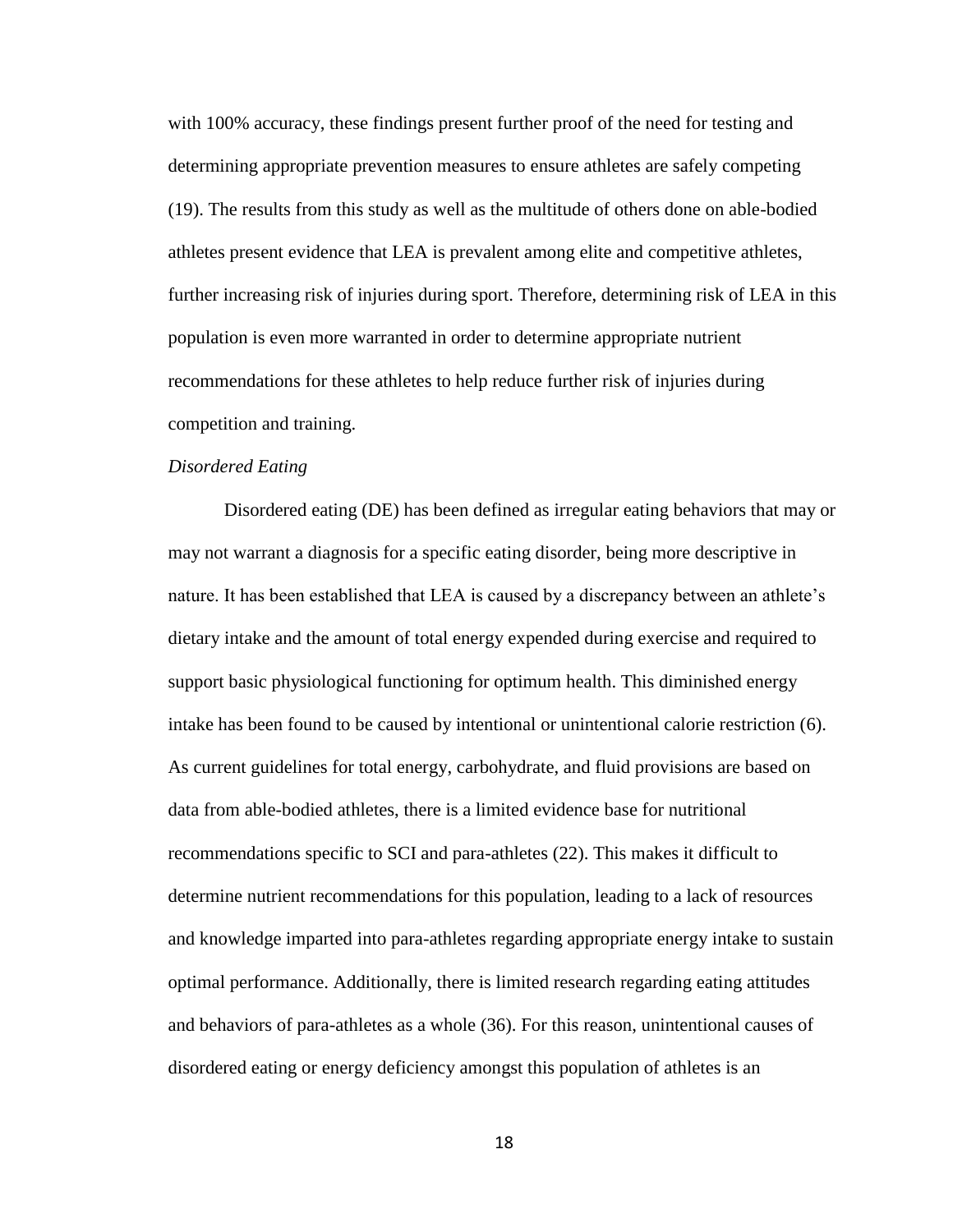with 100% accuracy, these findings present further proof of the need for testing and determining appropriate prevention measures to ensure athletes are safely competing (19). The results from this study as well as the multitude of others done on able-bodied athletes present evidence that LEA is prevalent among elite and competitive athletes, further increasing risk of injuries during sport. Therefore, determining risk of LEA in this population is even more warranted in order to determine appropriate nutrient recommendations for these athletes to help reduce further risk of injuries during competition and training.

*Disordered Eating*

Disordered eating (DE) has been defined as irregular eating behaviors that may or may not warrant a diagnosis for a specific eating disorder, being more descriptive in nature. It has been established that LEA is caused by a discrepancy between an athlete's dietary intake and the amount of total energy expended during exercise and required to support basic physiological functioning for optimum health. This diminished energy intake has been found to be caused by intentional or unintentional calorie restriction (6). As current guidelines for total energy, carbohydrate, and fluid provisions are based on data from able-bodied athletes, there is a limited evidence base for nutritional recommendations specific to SCI and para-athletes (22). This makes it difficult to determine nutrient recommendations for this population, leading to a lack of resources and knowledge imparted into para-athletes regarding appropriate energy intake to sustain optimal performance. Additionally, there is limited research regarding eating attitudes and behaviors of para-athletes as a whole (36). For this reason, unintentional causes of disordered eating or energy deficiency amongst this population of athletes is an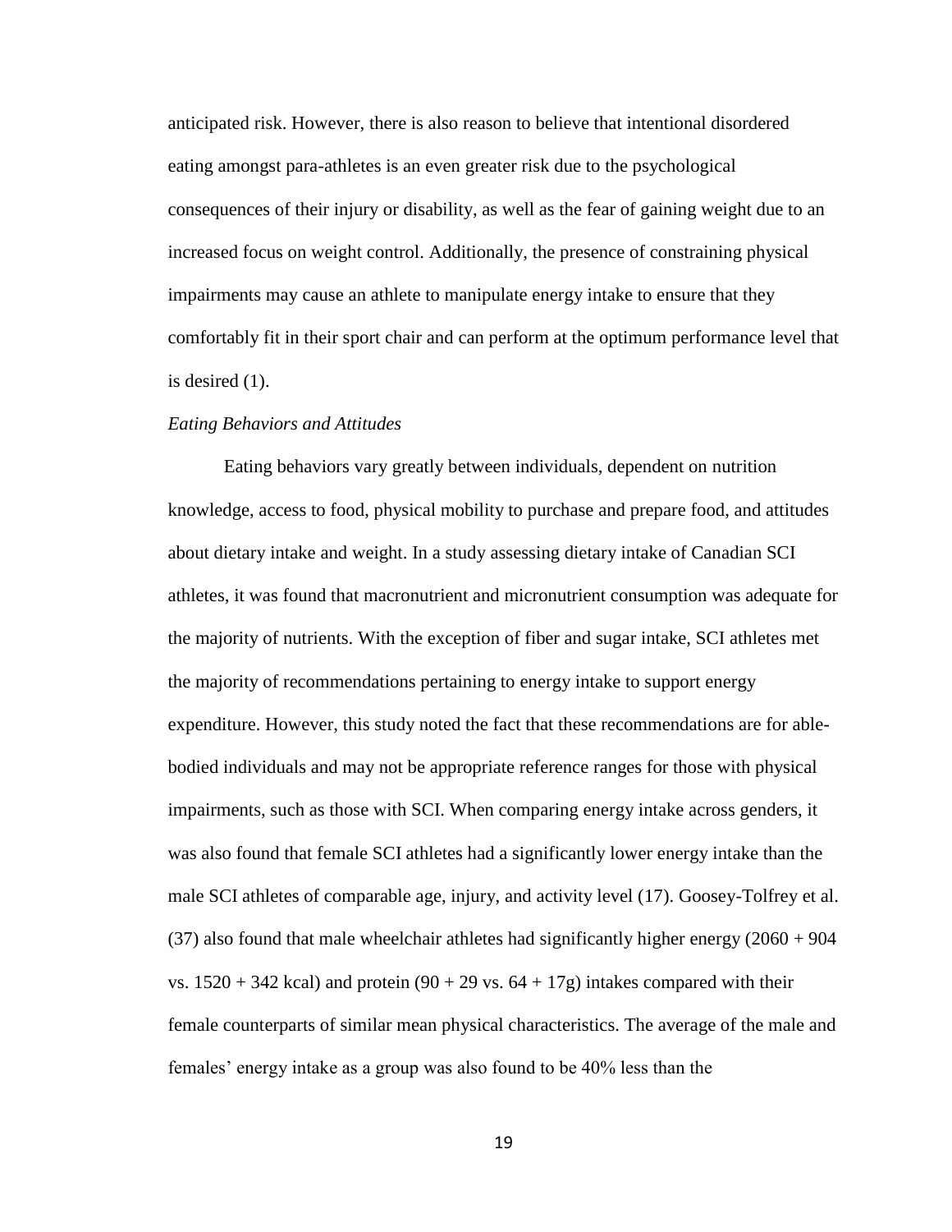anticipated risk. However, there is also reason to believe that intentional disordered eating amongst para-athletes is an even greater risk due to the psychological consequences of their injury or disability, as well as the fear of gaining weight due to an increased focus on weight control. Additionally, the presence of constraining physical impairments may cause an athlete to manipulate energy intake to ensure that they comfortably fit in their sport chair and can perform at the optimum performance level that is desired (1).

*Eating Behaviors and Attitudes*

Eating behaviors vary greatly between individuals, dependent on nutrition knowledge, access to food, physical mobility to purchase and prepare food, and attitudes about dietary intake and weight. In a study assessing dietary intake of Canadian SCI athletes, it was found that macronutrient and micronutrient consumption was adequate for the majority of nutrients. With the exception of fiber and sugar intake, SCI athletes met the majority of recommendations pertaining to energy intake to support energy expenditure. However, this study noted the fact that these recommendations are for able-bodied individuals and may not be appropriate reference ranges for those with physical impairments, such as those with SCI. When comparing energy intake across genders, it was also found that female SCI athletes had a significantly lower energy intake than the male SCI athletes of comparable age, injury, and activity level (17). Goosey-Tolfrey et al. (37) also found that male wheelchair athletes had significantly higher energy (2060 + 904 vs. 1520 + 342 kcal) and protein (90 + 29 vs. 64 + 17g) intakes compared with their female counterparts of similar mean physical characteristics. The average of the male and females' energy intake as a group was also found to be 40% less than the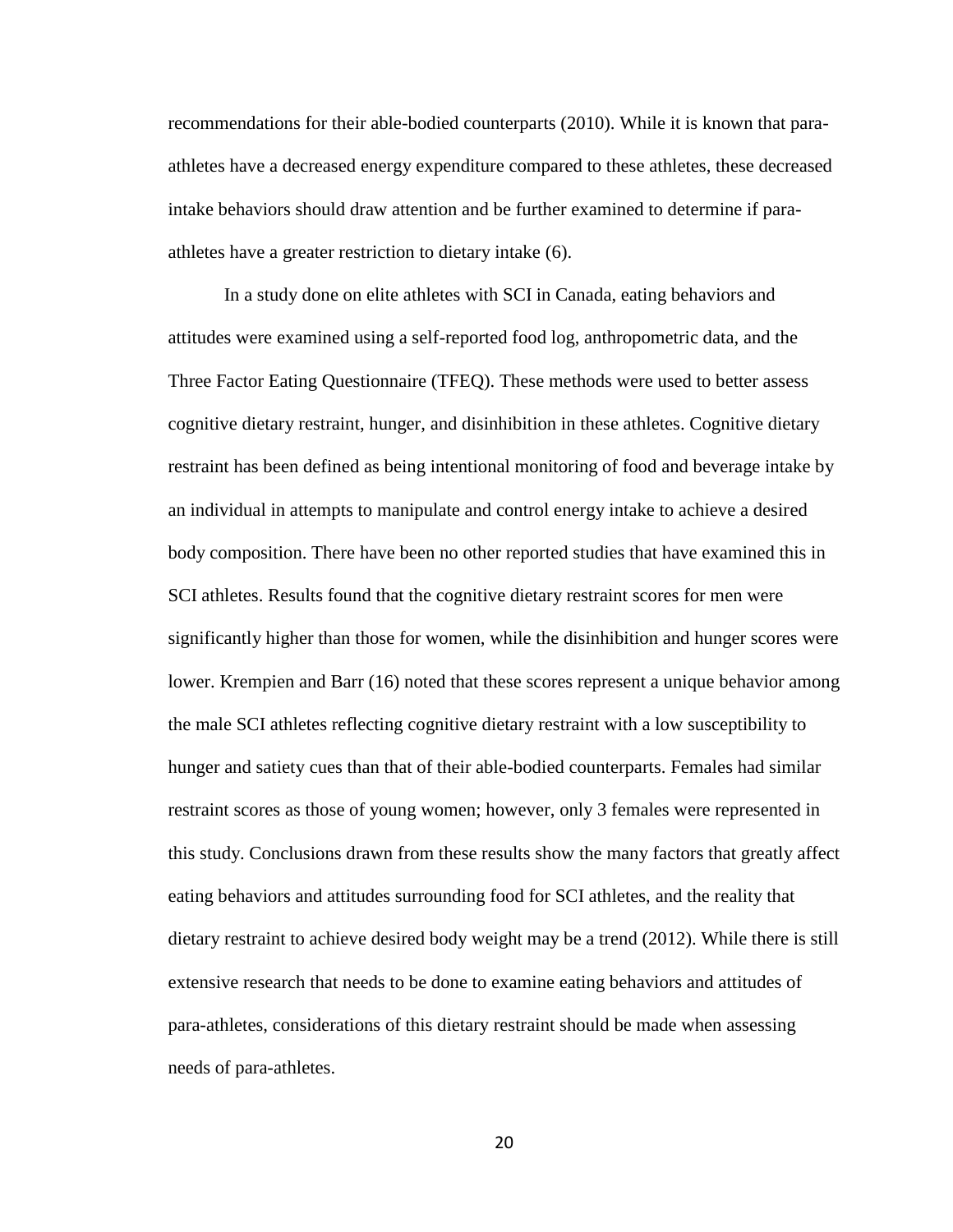recommendations for their able-bodied counterparts (2010). While it is known that para-athletes have a decreased energy expenditure compared to these athletes, these decreased intake behaviors should draw attention and be further examined to determine if para-athletes have a greater restriction to dietary intake (6).

In a study done on elite athletes with SCI in Canada, eating behaviors and attitudes were examined using a self-reported food log, anthropometric data, and the Three Factor Eating Questionnaire (TFEQ). These methods were used to better assess cognitive dietary restraint, hunger, and disinhibition in these athletes. Cognitive dietary restraint has been defined as being intentional monitoring of food and beverage intake by an individual in attempts to manipulate and control energy intake to achieve a desired body composition. There have been no other reported studies that have examined this in SCI athletes. Results found that the cognitive dietary restraint scores for men were significantly higher than those for women, while the disinhibition and hunger scores were lower. Krempien and Barr (16) noted that these scores represent a unique behavior among the male SCI athletes reflecting cognitive dietary restraint with a low susceptibility to hunger and satiety cues than that of their able-bodied counterparts. Females had similar restraint scores as those of young women; however, only 3 females were represented in this study. Conclusions drawn from these results show the many factors that greatly affect eating behaviors and attitudes surrounding food for SCI athletes, and the reality that dietary restraint to achieve desired body weight may be a trend (2012). While there is still extensive research that needs to be done to examine eating behaviors and attitudes of para-athletes, considerations of this dietary restraint should be made when assessing needs of para-athletes.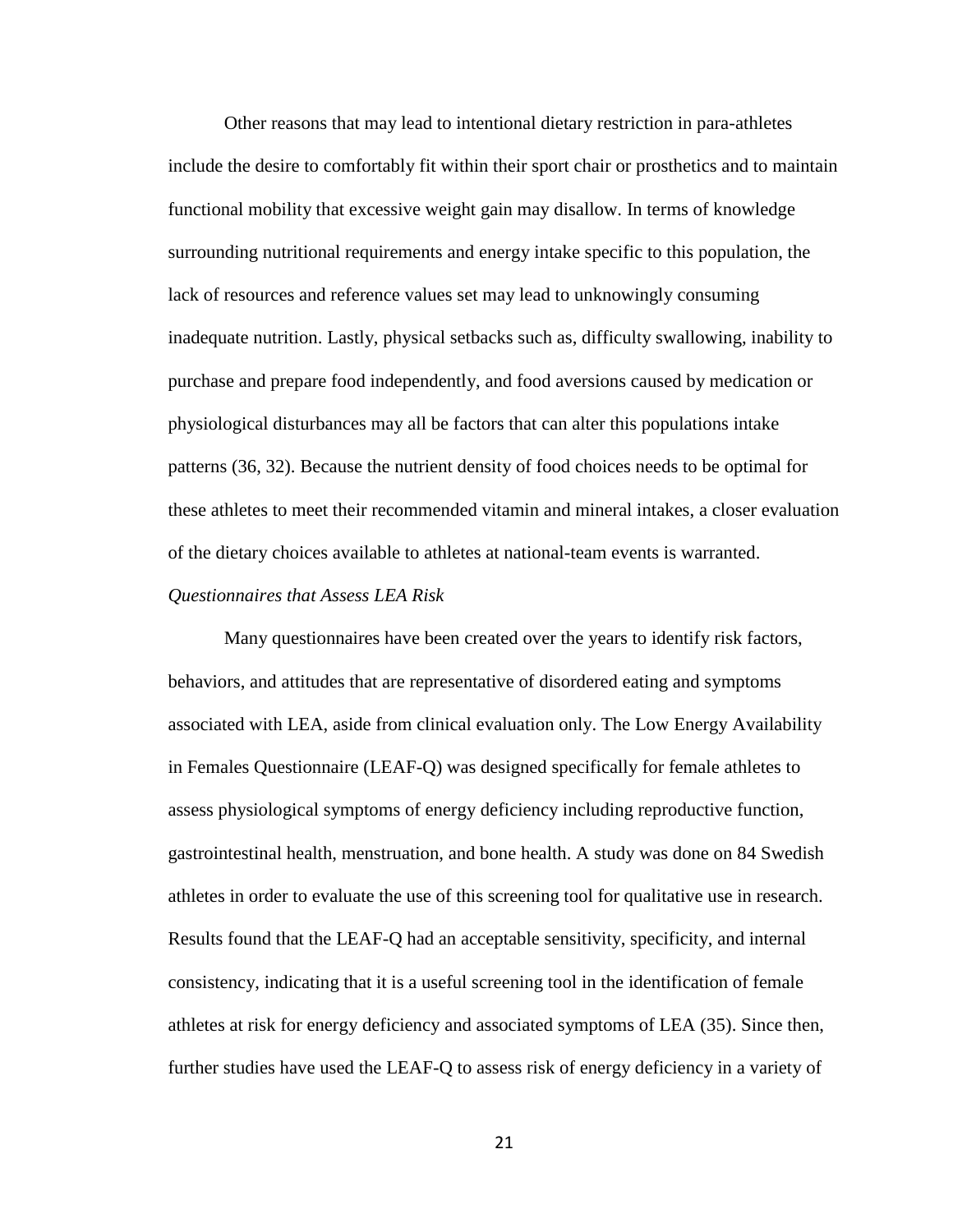Other reasons that may lead to intentional dietary restriction in para-athletes include the desire to comfortably fit within their sport chair or prosthetics and to maintain functional mobility that excessive weight gain may disallow. In terms of knowledge surrounding nutritional requirements and energy intake specific to this population, the lack of resources and reference values set may lead to unknowingly consuming inadequate nutrition. Lastly, physical setbacks such as, difficulty swallowing, inability to purchase and prepare food independently, and food aversions caused by medication or physiological disturbances may all be factors that can alter this populations intake patterns (36, 32). Because the nutrient density of food choices needs to be optimal for these athletes to meet their recommended vitamin and mineral intakes, a closer evaluation of the dietary choices available to athletes at national-team events is warranted.

*Questionnaires that Assess LEA Risk*

Many questionnaires have been created over the years to identify risk factors, behaviors, and attitudes that are representative of disordered eating and symptoms associated with LEA, aside from clinical evaluation only. The Low Energy Availability in Females Questionnaire (LEAF-Q) was designed specifically for female athletes to assess physiological symptoms of energy deficiency including reproductive function, gastrointestinal health, menstruation, and bone health. A study was done on 84 Swedish athletes in order to evaluate the use of this screening tool for qualitative use in research. Results found that the LEAF-Q had an acceptable sensitivity, specificity, and internal consistency, indicating that it is a useful screening tool in the identification of female athletes at risk for energy deficiency and associated symptoms of LEA (35). Since then, further studies have used the LEAF-Q to assess risk of energy deficiency in a variety of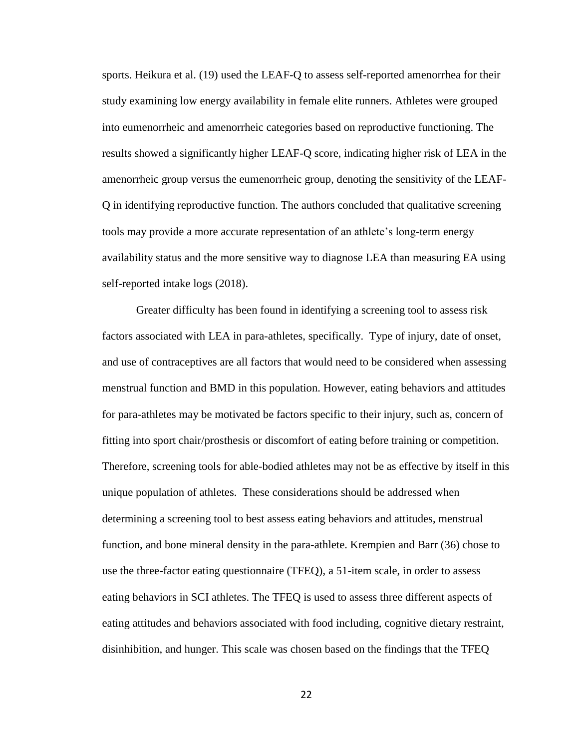sports. Heikura et al. (19) used the LEAF-Q to assess self-reported amenorrhea for their study examining low energy availability in female elite runners. Athletes were grouped into eumenorrheic and amenorrheic categories based on reproductive functioning. The results showed a significantly higher LEAF-Q score, indicating higher risk of LEA in the amenorrheic group versus the eumenorrheic group, denoting the sensitivity of the LEAF-Q in identifying reproductive function. The authors concluded that qualitative screening tools may provide a more accurate representation of an athlete's long-term energy availability status and the more sensitive way to diagnose LEA than measuring EA using self-reported intake logs (2018).

Greater difficulty has been found in identifying a screening tool to assess risk factors associated with LEA in para-athletes, specifically. Type of injury, date of onset, and use of contraceptives are all factors that would need to be considered when assessing menstrual function and BMD in this population. However, eating behaviors and attitudes for para-athletes may be motivated be factors specific to their injury, such as, concern of fitting into sport chair/prosthesis or discomfort of eating before training or competition. Therefore, screening tools for able-bodied athletes may not be as effective by itself in this unique population of athletes. These considerations should be addressed when determining a screening tool to best assess eating behaviors and attitudes, menstrual function, and bone mineral density in the para-athlete. Krempien and Barr (36) chose to use the three-factor eating questionnaire (TFEQ), a 51-item scale, in order to assess eating behaviors in SCI athletes. The TFEQ is used to assess three different aspects of eating attitudes and behaviors associated with food including, cognitive dietary restraint, disinhibition, and hunger. This scale was chosen based on the findings that the TFEQ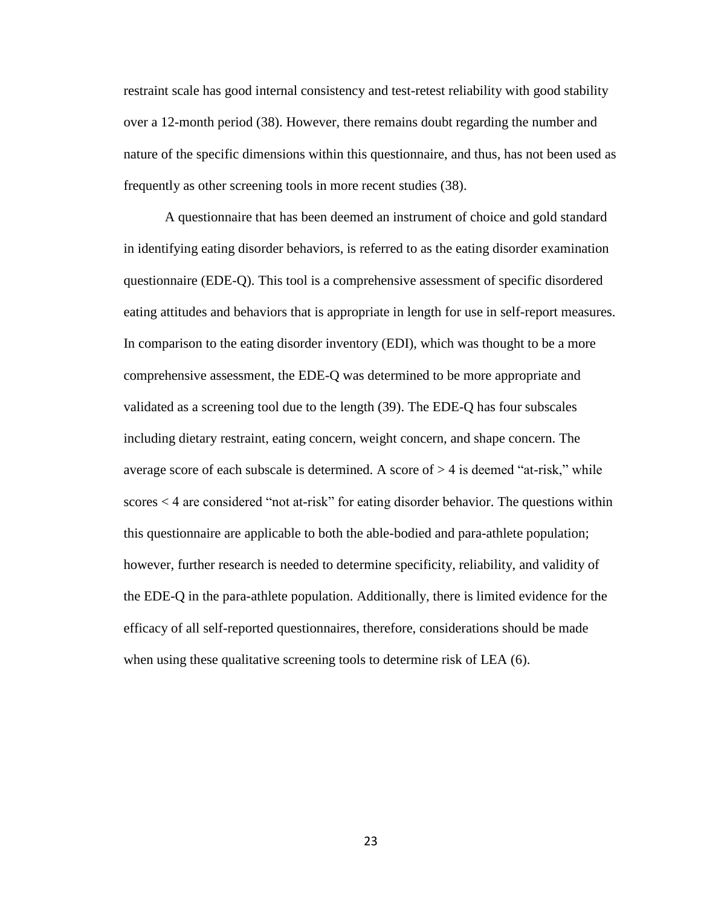restraint scale has good internal consistency and test-retest reliability with good stability over a 12-month period (38). However, there remains doubt regarding the number and nature of the specific dimensions within this questionnaire, and thus, has not been used as frequently as other screening tools in more recent studies (38).

A questionnaire that has been deemed an instrument of choice and gold standard in identifying eating disorder behaviors, is referred to as the eating disorder examination questionnaire (EDE-Q). This tool is a comprehensive assessment of specific disordered eating attitudes and behaviors that is appropriate in length for use in self-report measures. In comparison to the eating disorder inventory (EDI), which was thought to be a more comprehensive assessment, the EDE-Q was determined to be more appropriate and validated as a screening tool due to the length (39). The EDE-Q has four subscales including dietary restraint, eating concern, weight concern, and shape concern. The average score of each subscale is determined. A score of > 4 is deemed "at-risk," while scores < 4 are considered "not at-risk" for eating disorder behavior. The questions within this questionnaire are applicable to both the able-bodied and para-athlete population; however, further research is needed to determine specificity, reliability, and validity of the EDE-Q in the para-athlete population. Additionally, there is limited evidence for the efficacy of all self-reported questionnaires, therefore, considerations should be made when using these qualitative screening tools to determine risk of LEA (6).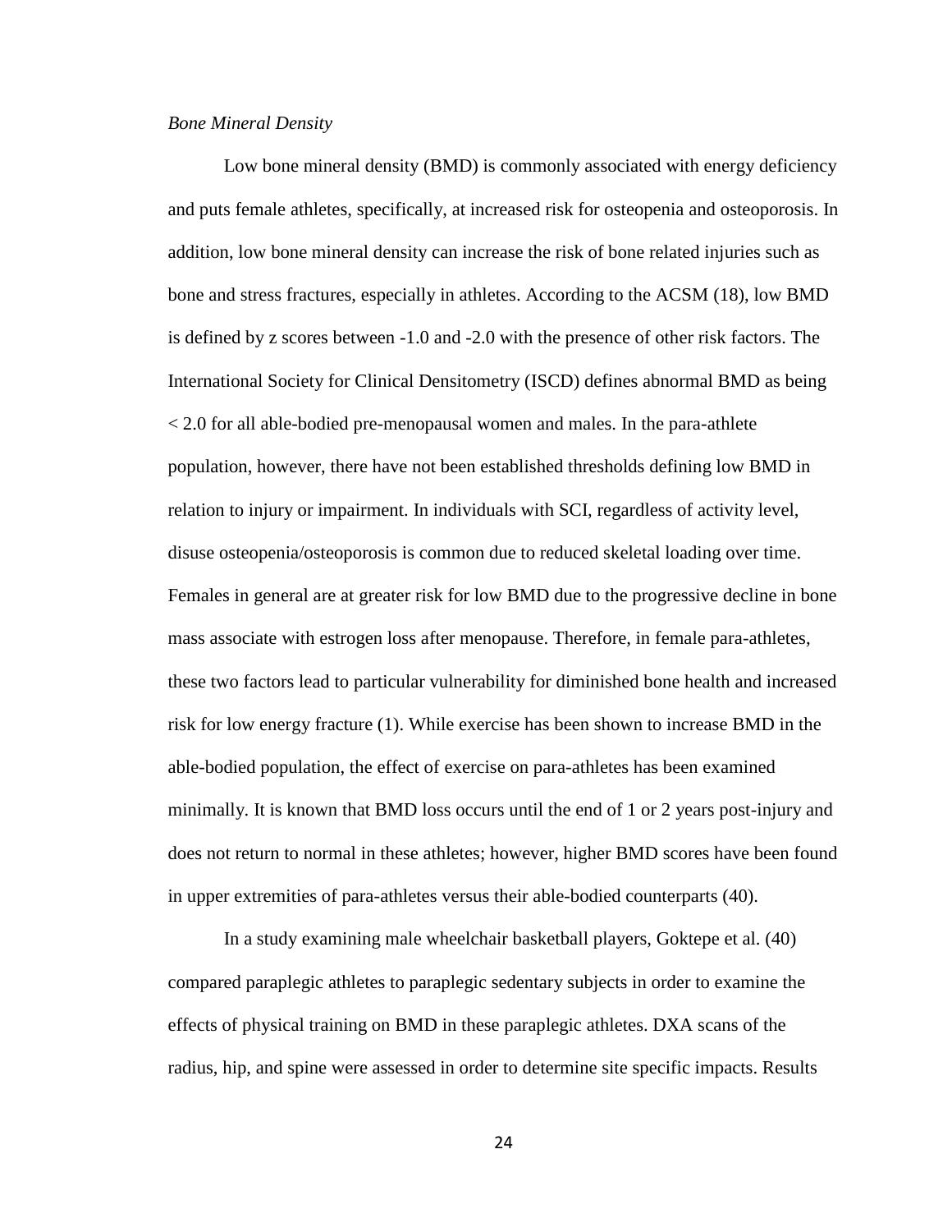*Bone Mineral Density*

Low bone mineral density (BMD) is commonly associated with energy deficiency and puts female athletes, specifically, at increased risk for osteopenia and osteoporosis. In addition, low bone mineral density can increase the risk of bone related injuries such as bone and stress fractures, especially in athletes. According to the ACSM (18), low BMD is defined by z scores between -1.0 and -2.0 with the presence of other risk factors. The International Society for Clinical Densitometry (ISCD) defines abnormal BMD as being < 2.0 for all able-bodied pre-menopausal women and males. In the para-athlete population, however, there have not been established thresholds defining low BMD in relation to injury or impairment. In individuals with SCI, regardless of activity level, disuse osteopenia/osteoporosis is common due to reduced skeletal loading over time. Females in general are at greater risk for low BMD due to the progressive decline in bone mass associate with estrogen loss after menopause. Therefore, in female para-athletes, these two factors lead to particular vulnerability for diminished bone health and increased risk for low energy fracture (1). While exercise has been shown to increase BMD in the able-bodied population, the effect of exercise on para-athletes has been examined minimally. It is known that BMD loss occurs until the end of 1 or 2 years post-injury and does not return to normal in these athletes; however, higher BMD scores have been found in upper extremities of para-athletes versus their able-bodied counterparts (40).

In a study examining male wheelchair basketball players, Goktepe et al. (40) compared paraplegic athletes to paraplegic sedentary subjects in order to examine the effects of physical training on BMD in these paraplegic athletes. DXA scans of the radius, hip, and spine were assessed in order to determine site specific impacts. Results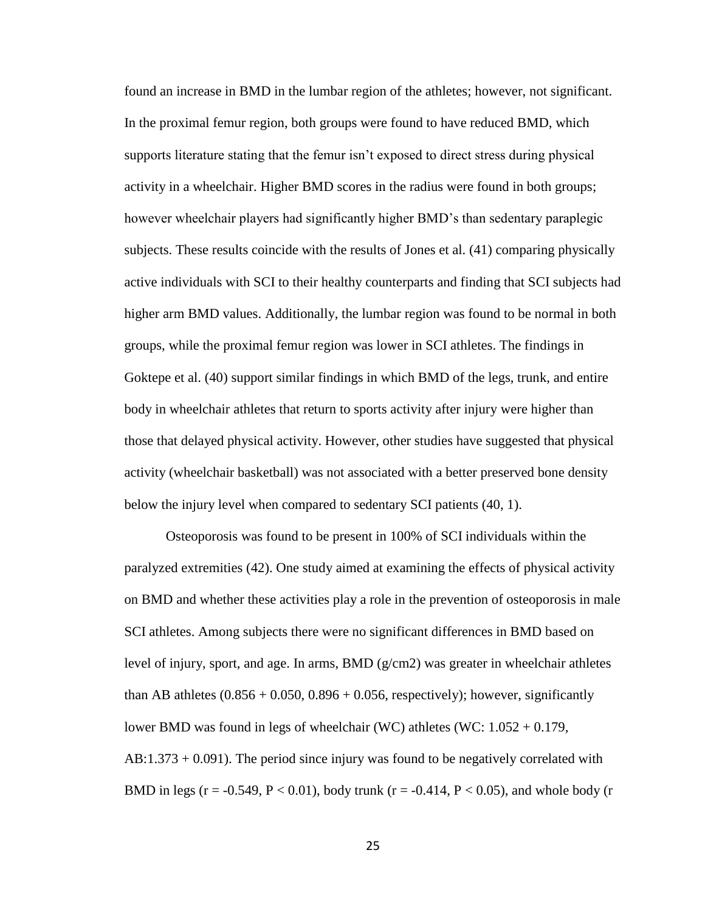found an increase in BMD in the lumbar region of the athletes; however, not significant. In the proximal femur region, both groups were found to have reduced BMD, which supports literature stating that the femur isn't exposed to direct stress during physical activity in a wheelchair. Higher BMD scores in the radius were found in both groups; however wheelchair players had significantly higher BMD's than sedentary paraplegic subjects. These results coincide with the results of Jones et al. (41) comparing physically active individuals with SCI to their healthy counterparts and finding that SCI subjects had higher arm BMD values. Additionally, the lumbar region was found to be normal in both groups, while the proximal femur region was lower in SCI athletes. The findings in Goktepe et al. (40) support similar findings in which BMD of the legs, trunk, and entire body in wheelchair athletes that return to sports activity after injury were higher than those that delayed physical activity. However, other studies have suggested that physical activity (wheelchair basketball) was not associated with a better preserved bone density below the injury level when compared to sedentary SCI patients (40, 1).

Osteoporosis was found to be present in 100% of SCI individuals within the paralyzed extremities (42). One study aimed at examining the effects of physical activity on BMD and whether these activities play a role in the prevention of osteoporosis in male SCI athletes. Among subjects there were no significant differences in BMD based on level of injury, sport, and age. In arms, BMD ($g/cm^2$) was greater in wheelchair athletes than AB athletes ($0.856 + 0.050$, $0.896 + 0.056$, respectively); however, significantly lower BMD was found in legs of wheelchair (WC) athletes (WC: $1.052 + 0.179$, AB: $1.373 + 0.091$). The period since injury was found to be negatively correlated with BMD in legs ($r = -0.549$, $P < 0.01$), body trunk ($r = -0.414$, $P < 0.05$), and whole body (r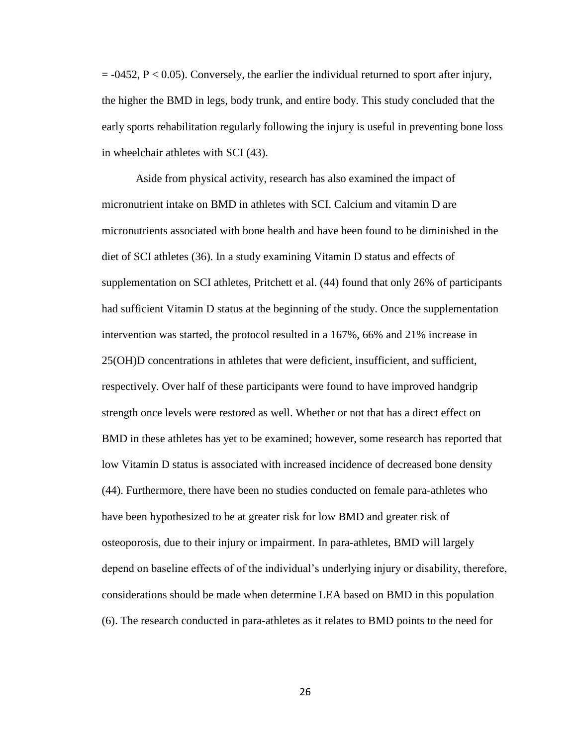$= -0452$, $P < 0.05$). Conversely, the earlier the individual returned to sport after injury, the higher the BMD in legs, body trunk, and entire body. This study concluded that the early sports rehabilitation regularly following the injury is useful in preventing bone loss in wheelchair athletes with SCI (43).

Aside from physical activity, research has also examined the impact of micronutrient intake on BMD in athletes with SCI. Calcium and vitamin D are micronutrients associated with bone health and have been found to be diminished in the diet of SCI athletes (36). In a study examining Vitamin D status and effects of supplementation on SCI athletes, Pritchett et al. (44) found that only 26% of participants had sufficient Vitamin D status at the beginning of the study. Once the supplementation intervention was started, the protocol resulted in a 167%, 66% and 21% increase in 25(OH)D concentrations in athletes that were deficient, insufficient, and sufficient, respectively. Over half of these participants were found to have improved handgrip strength once levels were restored as well. Whether or not that has a direct effect on BMD in these athletes has yet to be examined; however, some research has reported that low Vitamin D status is associated with increased incidence of decreased bone density (44). Furthermore, there have been no studies conducted on female para-athletes who have been hypothesized to be at greater risk for low BMD and greater risk of osteoporosis, due to their injury or impairment. In para-athletes, BMD will largely depend on baseline effects of of the individual's underlying injury or disability, therefore, considerations should be made when determine LEA based on BMD in this population (6). The research conducted in para-athletes as it relates to BMD points to the need for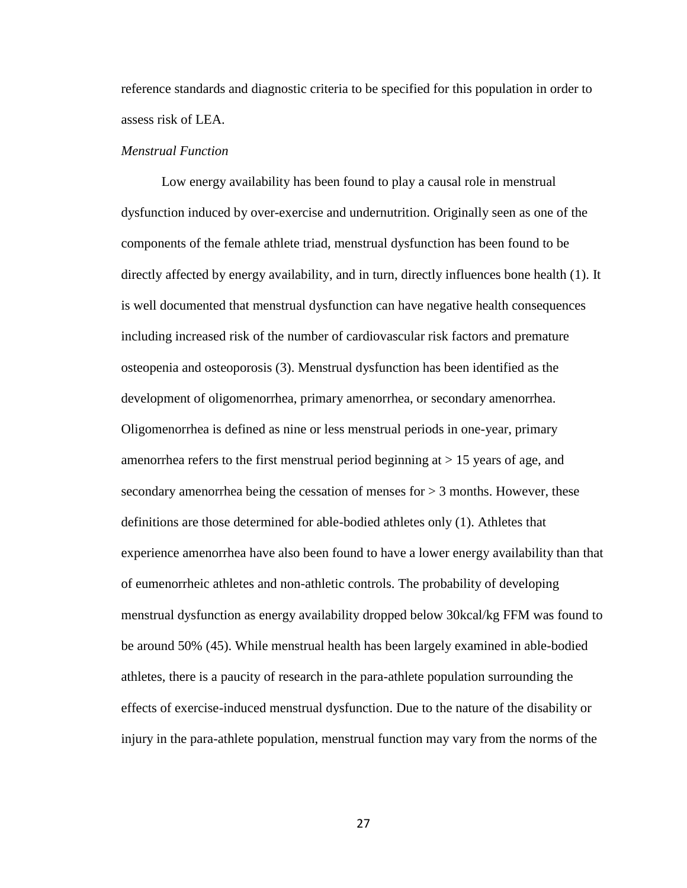reference standards and diagnostic criteria to be specified for this population in order to assess risk of LEA.

*Menstrual Function*

Low energy availability has been found to play a causal role in menstrual dysfunction induced by over-exercise and undernutrition. Originally seen as one of the components of the female athlete triad, menstrual dysfunction has been found to be directly affected by energy availability, and in turn, directly influences bone health (1). It is well documented that menstrual dysfunction can have negative health consequences including increased risk of the number of cardiovascular risk factors and premature osteopenia and osteoporosis (3). Menstrual dysfunction has been identified as the development of oligomenorrhea, primary amenorrhea, or secondary amenorrhea. Oligomenorrhea is defined as nine or less menstrual periods in one-year, primary amenorrhea refers to the first menstrual period beginning at > 15 years of age, and secondary amenorrhea being the cessation of menses for > 3 months. However, these definitions are those determined for able-bodied athletes only (1). Athletes that experience amenorrhea have also been found to have a lower energy availability than that of eumenorrheic athletes and non-athletic controls. The probability of developing menstrual dysfunction as energy availability dropped below 30kcal/kg FFM was found to be around 50% (45). While menstrual health has been largely examined in able-bodied athletes, there is a paucity of research in the para-athlete population surrounding the effects of exercise-induced menstrual dysfunction. Due to the nature of the disability or injury in the para-athlete population, menstrual function may vary from the norms of the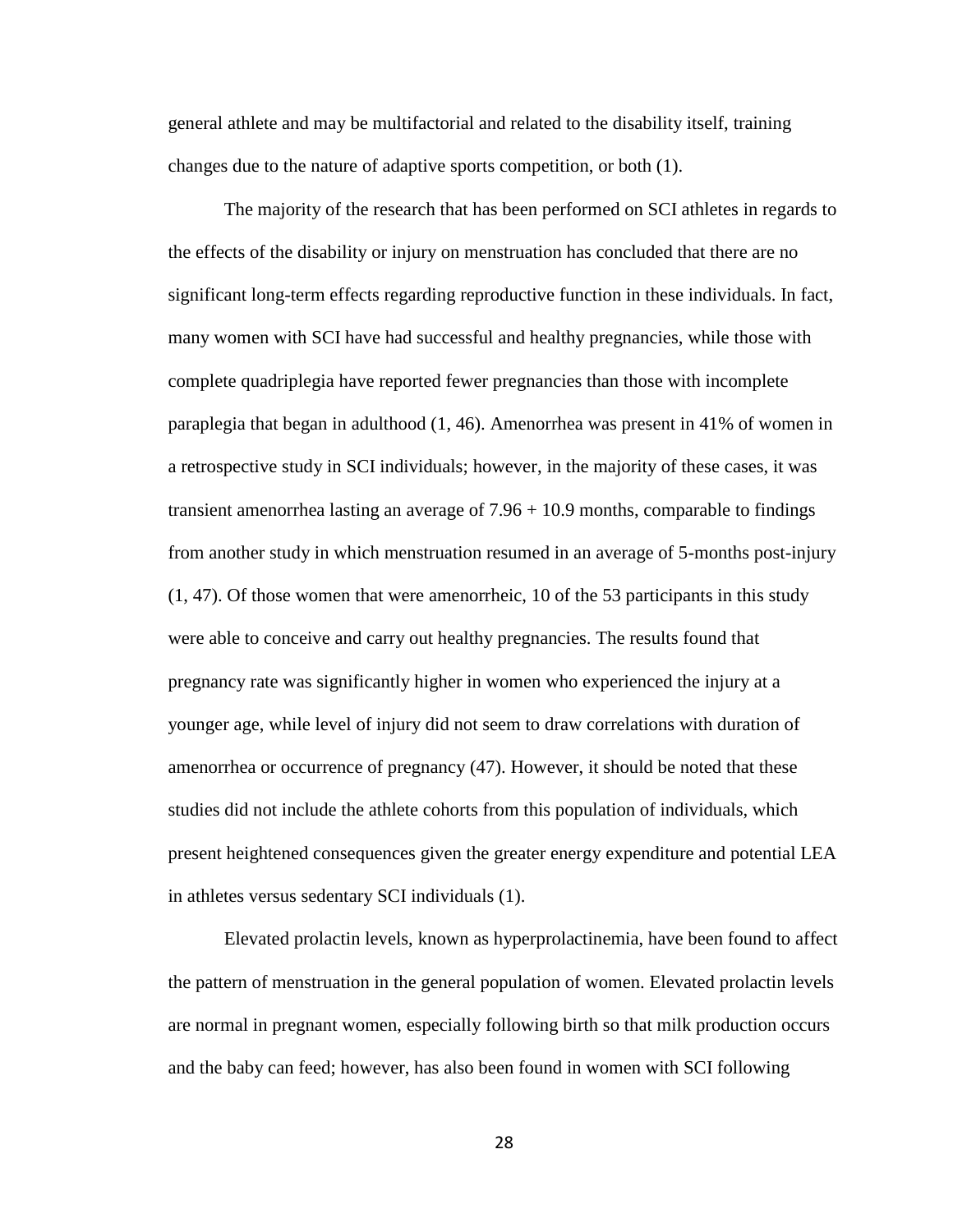general athlete and may be multifactorial and related to the disability itself, training changes due to the nature of adaptive sports competition, or both (1).

The majority of the research that has been performed on SCI athletes in regards to the effects of the disability or injury on menstruation has concluded that there are no significant long-term effects regarding reproductive function in these individuals. In fact, many women with SCI have had successful and healthy pregnancies, while those with complete quadriplegia have reported fewer pregnancies than those with incomplete paraplegia that began in adulthood (1, 46). Amenorrhea was present in 41% of women in a retrospective study in SCI individuals; however, in the majority of these cases, it was transient amenorrhea lasting an average of 7.96 + 10.9 months, comparable to findings from another study in which menstruation resumed in an average of 5-months post-injury (1, 47). Of those women that were amenorrheic, 10 of the 53 participants in this study were able to conceive and carry out healthy pregnancies. The results found that pregnancy rate was significantly higher in women who experienced the injury at a younger age, while level of injury did not seem to draw correlations with duration of amenorrhea or occurrence of pregnancy (47). However, it should be noted that these studies did not include the athlete cohorts from this population of individuals, which present heightened consequences given the greater energy expenditure and potential LEA in athletes versus sedentary SCI individuals (1).

Elevated prolactin levels, known as hyperprolactinemia, have been found to affect the pattern of menstruation in the general population of women. Elevated prolactin levels are normal in pregnant women, especially following birth so that milk production occurs and the baby can feed; however, has also been found in women with SCI following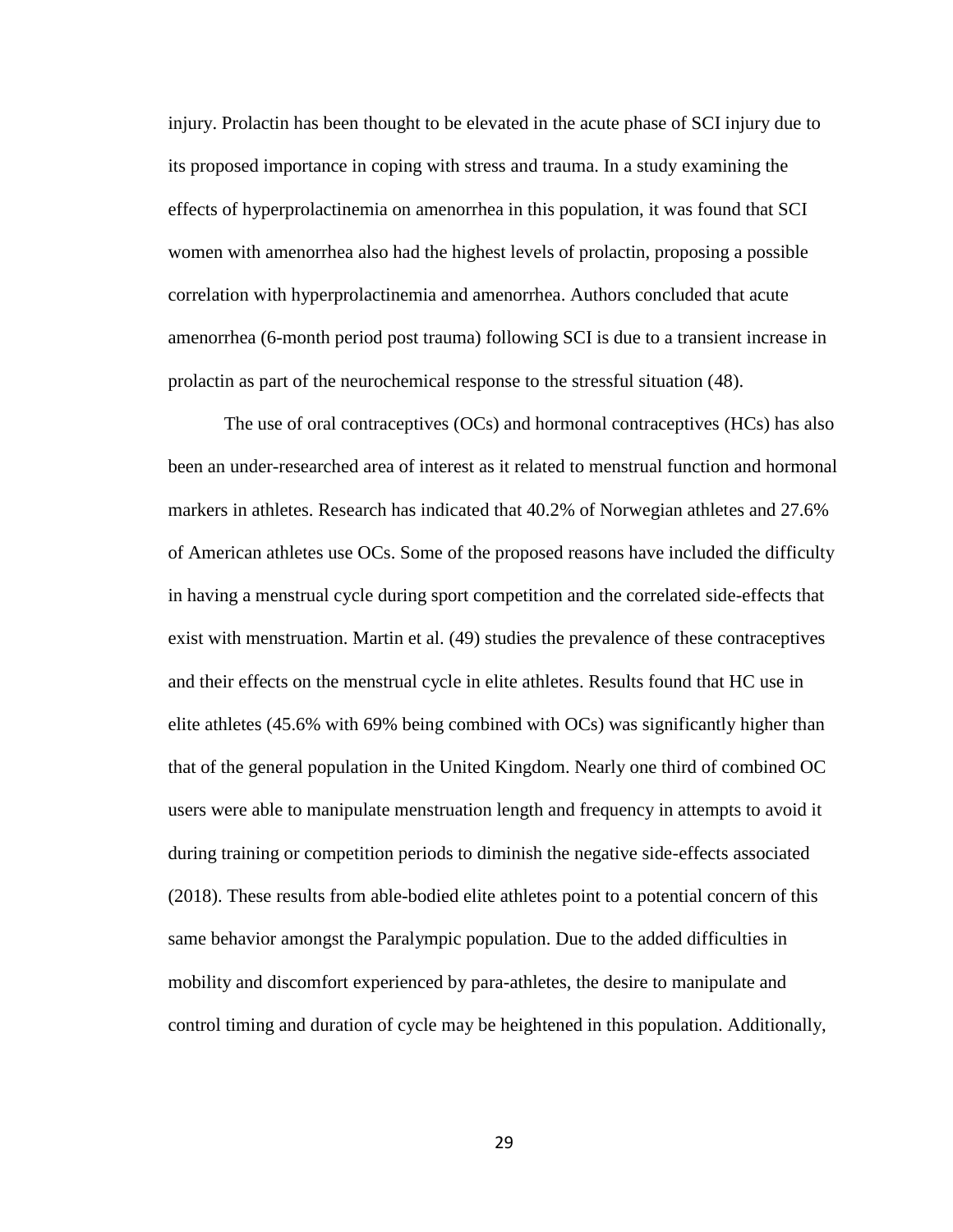injury. Prolactin has been thought to be elevated in the acute phase of SCI injury due to its proposed importance in coping with stress and trauma. In a study examining the effects of hyperprolactinemia on amenorrhea in this population, it was found that SCI women with amenorrhea also had the highest levels of prolactin, proposing a possible correlation with hyperprolactinemia and amenorrhea. Authors concluded that acute amenorrhea (6-month period post trauma) following SCI is due to a transient increase in prolactin as part of the neurochemical response to the stressful situation (48).

The use of oral contraceptives (OCs) and hormonal contraceptives (HCs) has also been an under-researched area of interest as it related to menstrual function and hormonal markers in athletes. Research has indicated that 40.2% of Norwegian athletes and 27.6% of American athletes use OCs. Some of the proposed reasons have included the difficulty in having a menstrual cycle during sport competition and the correlated side-effects that exist with menstruation. Martin et al. (49) studies the prevalence of these contraceptives and their effects on the menstrual cycle in elite athletes. Results found that HC use in elite athletes (45.6% with 69% being combined with OCs) was significantly higher than that of the general population in the United Kingdom. Nearly one third of combined OC users were able to manipulate menstruation length and frequency in attempts to avoid it during training or competition periods to diminish the negative side-effects associated (2018). These results from able-bodied elite athletes point to a potential concern of this same behavior amongst the Paralympic population. Due to the added difficulties in mobility and discomfort experienced by para-athletes, the desire to manipulate and control timing and duration of cycle may be heightened in this population. Additionally,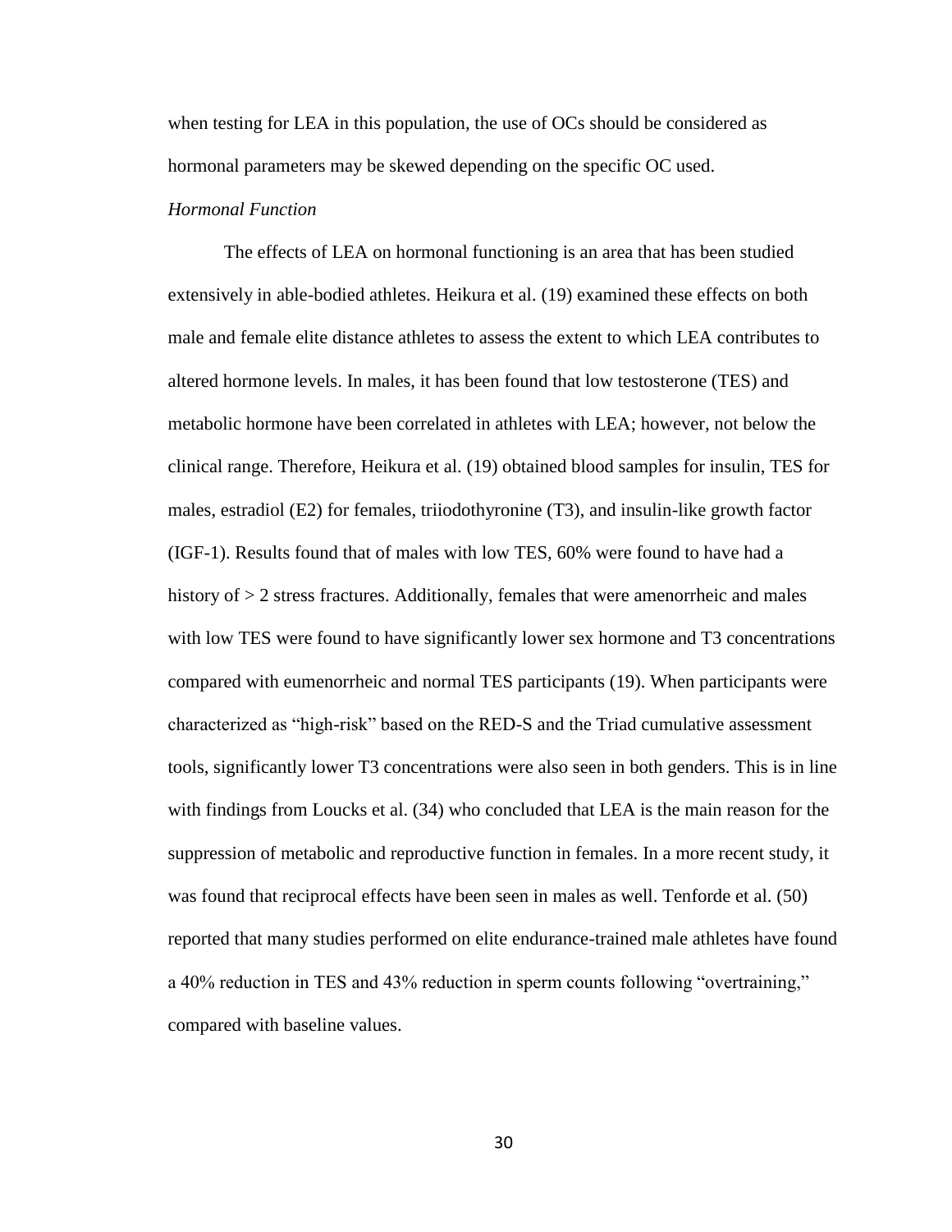when testing for LEA in this population, the use of OCs should be considered as hormonal parameters may be skewed depending on the specific OC used.

*Hormonal Function*

The effects of LEA on hormonal functioning is an area that has been studied extensively in able-bodied athletes. Heikura et al. (19) examined these effects on both male and female elite distance athletes to assess the extent to which LEA contributes to altered hormone levels. In males, it has been found that low testosterone (TES) and metabolic hormone have been correlated in athletes with LEA; however, not below the clinical range. Therefore, Heikura et al. (19) obtained blood samples for insulin, TES for males, estradiol (E2) for females, triiodothyronine (T3), and insulin-like growth factor (IGF-1). Results found that of males with low TES, 60% were found to have had a history of > 2 stress fractures. Additionally, females that were amenorrheic and males with low TES were found to have significantly lower sex hormone and T3 concentrations compared with eumenorrheic and normal TES participants (19). When participants were characterized as "high-risk" based on the RED-S and the Triad cumulative assessment tools, significantly lower T3 concentrations were also seen in both genders. This is in line with findings from Loucks et al. (34) who concluded that LEA is the main reason for the suppression of metabolic and reproductive function in females. In a more recent study, it was found that reciprocal effects have been seen in males as well. Tenforde et al. (50) reported that many studies performed on elite endurance-trained male athletes have found a 40% reduction in TES and 43% reduction in sperm counts following "overtraining," compared with baseline values.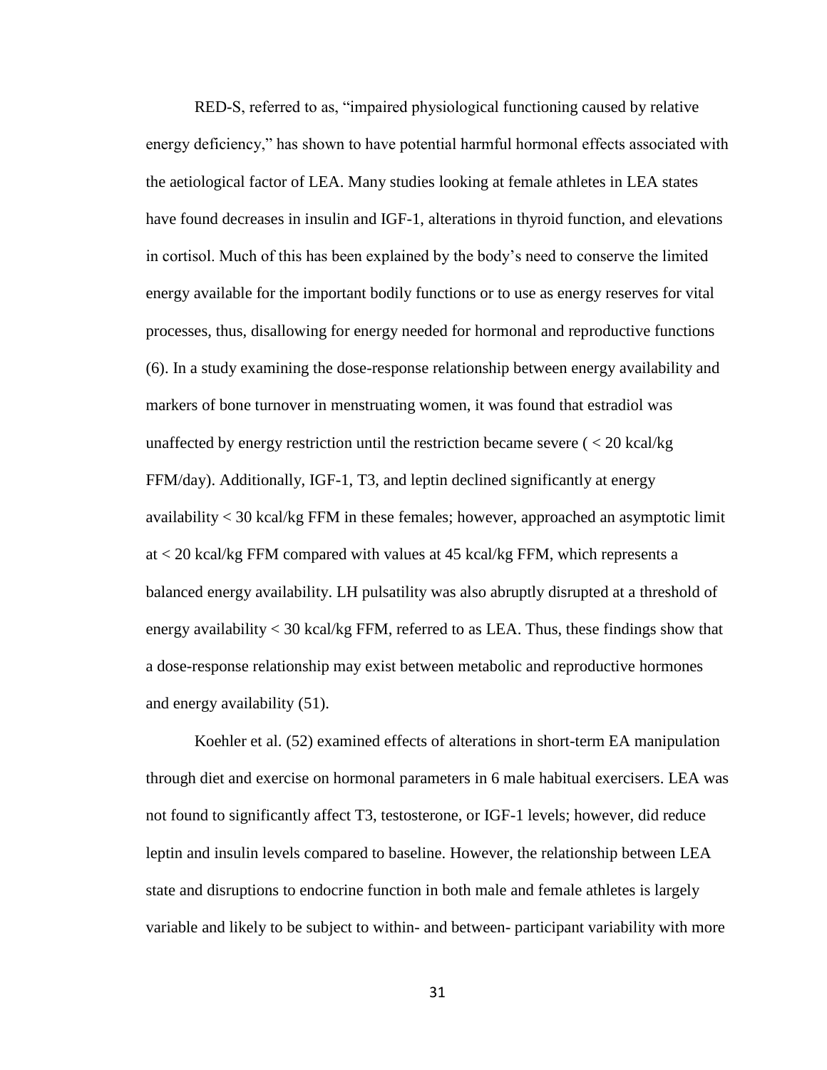RED-S, referred to as, "impaired physiological functioning caused by relative energy deficiency," has shown to have potential harmful hormonal effects associated with the aetiological factor of LEA. Many studies looking at female athletes in LEA states have found decreases in insulin and IGF-1, alterations in thyroid function, and elevations in cortisol. Much of this has been explained by the body's need to conserve the limited energy available for the important bodily functions or to use as energy reserves for vital processes, thus, disallowing for energy needed for hormonal and reproductive functions (6). In a study examining the dose-response relationship between energy availability and markers of bone turnover in menstruating women, it was found that estradiol was unaffected by energy restriction until the restriction became severe ( < 20 kcal/kg FFM/day). Additionally, IGF-1, T3, and leptin declined significantly at energy availability < 30 kcal/kg FFM in these females; however, approached an asymptotic limit at < 20 kcal/kg FFM compared with values at 45 kcal/kg FFM, which represents a balanced energy availability. LH pulsatility was also abruptly disrupted at a threshold of energy availability < 30 kcal/kg FFM, referred to as LEA. Thus, these findings show that a dose-response relationship may exist between metabolic and reproductive hormones and energy availability (51).

Koehler et al. (52) examined effects of alterations in short-term EA manipulation through diet and exercise on hormonal parameters in 6 male habitual exercisers. LEA was not found to significantly affect T3, testosterone, or IGF-1 levels; however, did reduce leptin and insulin levels compared to baseline. However, the relationship between LEA state and disruptions to endocrine function in both male and female athletes is largely variable and likely to be subject to within- and between- participant variability with more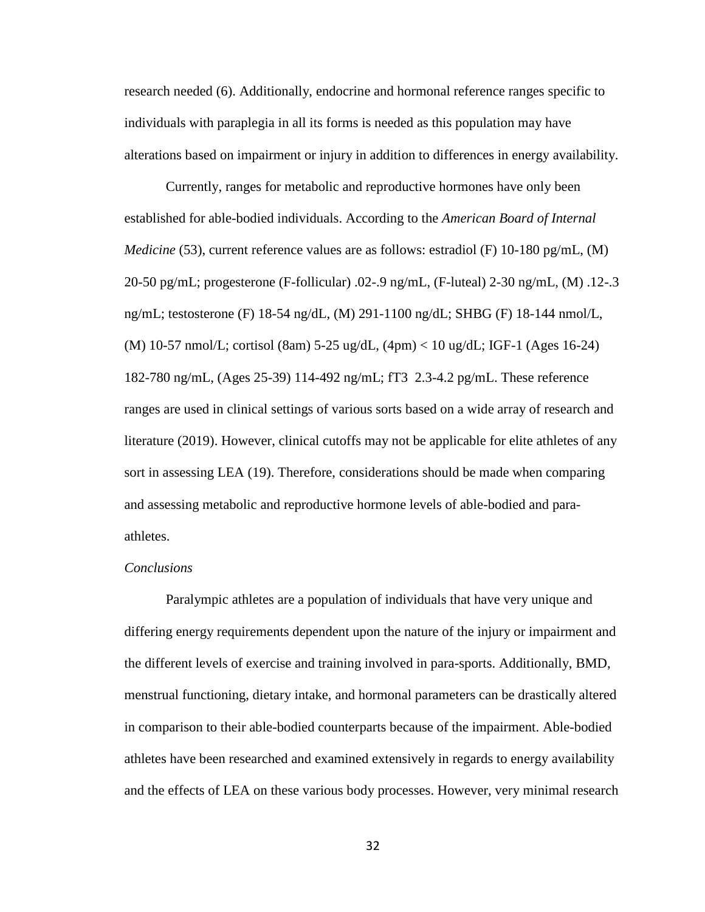research needed (6). Additionally, endocrine and hormonal reference ranges specific to individuals with paraplegia in all its forms is needed as this population may have alterations based on impairment or injury in addition to differences in energy availability.

Currently, ranges for metabolic and reproductive hormones have only been established for able-bodied individuals. According to the *American Board of Internal Medicine* (53), current reference values are as follows: estradiol (F) 10-180 pg/mL, (M) 20-50 pg/mL; progesterone (F-follicular) .02-.9 ng/mL, (F-luteal) 2-30 ng/mL, (M) .12-.3 ng/mL; testosterone (F) 18-54 ng/dL, (M) 291-1100 ng/dL; SHBG (F) 18-144 nmol/L, (M) 10-57 nmol/L; cortisol (8am) 5-25 ug/dL, (4pm) < 10 ug/dL; IGF-1 (Ages 16-24) 182-780 ng/mL, (Ages 25-39) 114-492 ng/mL; fT3 2.3-4.2 pg/mL. These reference ranges are used in clinical settings of various sorts based on a wide array of research and literature (2019). However, clinical cutoffs may not be applicable for elite athletes of any sort in assessing LEA (19). Therefore, considerations should be made when comparing and assessing metabolic and reproductive hormone levels of able-bodied and para-athletes.

*Conclusions*

Paralympic athletes are a population of individuals that have very unique and differing energy requirements dependent upon the nature of the injury or impairment and the different levels of exercise and training involved in para-sports. Additionally, BMD, menstrual functioning, dietary intake, and hormonal parameters can be drastically altered in comparison to their able-bodied counterparts because of the impairment. Able-bodied athletes have been researched and examined extensively in regards to energy availability and the effects of LEA on these various body processes. However, very minimal research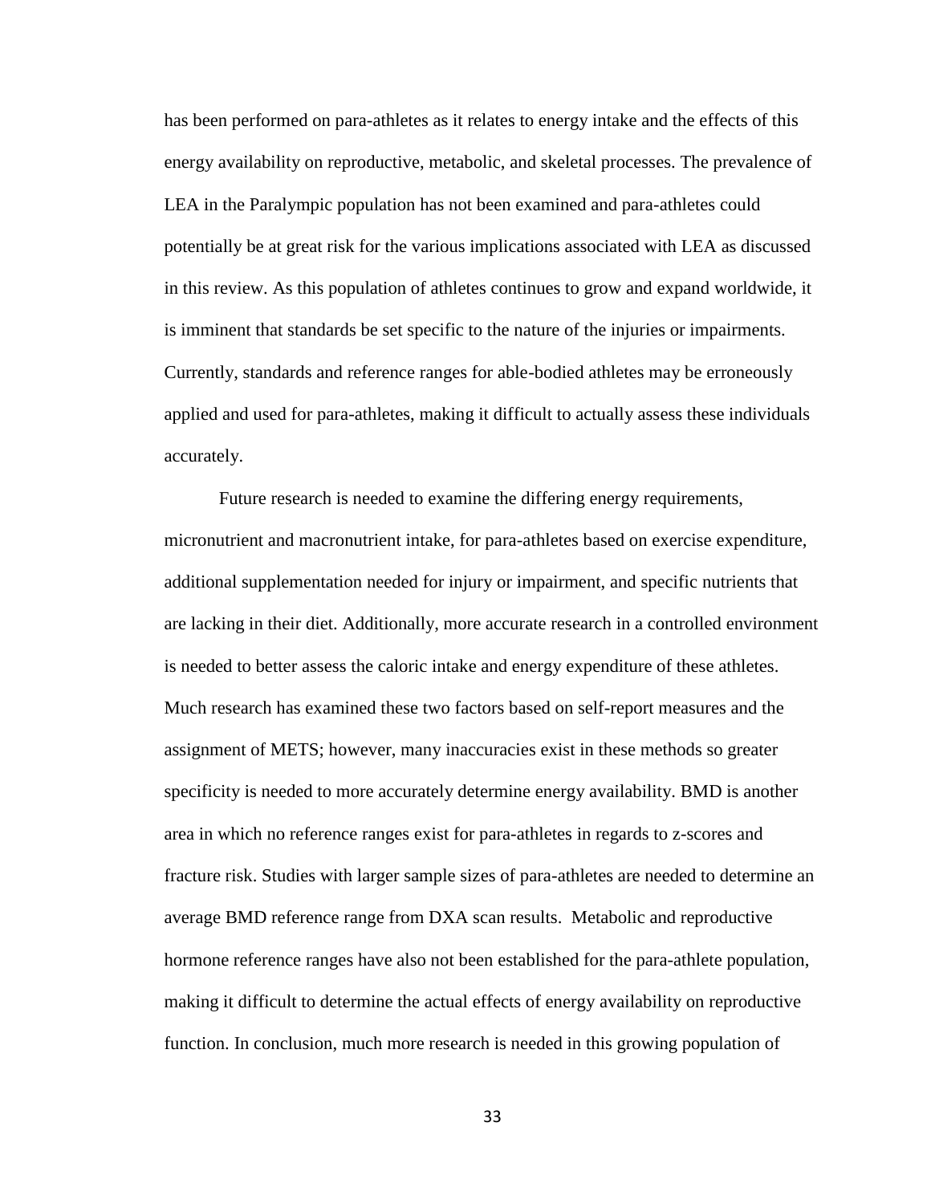has been performed on para-athletes as it relates to energy intake and the effects of this energy availability on reproductive, metabolic, and skeletal processes. The prevalence of LEA in the Paralympic population has not been examined and para-athletes could potentially be at great risk for the various implications associated with LEA as discussed in this review. As this population of athletes continues to grow and expand worldwide, it is imminent that standards be set specific to the nature of the injuries or impairments. Currently, standards and reference ranges for able-bodied athletes may be erroneously applied and used for para-athletes, making it difficult to actually assess these individuals accurately.

Future research is needed to examine the differing energy requirements, micronutrient and macronutrient intake, for para-athletes based on exercise expenditure, additional supplementation needed for injury or impairment, and specific nutrients that are lacking in their diet. Additionally, more accurate research in a controlled environment is needed to better assess the caloric intake and energy expenditure of these athletes. Much research has examined these two factors based on self-report measures and the assignment of METS; however, many inaccuracies exist in these methods so greater specificity is needed to more accurately determine energy availability. BMD is another area in which no reference ranges exist for para-athletes in regards to z-scores and fracture risk. Studies with larger sample sizes of para-athletes are needed to determine an average BMD reference range from DXA scan results. Metabolic and reproductive hormone reference ranges have also not been established for the para-athlete population, making it difficult to determine the actual effects of energy availability on reproductive function. In conclusion, much more research is needed in this growing population of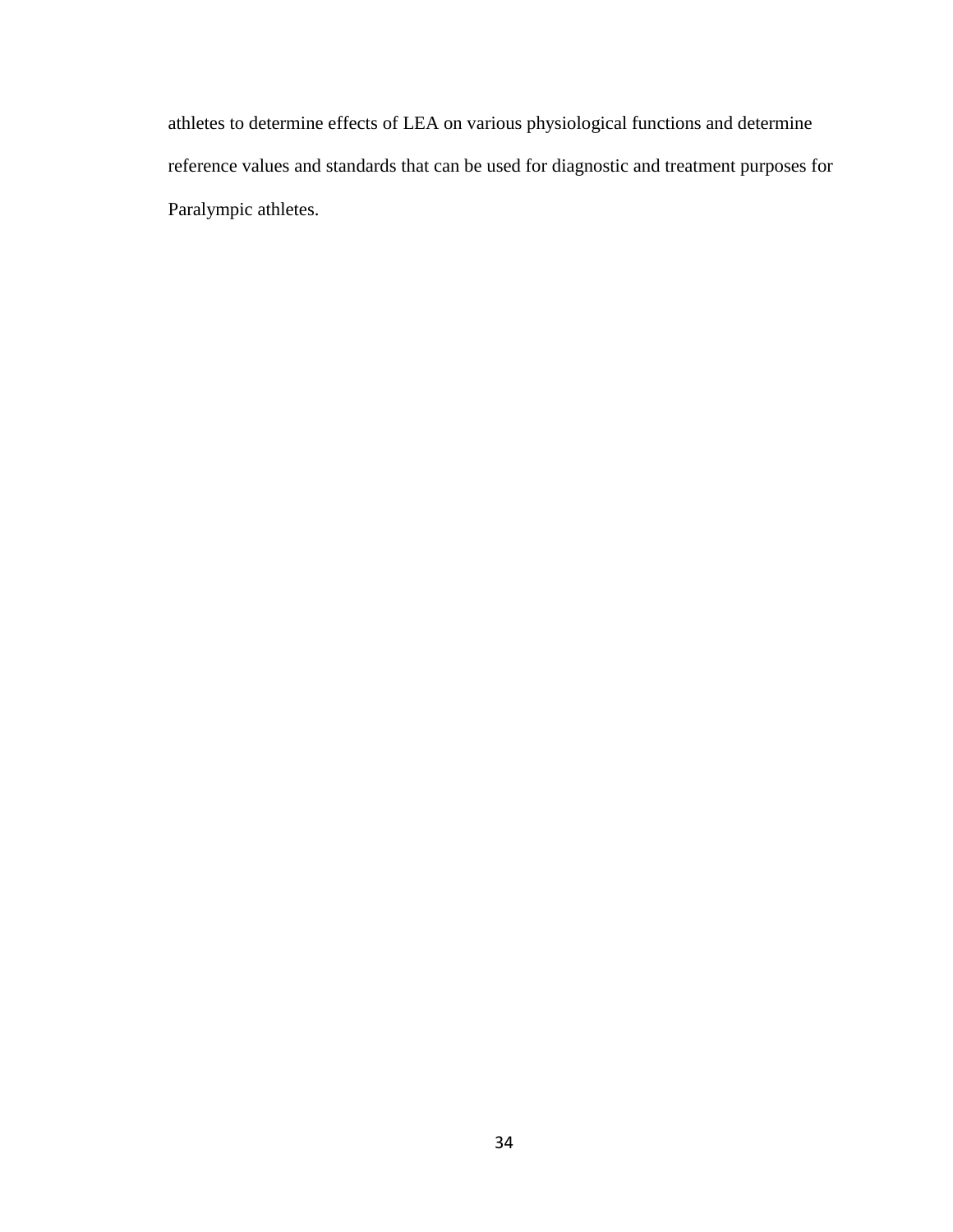athletes to determine effects of LEA on various physiological functions and determine reference values and standards that can be used for diagnostic and treatment purposes for Paralympic athletes.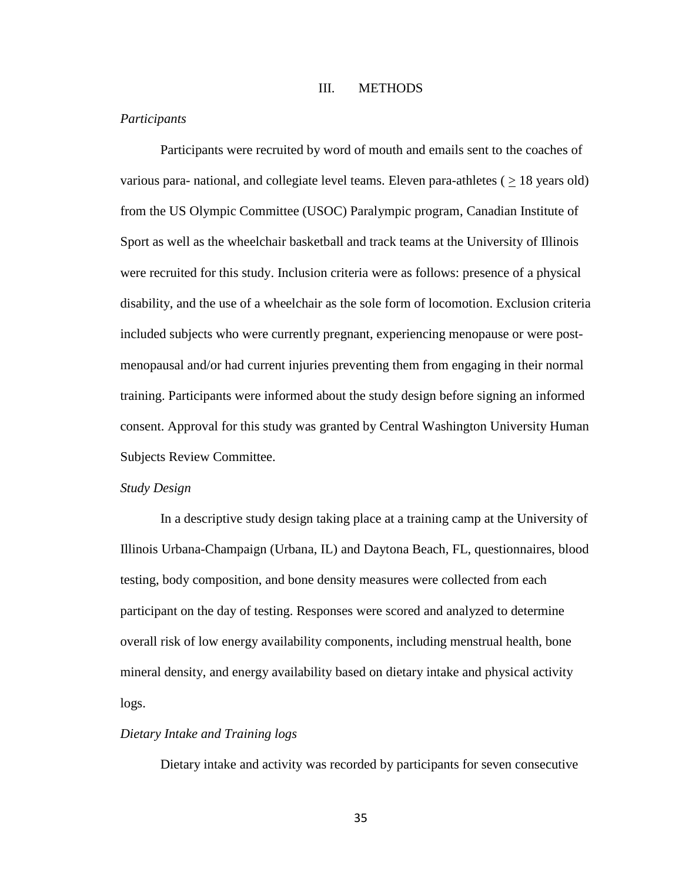# III. METHODS

*Participants*

Participants were recruited by word of mouth and emails sent to the coaches of various para- national, and collegiate level teams. Eleven para-athletes ( $\geq$ 18 years old) from the US Olympic Committee (USOC) Paralympic program, Canadian Institute of Sport as well as the wheelchair basketball and track teams at the University of Illinois were recruited for this study. Inclusion criteria were as follows: presence of a physical disability, and the use of a wheelchair as the sole form of locomotion. Exclusion criteria included subjects who were currently pregnant, experiencing menopause or were post-menopausal and/or had current injuries preventing them from engaging in their normal training. Participants were informed about the study design before signing an informed consent. Approval for this study was granted by Central Washington University Human Subjects Review Committee.

*Study Design*

In a descriptive study design taking place at a training camp at the University of Illinois Urbana-Champaign (Urbana, IL) and Daytona Beach, FL, questionnaires, blood testing, body composition, and bone density measures were collected from each participant on the day of testing. Responses were scored and analyzed to determine overall risk of low energy availability components, including menstrual health, bone mineral density, and energy availability based on dietary intake and physical activity logs.

*Dietary Intake and Training logs*

Dietary intake and activity was recorded by participants for seven consecutive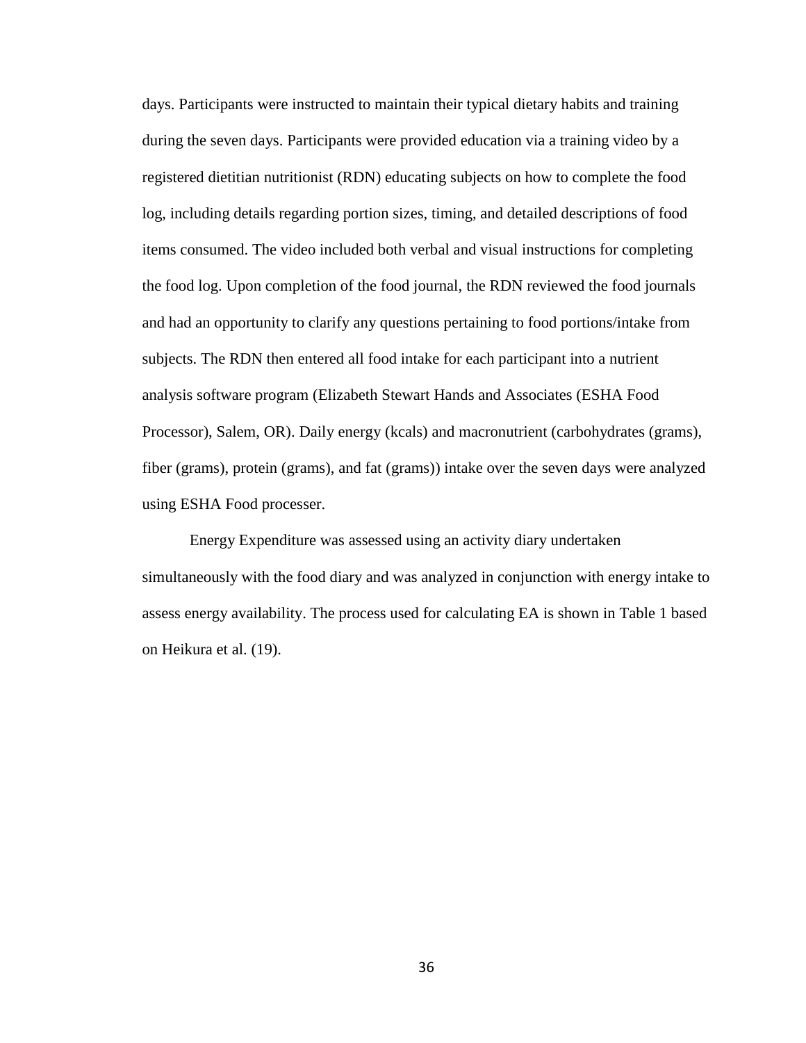days. Participants were instructed to maintain their typical dietary habits and training during the seven days. Participants were provided education via a training video by a registered dietitian nutritionist (RDN) educating subjects on how to complete the food log, including details regarding portion sizes, timing, and detailed descriptions of food items consumed. The video included both verbal and visual instructions for completing the food log. Upon completion of the food journal, the RDN reviewed the food journals and had an opportunity to clarify any questions pertaining to food portions/intake from subjects. The RDN then entered all food intake for each participant into a nutrient analysis software program (Elizabeth Stewart Hands and Associates (ESHA Food Processor), Salem, OR). Daily energy (kcals) and macronutrient (carbohydrates (grams), fiber (grams), protein (grams), and fat (grams)) intake over the seven days were analyzed using ESHA Food processer.

Energy Expenditure was assessed using an activity diary undertaken simultaneously with the food diary and was analyzed in conjunction with energy intake to assess energy availability. The process used for calculating EA is shown in Table 1 based on Heikura et al. (19).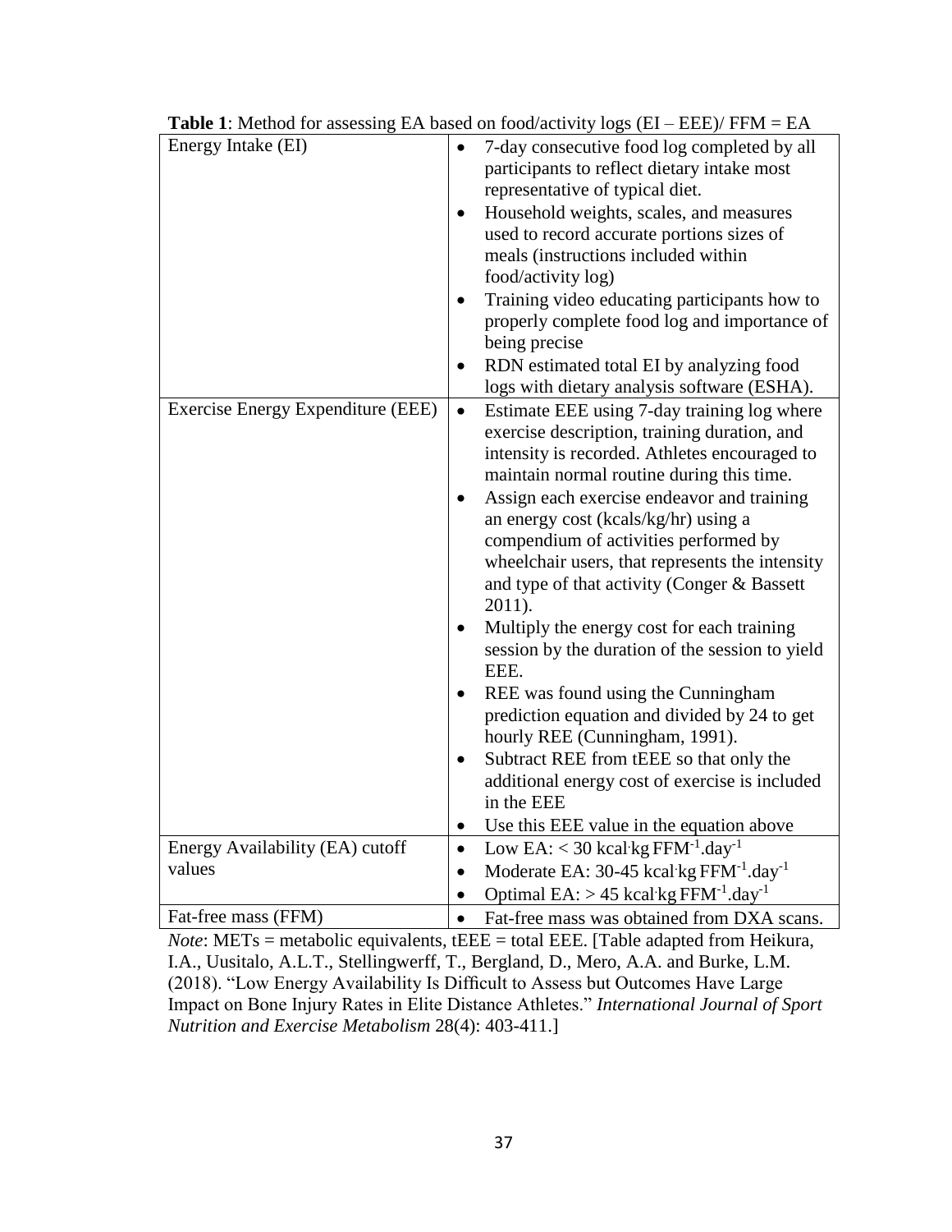**Table 1**: Method for assessing EA based on food/activity logs (EI – EEE)/ FFM = EA

| | |
|---|---|
| Energy Intake (EI) | • 7-day consecutive food log completed by all participants to reflect dietary intake most representative of typical diet.<br>• Household weights, scales, and measures used to record accurate portions sizes of meals (instructions included within food/activity log)<br>• Training video educating participants how to properly complete food log and importance of being precise<br>• RDN estimated total EI by analyzing food logs with dietary analysis software (ESHA). |
| Exercise Energy Expenditure (EEE) | • Estimate EEE using 7-day training log where exercise description, training duration, and intensity is recorded. Athletes encouraged to maintain normal routine during this time.<br>• Assign each exercise endeavor and training an energy cost (kcals/kg/hr) using a compendium of activities performed by wheelchair users, that represents the intensity and type of that activity (Conger & Bassett 2011).<br>• Multiply the energy cost for each training session by the duration of the session to yield EEE.<br>• REE was found using the Cunningham prediction equation and divided by 24 to get hourly REE (Cunningham, 1991).<br>• Subtract REE from tEEE so that only the additional energy cost of exercise is included in the EEE<br>• Use this EEE value in the equation above |
| Energy Availability (EA) cutoff values | • Low EA: < 30 kcal·kg $FFM^{-1}.day^{-1}$<br>• Moderate EA: 30-45 kcal·kg $FFM^{-1}.day^{-1}$<br>• Optimal EA: > 45 kcal·kg $FFM^{-1}.day^{-1}$ |
| Fat-free mass (FFM) | • Fat-free mass was obtained from DXA scans. |

*Note*: METs = metabolic equivalents, tEEE = total EEE. [Table adapted from Heikura, I.A., Uusitalo, A.L.T., Stellingwerff, T., Bergland, D., Mero, A.A. and Burke, L.M. (2018). "Low Energy Availability Is Difficult to Assess but Outcomes Have Large Impact on Bone Injury Rates in Elite Distance Athletes." *International Journal of Sport Nutrition and Exercise Metabolism* 28(4): 403-411.]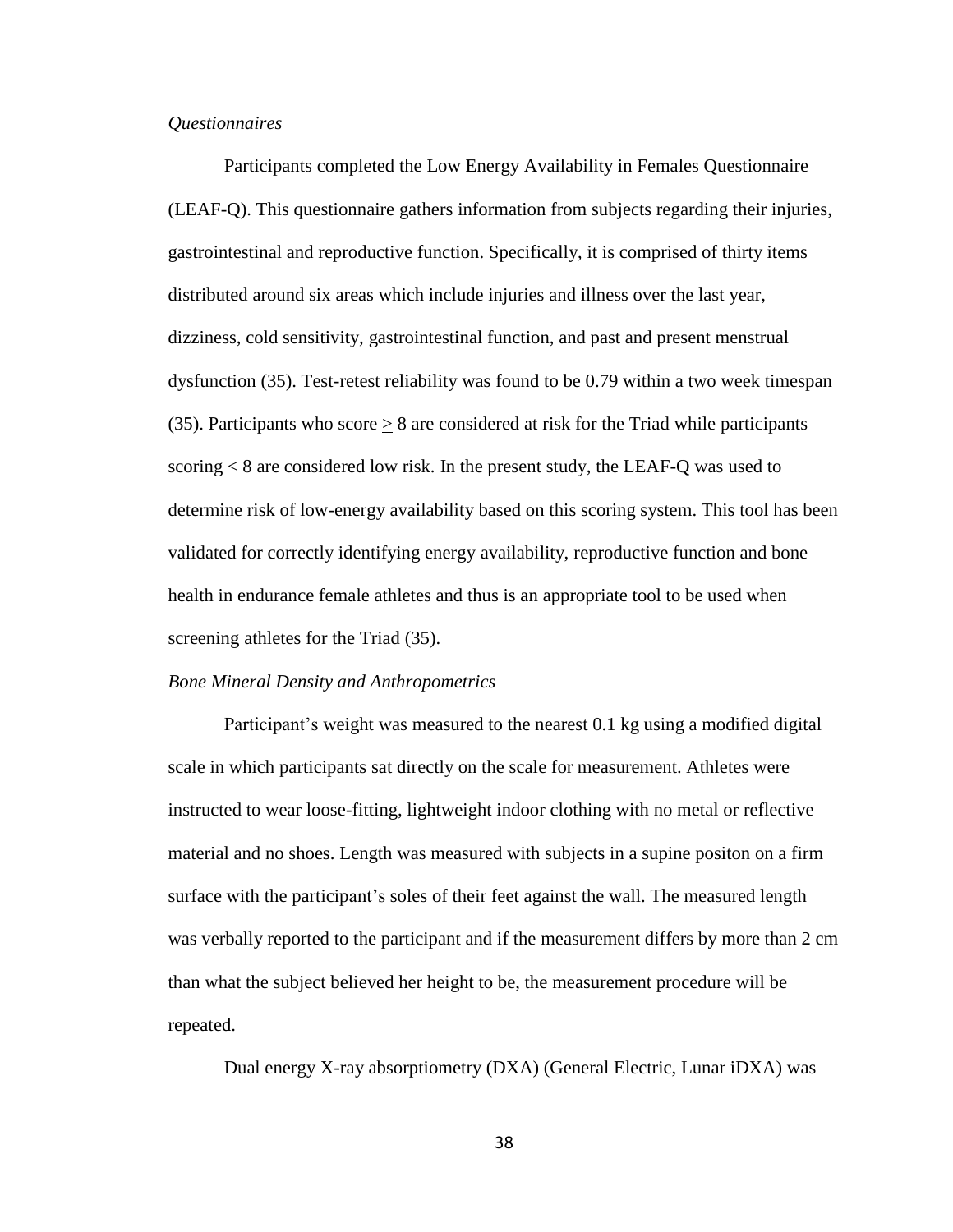*Questionnaires*

Participants completed the Low Energy Availability in Females Questionnaire (LEAF-Q). This questionnaire gathers information from subjects regarding their injuries, gastrointestinal and reproductive function. Specifically, it is comprised of thirty items distributed around six areas which include injuries and illness over the last year, dizziness, cold sensitivity, gastrointestinal function, and past and present menstrual dysfunction (35). Test-retest reliability was found to be 0.79 within a two week timespan (35). Participants who score $\geq$ 8 are considered at risk for the Triad while participants scoring < 8 are considered low risk. In the present study, the LEAF-Q was used to determine risk of low-energy availability based on this scoring system. This tool has been validated for correctly identifying energy availability, reproductive function and bone health in endurance female athletes and thus is an appropriate tool to be used when screening athletes for the Triad (35).

*Bone Mineral Density and Anthropometrics*

Participant's weight was measured to the nearest 0.1 kg using a modified digital scale in which participants sat directly on the scale for measurement. Athletes were instructed to wear loose-fitting, lightweight indoor clothing with no metal or reflective material and no shoes. Length was measured with subjects in a supine positon on a firm surface with the participant's soles of their feet against the wall. The measured length was verbally reported to the participant and if the measurement differs by more than 2 cm than what the subject believed her height to be, the measurement procedure will be repeated.

Dual energy X-ray absorptiometry (DXA) (General Electric, Lunar iDXA) was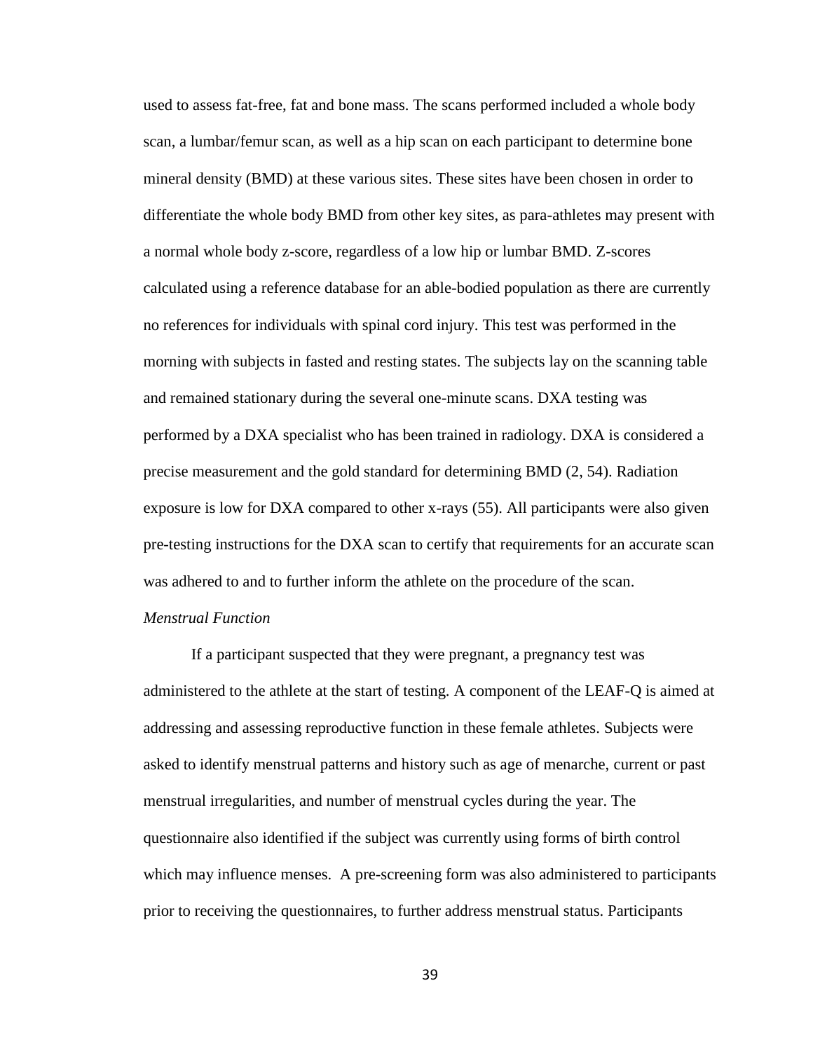used to assess fat-free, fat and bone mass. The scans performed included a whole body scan, a lumbar/femur scan, as well as a hip scan on each participant to determine bone mineral density (BMD) at these various sites. These sites have been chosen in order to differentiate the whole body BMD from other key sites, as para-athletes may present with a normal whole body z-score, regardless of a low hip or lumbar BMD. Z-scores calculated using a reference database for an able-bodied population as there are currently no references for individuals with spinal cord injury. This test was performed in the morning with subjects in fasted and resting states. The subjects lay on the scanning table and remained stationary during the several one-minute scans. DXA testing was performed by a DXA specialist who has been trained in radiology. DXA is considered a precise measurement and the gold standard for determining BMD (2, 54). Radiation exposure is low for DXA compared to other x-rays (55). All participants were also given pre-testing instructions for the DXA scan to certify that requirements for an accurate scan was adhered to and to further inform the athlete on the procedure of the scan.

*Menstrual Function*

If a participant suspected that they were pregnant, a pregnancy test was administered to the athlete at the start of testing. A component of the LEAF-Q is aimed at addressing and assessing reproductive function in these female athletes. Subjects were asked to identify menstrual patterns and history such as age of menarche, current or past menstrual irregularities, and number of menstrual cycles during the year. The questionnaire also identified if the subject was currently using forms of birth control which may influence menses. A pre-screening form was also administered to participants prior to receiving the questionnaires, to further address menstrual status. Participants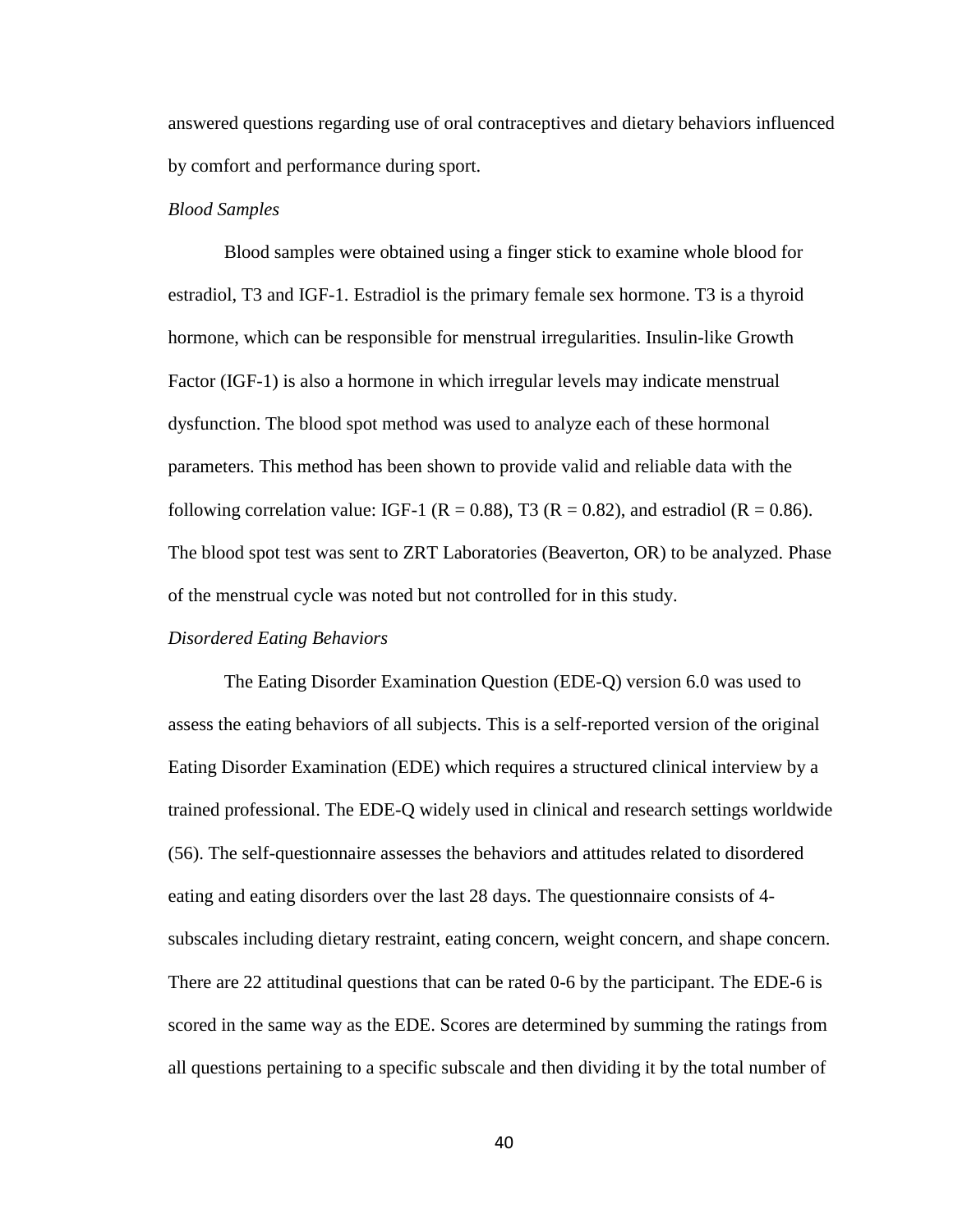answered questions regarding use of oral contraceptives and dietary behaviors influenced by comfort and performance during sport.

*Blood Samples*

Blood samples were obtained using a finger stick to examine whole blood for estradiol, T3 and IGF-1. Estradiol is the primary female sex hormone. T3 is a thyroid hormone, which can be responsible for menstrual irregularities. Insulin-like Growth Factor (IGF-1) is also a hormone in which irregular levels may indicate menstrual dysfunction. The blood spot method was used to analyze each of these hormonal parameters. This method has been shown to provide valid and reliable data with the following correlation value: IGF-1 ($R = 0.88$), T3 ($R = 0.82$), and estradiol ($R = 0.86$). The blood spot test was sent to ZRT Laboratories (Beaverton, OR) to be analyzed. Phase of the menstrual cycle was noted but not controlled for in this study.

*Disordered Eating Behaviors*

The Eating Disorder Examination Question (EDE-Q) version 6.0 was used to assess the eating behaviors of all subjects. This is a self-reported version of the original Eating Disorder Examination (EDE) which requires a structured clinical interview by a trained professional. The EDE-Q widely used in clinical and research settings worldwide (56). The self-questionnaire assesses the behaviors and attitudes related to disordered eating and eating disorders over the last 28 days. The questionnaire consists of 4-subscales including dietary restraint, eating concern, weight concern, and shape concern. There are 22 attitudinal questions that can be rated 0-6 by the participant. The EDE-6 is scored in the same way as the EDE. Scores are determined by summing the ratings from all questions pertaining to a specific subscale and then dividing it by the total number of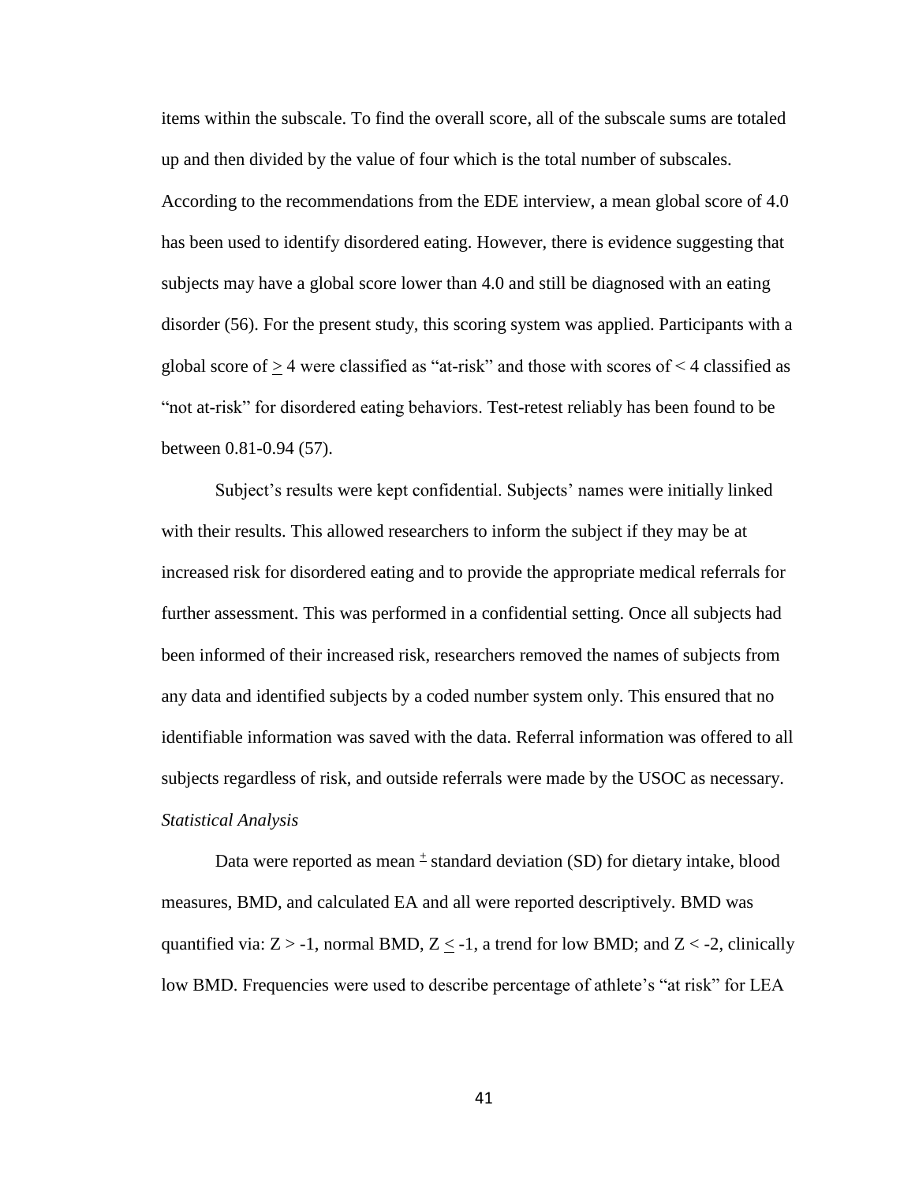items within the subscale. To find the overall score, all of the subscale sums are totaled up and then divided by the value of four which is the total number of subscales. According to the recommendations from the EDE interview, a mean global score of 4.0 has been used to identify disordered eating. However, there is evidence suggesting that subjects may have a global score lower than 4.0 and still be diagnosed with an eating disorder (56). For the present study, this scoring system was applied. Participants with a global score of $\geq$ 4 were classified as "at-risk" and those with scores of < 4 classified as "not at-risk" for disordered eating behaviors. Test-retest reliably has been found to be between 0.81-0.94 (57).

Subject's results were kept confidential. Subjects' names were initially linked with their results. This allowed researchers to inform the subject if they may be at increased risk for disordered eating and to provide the appropriate medical referrals for further assessment. This was performed in a confidential setting. Once all subjects had been informed of their increased risk, researchers removed the names of subjects from any data and identified subjects by a coded number system only. This ensured that no identifiable information was saved with the data. Referral information was offered to all subjects regardless of risk, and outside referrals were made by the USOC as necessary.

*Statistical Analysis*

Data were reported as mean $\pm$ standard deviation (SD) for dietary intake, blood measures, BMD, and calculated EA and all were reported descriptively. BMD was quantified via: $Z > -1$, normal BMD, $Z \leq -1$, a trend for low BMD; and $Z < -2$, clinically low BMD. Frequencies were used to describe percentage of athlete's "at risk" for LEA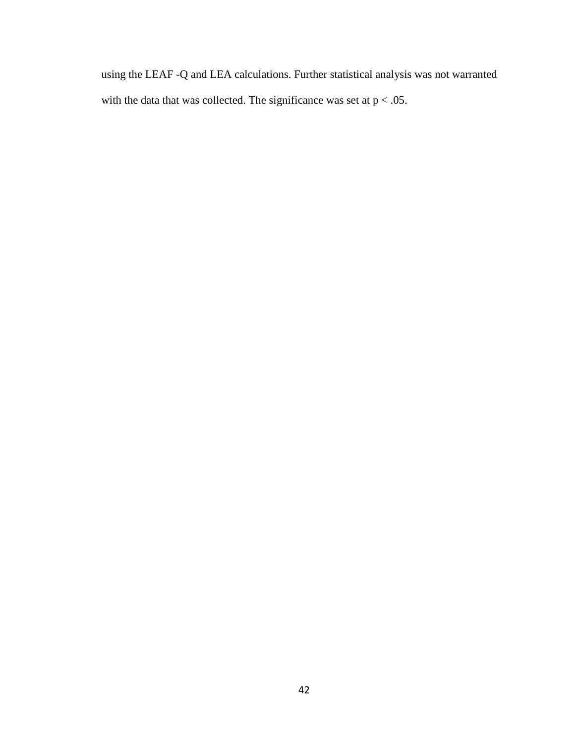using the LEAF -Q and LEA calculations. Further statistical analysis was not warranted with the data that was collected. The significance was set at $p < .05$.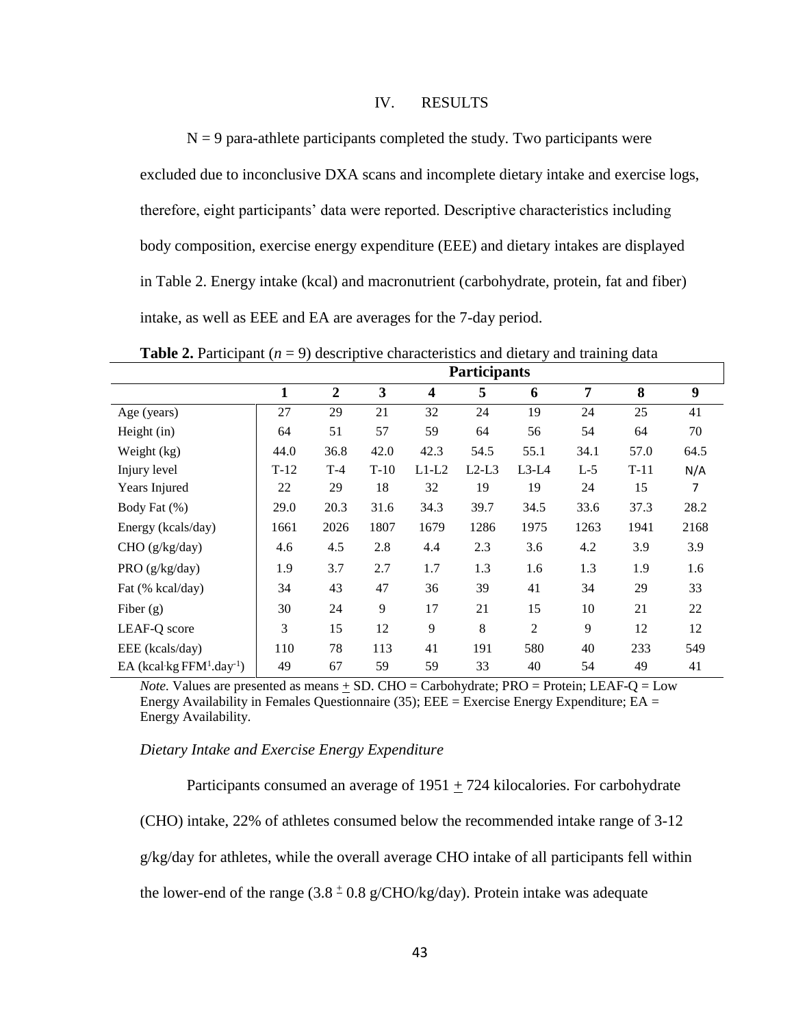## IV. RESULTS

N = 9 para-athlete participants completed the study. Two participants were excluded due to inconclusive DXA scans and incomplete dietary intake and exercise logs, therefore, eight participants' data were reported. Descriptive characteristics including body composition, exercise energy expenditure (EEE) and dietary intakes are displayed in Table 2. Energy intake (kcal) and macronutrient (carbohydrate, protein, fat and fiber) intake, as well as EEE and EA are averages for the 7-day period.

**Table 2.** Participant ($n$ = 9) descriptive characteristics and dietary and training data

| | **Participants** | | | | | | | | |
|---|---|---|---|---|---|---|---|---|---|
| | **1** | **2** | **3** | **4** | **5** | **6** | **7** | **8** | **9** |
| Age (years) | 27 | 29 | 21 | 32 | 24 | 19 | 24 | 25 | 41 |
| Height (in) | 64 | 51 | 57 | 59 | 64 | 56 | 54 | 64 | 70 |
| Weight (kg) | 44.0 | 36.8 | 42.0 | 42.3 | 54.5 | 55.1 | 34.1 | 57.0 | 64.5 |
| Injury level | T-12 | T-4 | T-10 | L1-L2 | L2-L3 | L3-L4 | L-5 | T-11 | N/A |
| Years Injured | 22 | 29 | 18 | 32 | 19 | 19 | 24 | 15 | 7 |
| Body Fat (%) | 29.0 | 20.3 | 31.6 | 34.3 | 39.7 | 34.5 | 33.6 | 37.3 | 28.2 |
| Energy (kcals/day) | 1661 | 2026 | 1807 | 1679 | 1286 | 1975 | 1263 | 1941 | 2168 |
| CHO (g/kg/day) | 4.6 | 4.5 | 2.8 | 4.4 | 2.3 | 3.6 | 4.2 | 3.9 | 3.9 |
| PRO (g/kg/day) | 1.9 | 3.7 | 2.7 | 1.7 | 1.3 | 1.6 | 1.3 | 1.9 | 1.6 |
| Fat (% kcal/day) | 34 | 43 | 47 | 36 | 39 | 41 | 34 | 29 | 33 |
| Fiber (g) | 30 | 24 | 9 | 17 | 21 | 15 | 10 | 21 | 22 |
| LEAF-Q score | 3 | 15 | 12 | 9 | 8 | 2 | 9 | 12 | 12 |
| EEE (kcals/day) | 110 | 78 | 113 | 41 | 191 | 580 | 40 | 233 | 549 |
| EA ($kcal \cdot kg\ FFM^{1} . day^{-1}$) | 49 | 67 | 59 | 59 | 33 | 40 | 54 | 49 | 41 |

*Note.* Values are presented as means $\pm$ SD. CHO = Carbohydrate; PRO = Protein; LEAF-Q = Low Energy Availability in Females Questionnaire (35); EEE = Exercise Energy Expenditure; EA = Energy Availability.

### *Dietary Intake and Exercise Energy Expenditure*

Participants consumed an average of 1951 $\pm$ 724 kilocalories. For carbohydrate (CHO) intake, 22% of athletes consumed below the recommended intake range of 3-12 g/kg/day for athletes, while the overall average CHO intake of all participants fell within the lower-end of the range (3.8 $\pm$ 0.8 g/CHO/kg/day). Protein intake was adequate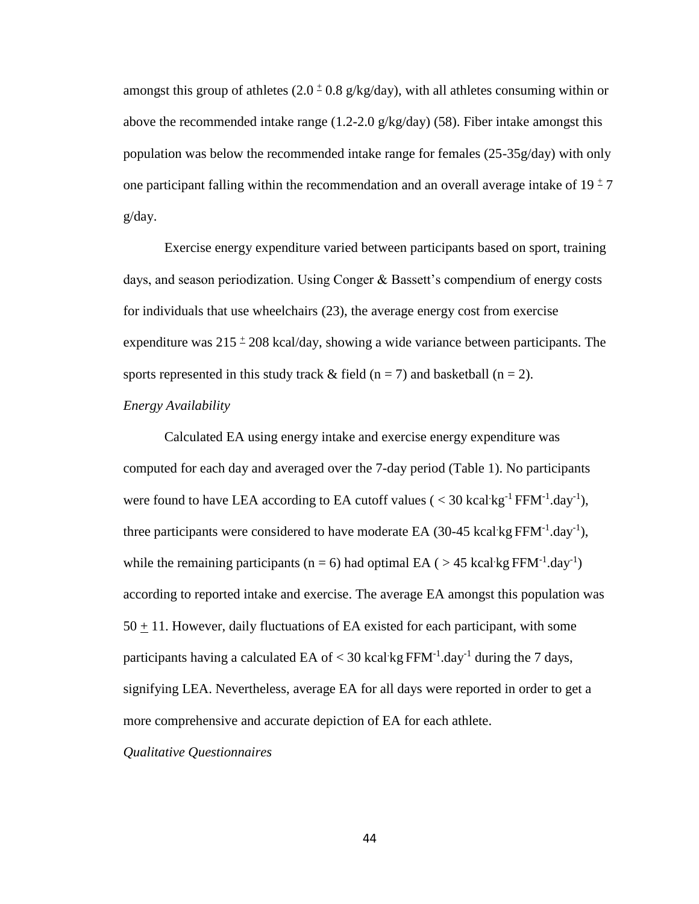amongst this group of athletes ($2.0 \pm 0.8$ g/kg/day), with all athletes consuming within or above the recommended intake range (1.2-2.0 g/kg/day) (58). Fiber intake amongst this population was below the recommended intake range for females (25-35g/day) with only one participant falling within the recommendation and an overall average intake of $19 \pm 7$ g/day.

Exercise energy expenditure varied between participants based on sport, training days, and season periodization. Using Conger & Bassett's compendium of energy costs for individuals that use wheelchairs (23), the average energy cost from exercise expenditure was $215 \pm 208$ kcal/day, showing a wide variance between participants. The sports represented in this study track & field ($n = 7$) and basketball ($n = 2$).

*Energy Availability*

Calculated EA using energy intake and exercise energy expenditure was computed for each day and averaged over the 7-day period (Table 1). No participants were found to have LEA according to EA cutoff values ( $< 30$ kcal·kg$^{-1}$ FFM$^{-1}$.day$^{-1}$), three participants were considered to have moderate EA (30-45 kcal·kg FFM$^{-1}$.day$^{-1}$), while the remaining participants ($n = 6$) had optimal EA ( $> 45$ kcal·kg FFM$^{-1}$.day$^{-1}$) according to reported intake and exercise. The average EA amongst this population was $50 \pm 11$. However, daily fluctuations of EA existed for each participant, with some participants having a calculated EA of $< 30$ kcal·kg FFM$^{-1}$.day$^{-1}$ during the 7 days, signifying LEA. Nevertheless, average EA for all days were reported in order to get a more comprehensive and accurate depiction of EA for each athlete.

*Qualitative Questionnaires*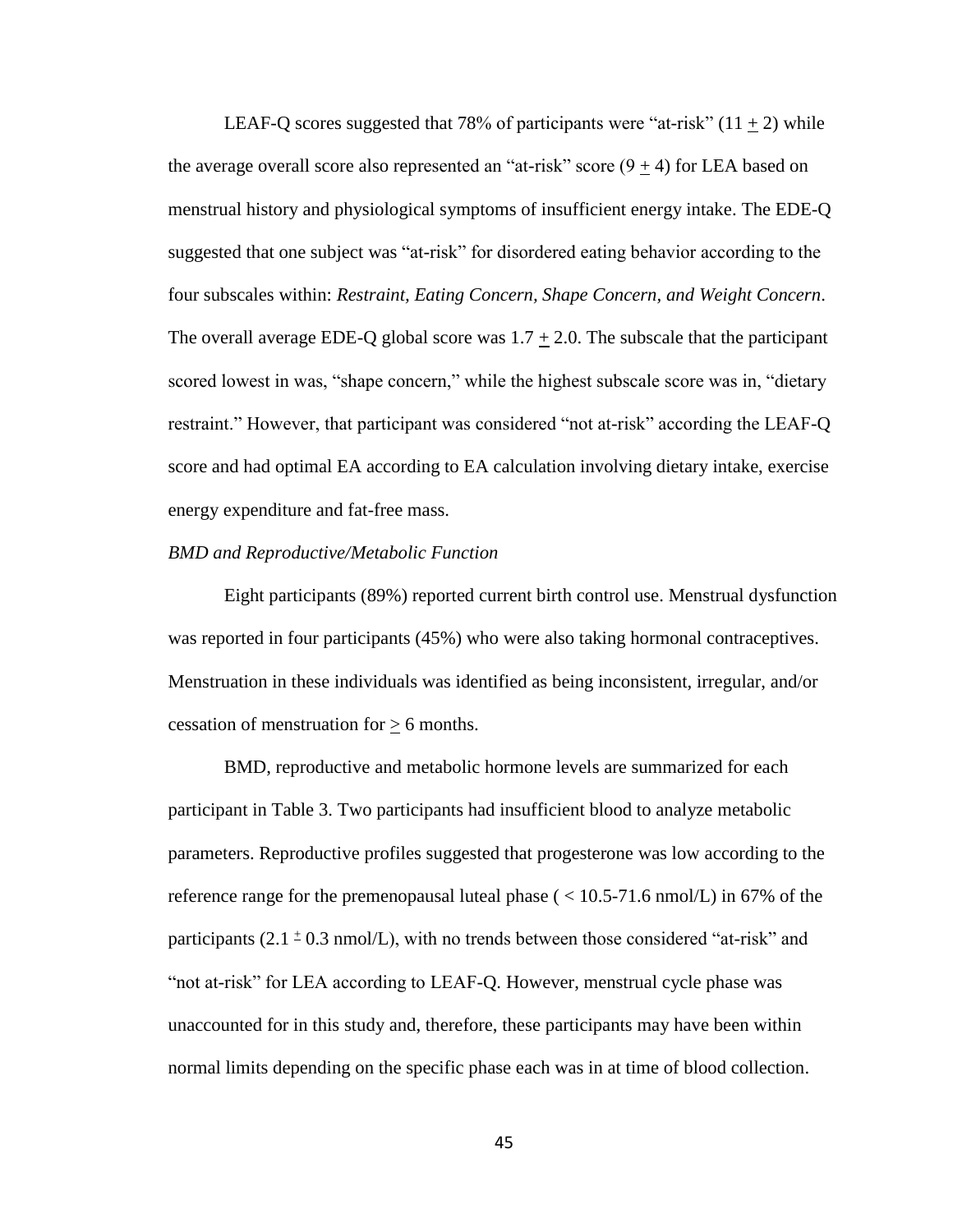LEAF-Q scores suggested that 78% of participants were "at-risk" (11 $\pm$ 2) while the average overall score also represented an "at-risk" score (9 $\pm$ 4) for LEA based on menstrual history and physiological symptoms of insufficient energy intake. The EDE-Q suggested that one subject was "at-risk" for disordered eating behavior according to the four subscales within: *Restraint, Eating Concern, Shape Concern, and Weight Concern*. The overall average EDE-Q global score was 1.7 $\pm$ 2.0. The subscale that the participant scored lowest in was, "shape concern," while the highest subscale score was in, "dietary restraint." However, that participant was considered "not at-risk" according the LEAF-Q score and had optimal EA according to EA calculation involving dietary intake, exercise energy expenditure and fat-free mass.

*BMD and Reproductive/Metabolic Function*

Eight participants (89%) reported current birth control use. Menstrual dysfunction was reported in four participants (45%) who were also taking hormonal contraceptives. Menstruation in these individuals was identified as being inconsistent, irregular, and/or cessation of menstruation for $\geq$ 6 months.

BMD, reproductive and metabolic hormone levels are summarized for each participant in Table 3. Two participants had insufficient blood to analyze metabolic parameters. Reproductive profiles suggested that progesterone was low according to the reference range for the premenopausal luteal phase ( < 10.5-71.6 nmol/L) in 67% of the participants (2.1 $\pm$ 0.3 nmol/L), with no trends between those considered "at-risk" and "not at-risk" for LEA according to LEAF-Q. However, menstrual cycle phase was unaccounted for in this study and, therefore, these participants may have been within normal limits depending on the specific phase each was in at time of blood collection.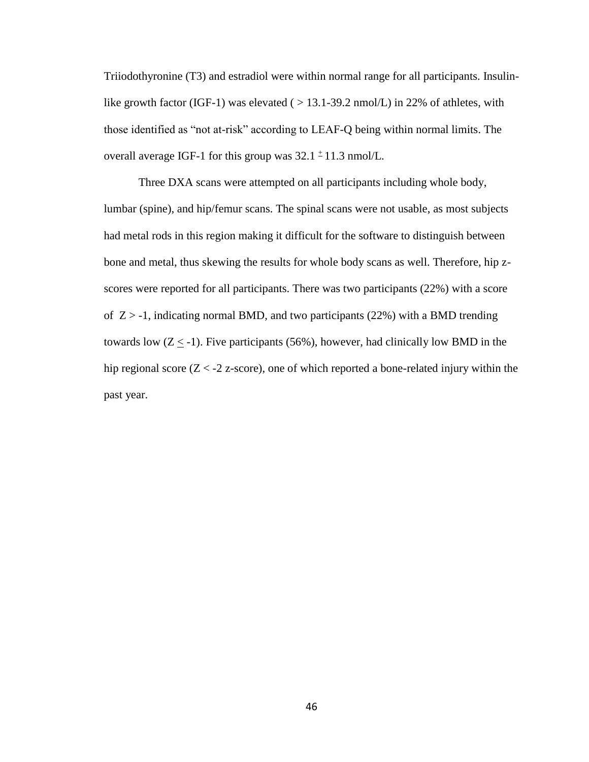Triiodothyronine (T3) and estradiol were within normal range for all participants. Insulin-like growth factor (IGF-1) was elevated ( > 13.1-39.2 nmol/L) in 22% of athletes, with those identified as "not at-risk" according to LEAF-Q being within normal limits. The overall average IGF-1 for this group was $32.1 \pm 11.3$ nmol/L.

Three DXA scans were attempted on all participants including whole body, lumbar (spine), and hip/femur scans. The spinal scans were not usable, as most subjects had metal rods in this region making it difficult for the software to distinguish between bone and metal, thus skewing the results for whole body scans as well. Therefore, hip z-scores were reported for all participants. There was two participants (22%) with a score of $Z > -1$, indicating normal BMD, and two participants (22%) with a BMD trending towards low ($Z \leq -1$). Five participants (56%), however, had clinically low BMD in the hip regional score ($Z < -2$ z-score), one of which reported a bone-related injury within the past year.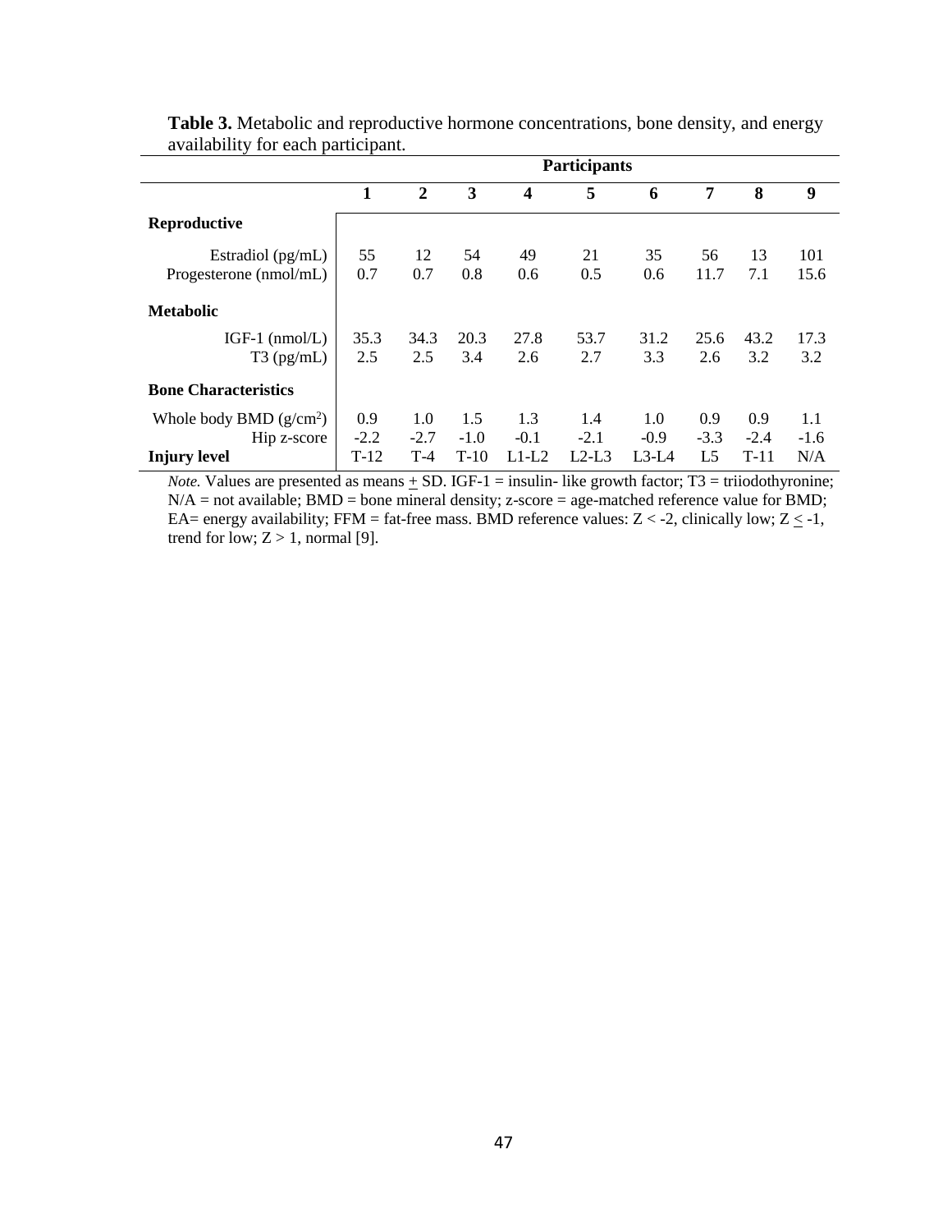**Table 3.** Metabolic and reproductive hormone concentrations, bone density, and energy availability for each participant.

| | Participants | | | | | | | | |
|---|---|---|---|---|---|---|---|---|---|
| | **1** | **2** | **3** | **4** | **5** | **6** | **7** | **8** | **9** |
| **Reproductive** | | | | | | | | | |
| Estradiol (pg/mL) | 55 | 12 | 54 | 49 | 21 | 35 | 56 | 13 | 101 |
| Progesterone (nmol/mL) | 0.7 | 0.7 | 0.8 | 0.6 | 0.5 | 0.6 | 11.7 | 7.1 | 15.6 |
| **Metabolic** | | | | | | | | | |
| IGF-1 (nmol/L) | 35.3 | 34.3 | 20.3 | 27.8 | 53.7 | 31.2 | 25.6 | 43.2 | 17.3 |
| T3 (pg/mL) | 2.5 | 2.5 | 3.4 | 2.6 | 2.7 | 3.3 | 2.6 | 3.2 | 3.2 |
| **Bone Characteristics** | | | | | | | | | |
| Whole body BMD ($g/cm^2$) | 0.9 | 1.0 | 1.5 | 1.3 | 1.4 | 1.0 | 0.9 | 0.9 | 1.1 |
| Hip z-score | -2.2 | -2.7 | -1.0 | -0.1 | -2.1 | -0.9 | -3.3 | -2.4 | -1.6 |
| **Injury level** | T-12 | T-4 | T-10 | L1-L2 | L2-L3 | L3-L4 | L5 | T-11 | N/A |

*Note.* Values are presented as means $\pm$ SD. IGF-1 = insulin- like growth factor; T3 = triiodothyronine; N/A = not available; BMD = bone mineral density; z-score = age-matched reference value for BMD; EA= energy availability; FFM = fat-free mass. BMD reference values: $Z < -2$, clinically low; $Z \leq -1$, trend for low; $Z > 1$, normal [9].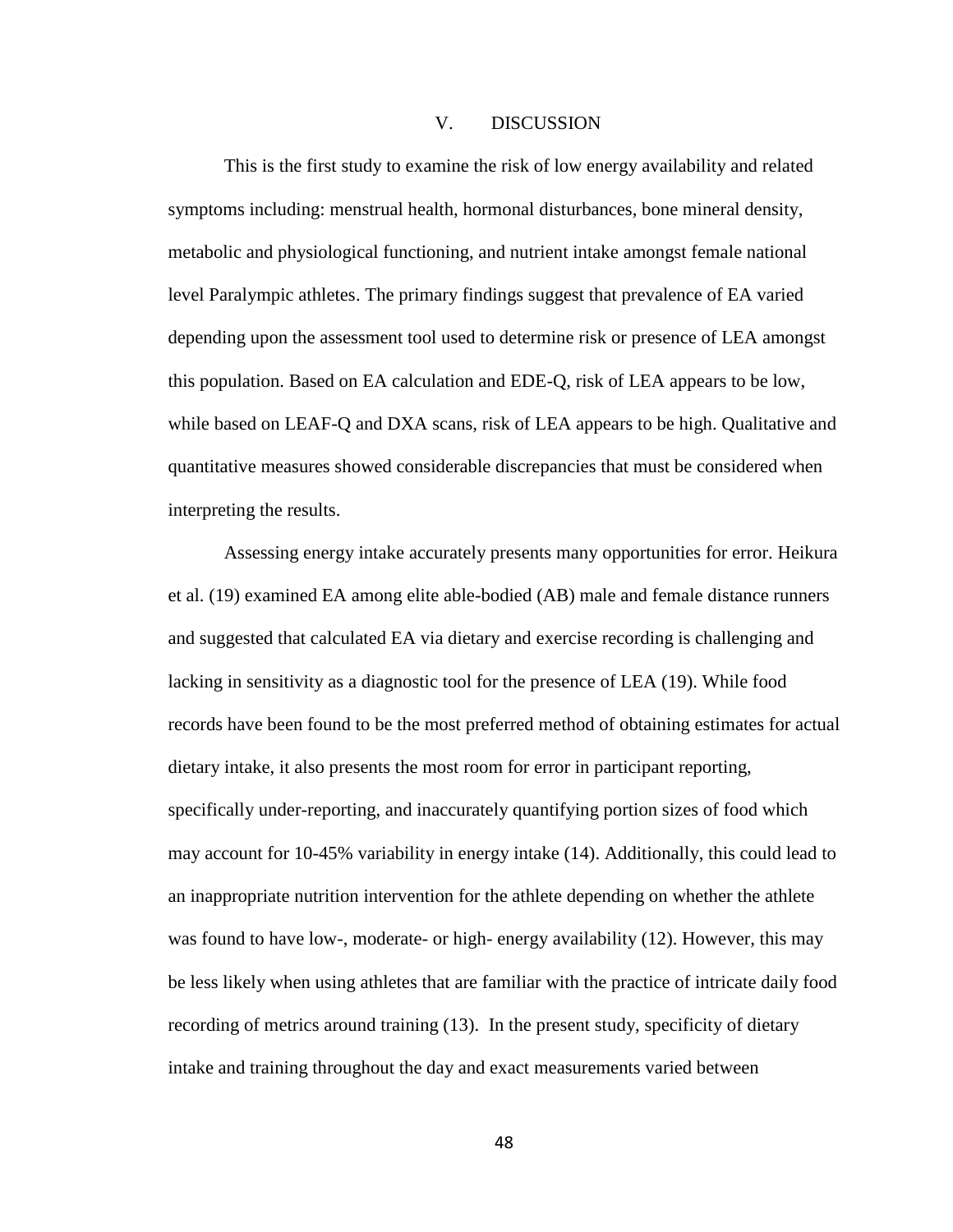# V. DISCUSSION

This is the first study to examine the risk of low energy availability and related symptoms including: menstrual health, hormonal disturbances, bone mineral density, metabolic and physiological functioning, and nutrient intake amongst female national level Paralympic athletes. The primary findings suggest that prevalence of EA varied depending upon the assessment tool used to determine risk or presence of LEA amongst this population. Based on EA calculation and EDE-Q, risk of LEA appears to be low, while based on LEAF-Q and DXA scans, risk of LEA appears to be high. Qualitative and quantitative measures showed considerable discrepancies that must be considered when interpreting the results.

Assessing energy intake accurately presents many opportunities for error. Heikura et al. (19) examined EA among elite able-bodied (AB) male and female distance runners and suggested that calculated EA via dietary and exercise recording is challenging and lacking in sensitivity as a diagnostic tool for the presence of LEA (19). While food records have been found to be the most preferred method of obtaining estimates for actual dietary intake, it also presents the most room for error in participant reporting, specifically under-reporting, and inaccurately quantifying portion sizes of food which may account for 10-45% variability in energy intake (14). Additionally, this could lead to an inappropriate nutrition intervention for the athlete depending on whether the athlete was found to have low-, moderate- or high- energy availability (12). However, this may be less likely when using athletes that are familiar with the practice of intricate daily food recording of metrics around training (13). In the present study, specificity of dietary intake and training throughout the day and exact measurements varied between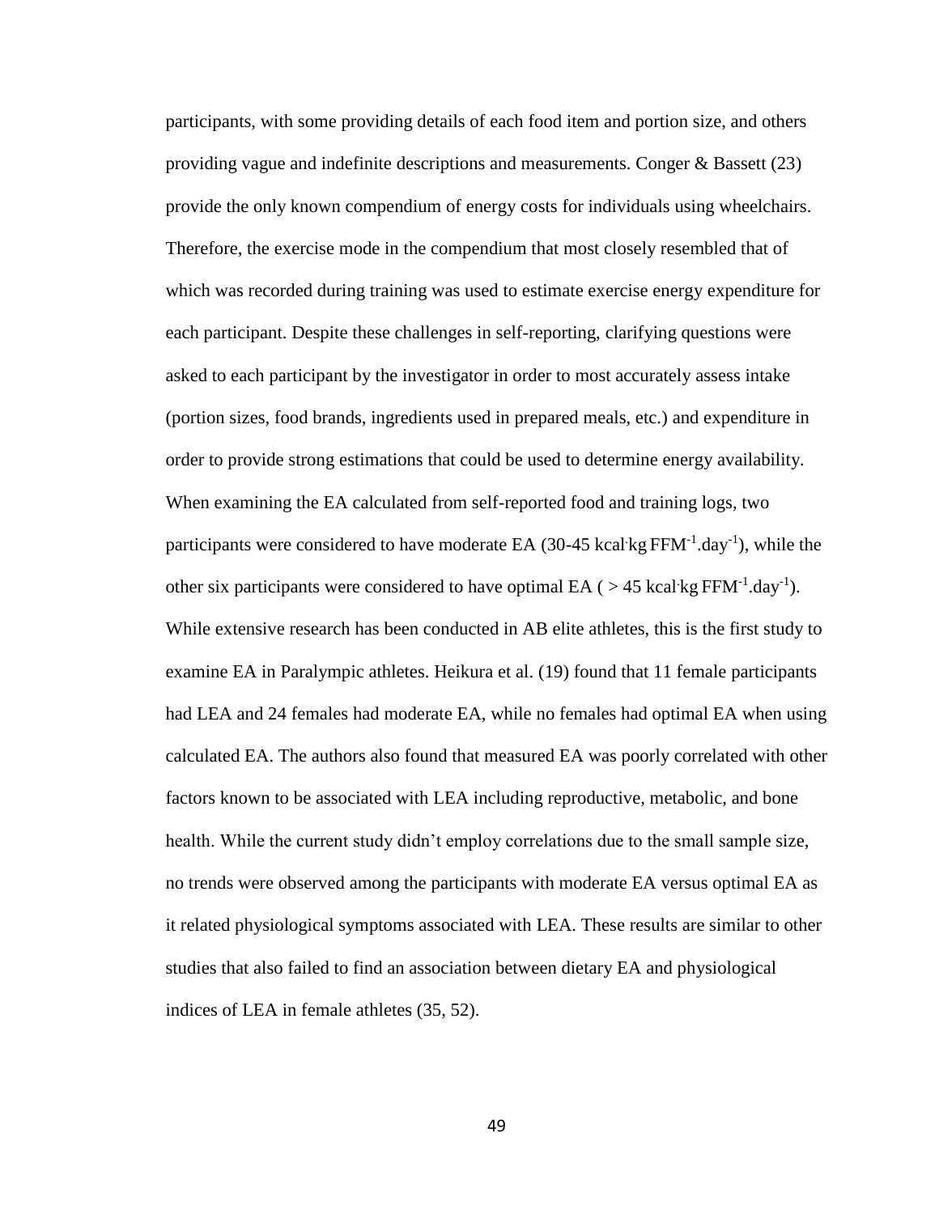participants, with some providing details of each food item and portion size, and others providing vague and indefinite descriptions and measurements. Conger & Bassett (23) provide the only known compendium of energy costs for individuals using wheelchairs. Therefore, the exercise mode in the compendium that most closely resembled that of which was recorded during training was used to estimate exercise energy expenditure for each participant. Despite these challenges in self-reporting, clarifying questions were asked to each participant by the investigator in order to most accurately assess intake (portion sizes, food brands, ingredients used in prepared meals, etc.) and expenditure in order to provide strong estimations that could be used to determine energy availability. When examining the EA calculated from self-reported food and training logs, two participants were considered to have moderate EA (30-45 $kcal \cdot kg\ FFM^{-1}.day^{-1}$), while the other six participants were considered to have optimal EA ( > 45 $kcal \cdot kg\ FFM^{-1}.day^{-1}$). While extensive research has been conducted in AB elite athletes, this is the first study to examine EA in Paralympic athletes. Heikura et al. (19) found that 11 female participants had LEA and 24 females had moderate EA, while no females had optimal EA when using calculated EA. The authors also found that measured EA was poorly correlated with other factors known to be associated with LEA including reproductive, metabolic, and bone health. While the current study didn't employ correlations due to the small sample size, no trends were observed among the participants with moderate EA versus optimal EA as it related physiological symptoms associated with LEA. These results are similar to other studies that also failed to find an association between dietary EA and physiological indices of LEA in female athletes (35, 52).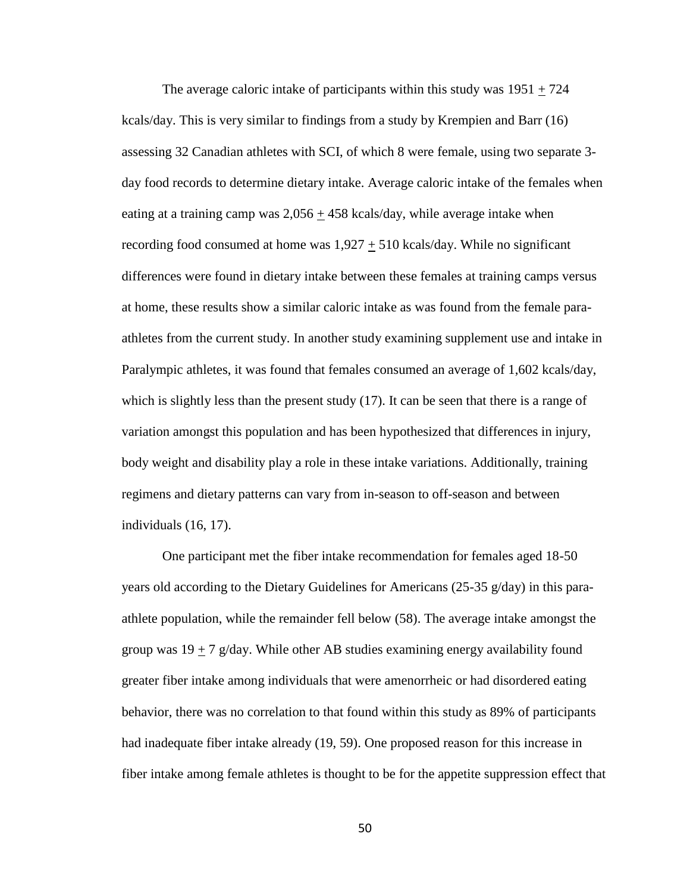The average caloric intake of participants within this study was 1951 $\pm$ 724 kcals/day. This is very similar to findings from a study by Krempien and Barr (16) assessing 32 Canadian athletes with SCI, of which 8 were female, using two separate 3-day food records to determine dietary intake. Average caloric intake of the females when eating at a training camp was 2,056 $\pm$ 458 kcals/day, while average intake when recording food consumed at home was 1,927 $\pm$ 510 kcals/day. While no significant differences were found in dietary intake between these females at training camps versus at home, these results show a similar caloric intake as was found from the female para-athletes from the current study. In another study examining supplement use and intake in Paralympic athletes, it was found that females consumed an average of 1,602 kcals/day, which is slightly less than the present study (17). It can be seen that there is a range of variation amongst this population and has been hypothesized that differences in injury, body weight and disability play a role in these intake variations. Additionally, training regimens and dietary patterns can vary from in-season to off-season and between individuals (16, 17).

One participant met the fiber intake recommendation for females aged 18-50 years old according to the Dietary Guidelines for Americans (25-35 g/day) in this para-athlete population, while the remainder fell below (58). The average intake amongst the group was 19 $\pm$ 7 g/day. While other AB studies examining energy availability found greater fiber intake among individuals that were amenorrheic or had disordered eating behavior, there was no correlation to that found within this study as 89% of participants had inadequate fiber intake already (19, 59). One proposed reason for this increase in fiber intake among female athletes is thought to be for the appetite suppression effect that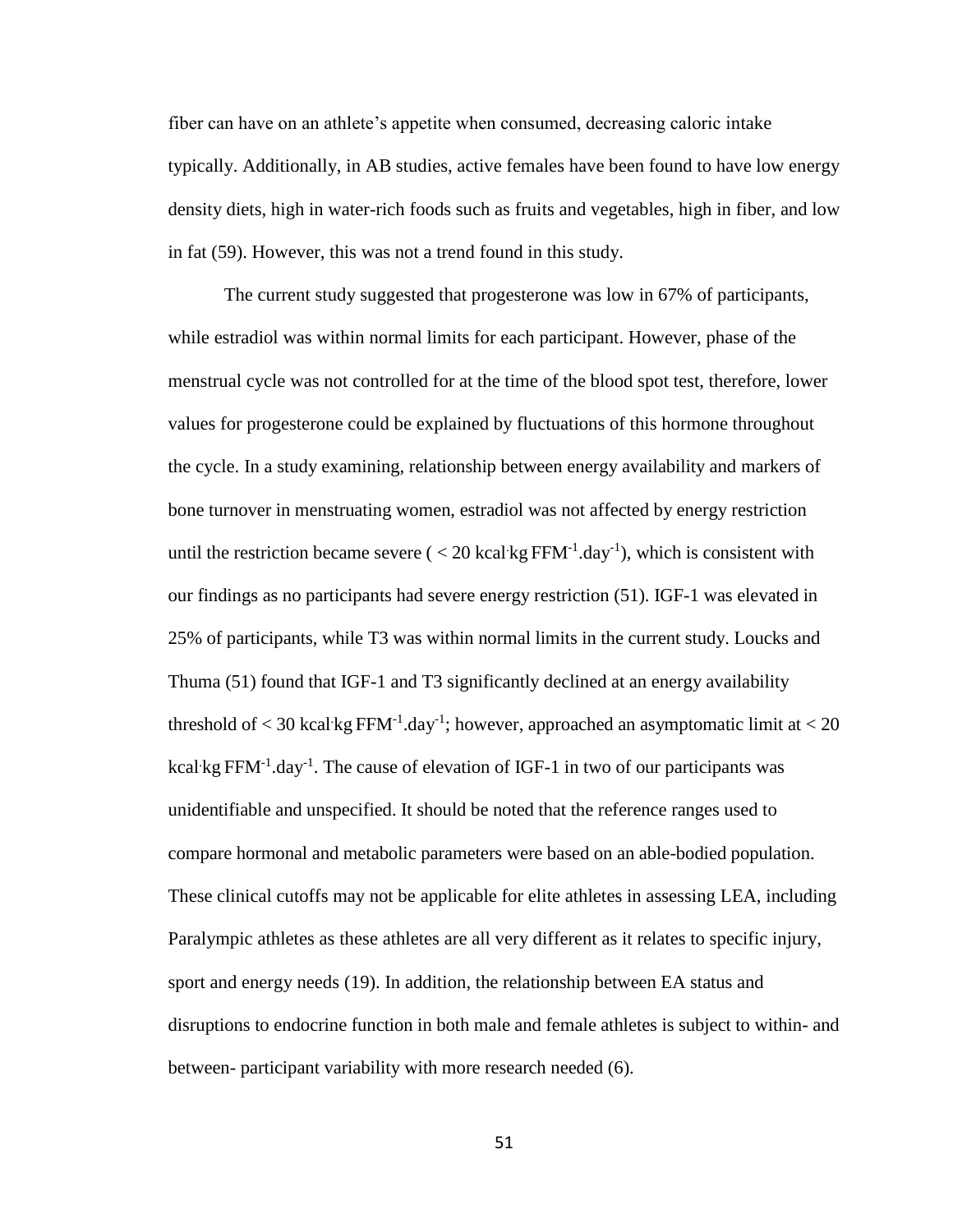fiber can have on an athlete's appetite when consumed, decreasing caloric intake typically. Additionally, in AB studies, active females have been found to have low energy density diets, high in water-rich foods such as fruits and vegetables, high in fiber, and low in fat (59). However, this was not a trend found in this study.

The current study suggested that progesterone was low in 67% of participants, while estradiol was within normal limits for each participant. However, phase of the menstrual cycle was not controlled for at the time of the blood spot test, therefore, lower values for progesterone could be explained by fluctuations of this hormone throughout the cycle. In a study examining, relationship between energy availability and markers of bone turnover in menstruating women, estradiol was not affected by energy restriction until the restriction became severe ( $< 20$ kcal·kg FFM$^{-1}$.day$^{-1}$), which is consistent with our findings as no participants had severe energy restriction (51). IGF-1 was elevated in 25% of participants, while T3 was within normal limits in the current study. Loucks and Thuma (51) found that IGF-1 and T3 significantly declined at an energy availability threshold of $< 30$ kcal·kg FFM$^{-1}$.day$^{-1}$; however, approached an asymptomatic limit at $< 20$ kcal·kg FFM$^{-1}$.day$^{-1}$. The cause of elevation of IGF-1 in two of our participants was unidentifiable and unspecified. It should be noted that the reference ranges used to compare hormonal and metabolic parameters were based on an able-bodied population. These clinical cutoffs may not be applicable for elite athletes in assessing LEA, including Paralympic athletes as these athletes are all very different as it relates to specific injury, sport and energy needs (19). In addition, the relationship between EA status and disruptions to endocrine function in both male and female athletes is subject to within- and between- participant variability with more research needed (6).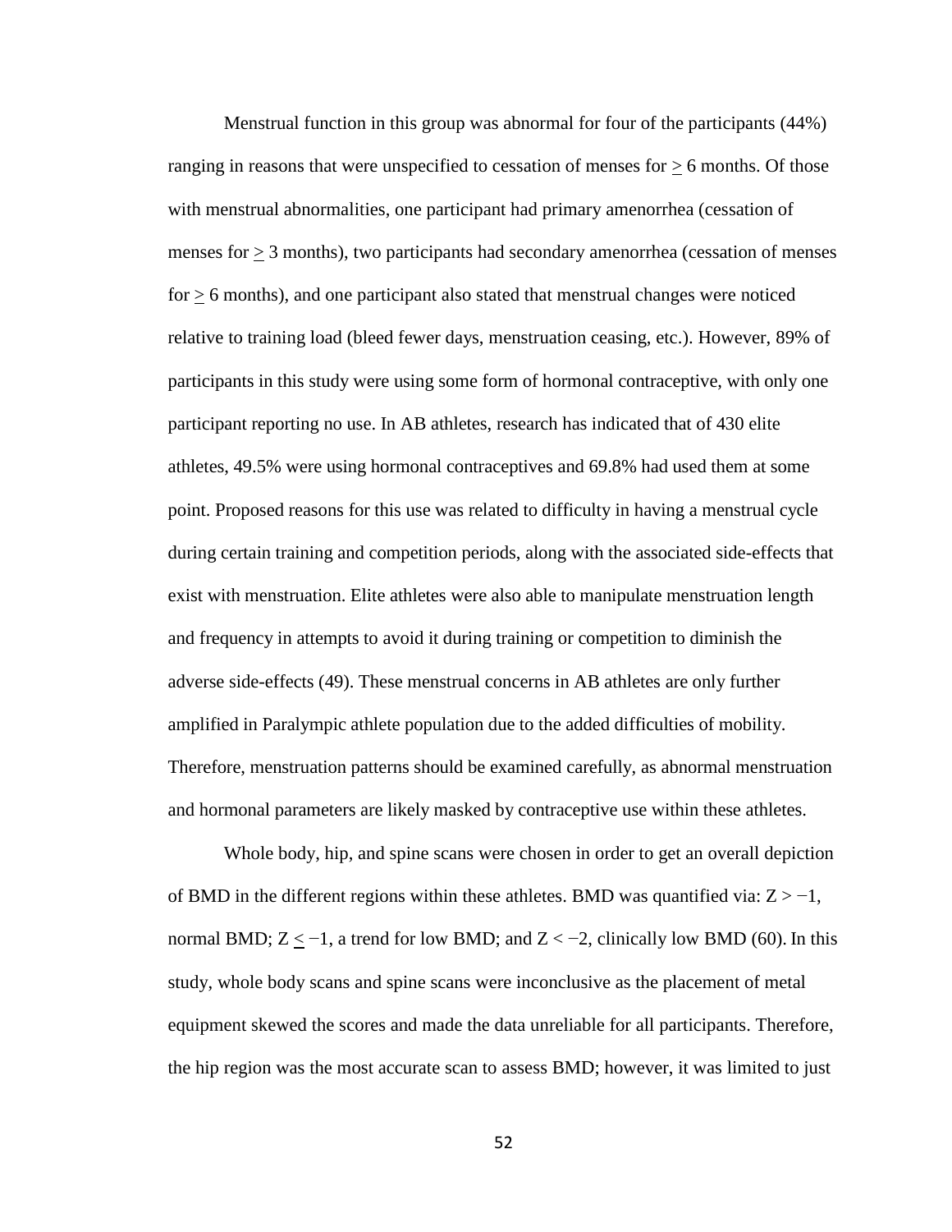Menstrual function in this group was abnormal for four of the participants (44%) ranging in reasons that were unspecified to cessation of menses for $\geq$ 6 months. Of those with menstrual abnormalities, one participant had primary amenorrhea (cessation of menses for $\geq$ 3 months), two participants had secondary amenorrhea (cessation of menses for $\geq$ 6 months), and one participant also stated that menstrual changes were noticed relative to training load (bleed fewer days, menstruation ceasing, etc.). However, 89% of participants in this study were using some form of hormonal contraceptive, with only one participant reporting no use. In AB athletes, research has indicated that of 430 elite athletes, 49.5% were using hormonal contraceptives and 69.8% had used them at some point. Proposed reasons for this use was related to difficulty in having a menstrual cycle during certain training and competition periods, along with the associated side-effects that exist with menstruation. Elite athletes were also able to manipulate menstruation length and frequency in attempts to avoid it during training or competition to diminish the adverse side-effects (49). These menstrual concerns in AB athletes are only further amplified in Paralympic athlete population due to the added difficulties of mobility. Therefore, menstruation patterns should be examined carefully, as abnormal menstruation and hormonal parameters are likely masked by contraceptive use within these athletes.

Whole body, hip, and spine scans were chosen in order to get an overall depiction of BMD in the different regions within these athletes. BMD was quantified via: $Z > -1$, normal BMD; $Z \leq -1$, a trend for low BMD; and $Z < -2$, clinically low BMD (60). In this study, whole body scans and spine scans were inconclusive as the placement of metal equipment skewed the scores and made the data unreliable for all participants. Therefore, the hip region was the most accurate scan to assess BMD; however, it was limited to just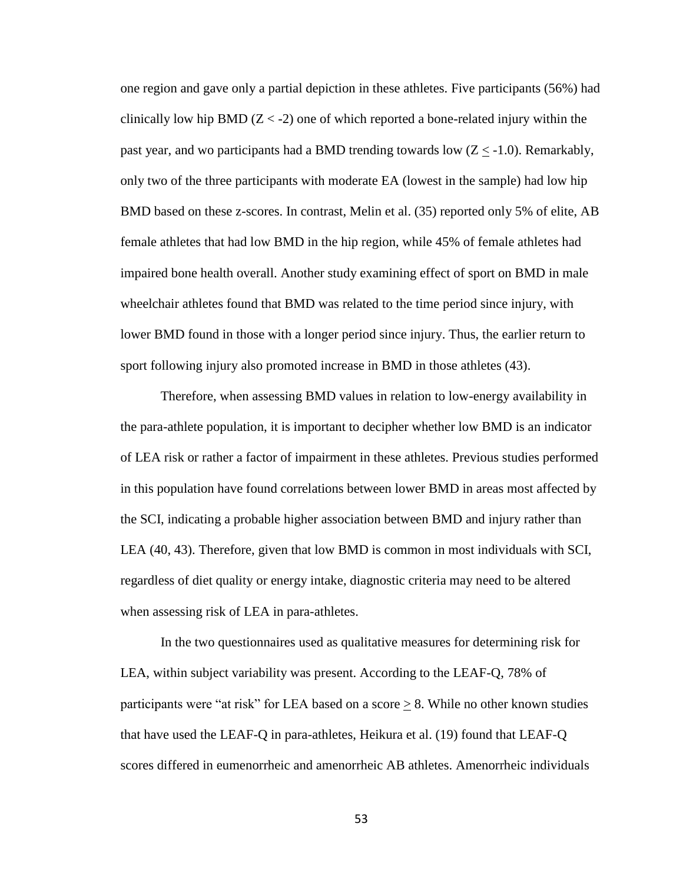one region and gave only a partial depiction in these athletes. Five participants (56%) had clinically low hip BMD ($Z < -2$) one of which reported a bone-related injury within the past year, and wo participants had a BMD trending towards low ($Z \leq -1.0$). Remarkably, only two of the three participants with moderate EA (lowest in the sample) had low hip BMD based on these z-scores. In contrast, Melin et al. (35) reported only 5% of elite, AB female athletes that had low BMD in the hip region, while 45% of female athletes had impaired bone health overall. Another study examining effect of sport on BMD in male wheelchair athletes found that BMD was related to the time period since injury, with lower BMD found in those with a longer period since injury. Thus, the earlier return to sport following injury also promoted increase in BMD in those athletes (43).

Therefore, when assessing BMD values in relation to low-energy availability in the para-athlete population, it is important to decipher whether low BMD is an indicator of LEA risk or rather a factor of impairment in these athletes. Previous studies performed in this population have found correlations between lower BMD in areas most affected by the SCI, indicating a probable higher association between BMD and injury rather than LEA (40, 43). Therefore, given that low BMD is common in most individuals with SCI, regardless of diet quality or energy intake, diagnostic criteria may need to be altered when assessing risk of LEA in para-athletes.

In the two questionnaires used as qualitative measures for determining risk for LEA, within subject variability was present. According to the LEAF-Q, 78% of participants were "at risk" for LEA based on a score $\geq$ 8. While no other known studies that have used the LEAF-Q in para-athletes, Heikura et al. (19) found that LEAF-Q scores differed in eumenorrheic and amenorrheic AB athletes. Amenorrheic individuals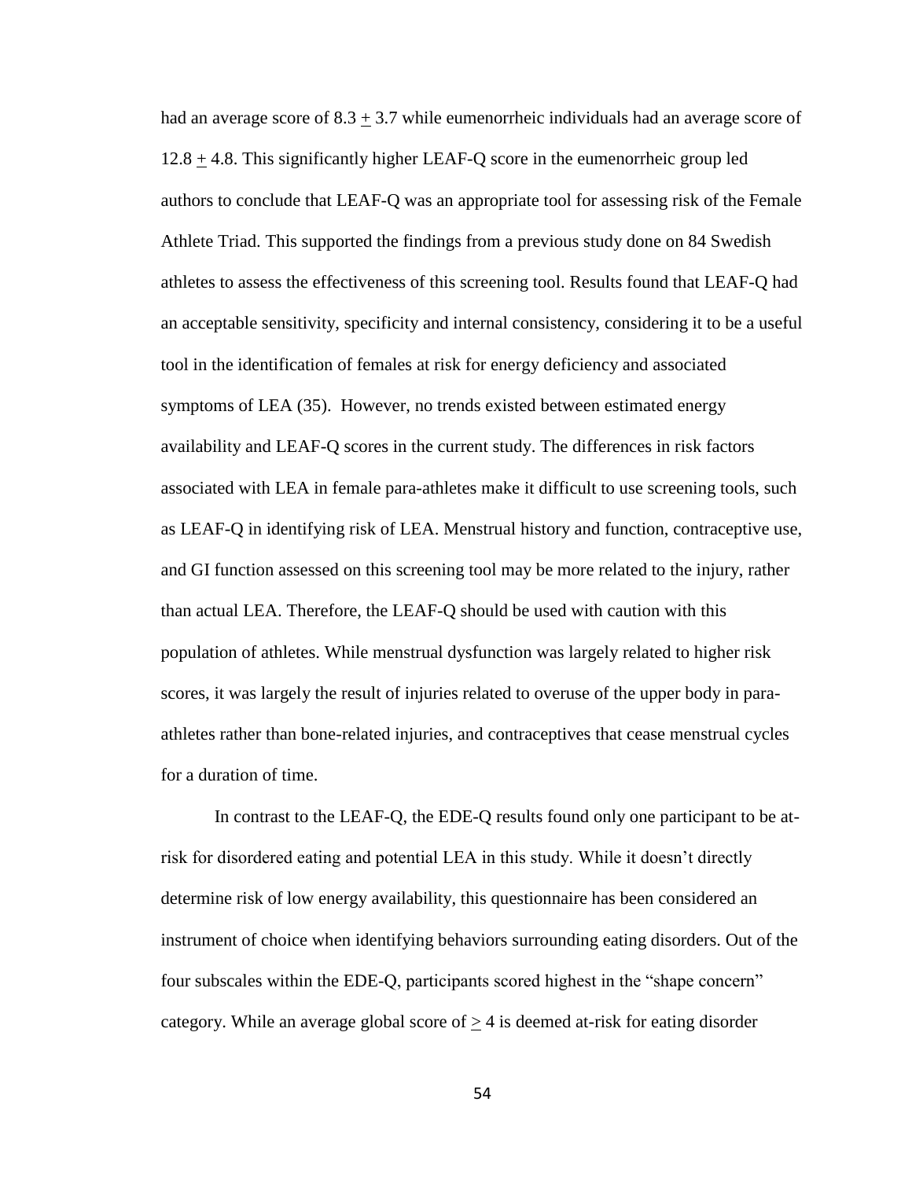had an average score of $8.3 \pm 3.7$ while eumenorrheic individuals had an average score of $12.8 \pm 4.8$. This significantly higher LEAF-Q score in the eumenorrheic group led authors to conclude that LEAF-Q was an appropriate tool for assessing risk of the Female Athlete Triad. This supported the findings from a previous study done on 84 Swedish athletes to assess the effectiveness of this screening tool. Results found that LEAF-Q had an acceptable sensitivity, specificity and internal consistency, considering it to be a useful tool in the identification of females at risk for energy deficiency and associated symptoms of LEA (35). However, no trends existed between estimated energy availability and LEAF-Q scores in the current study. The differences in risk factors associated with LEA in female para-athletes make it difficult to use screening tools, such as LEAF-Q in identifying risk of LEA. Menstrual history and function, contraceptive use, and GI function assessed on this screening tool may be more related to the injury, rather than actual LEA. Therefore, the LEAF-Q should be used with caution with this population of athletes. While menstrual dysfunction was largely related to higher risk scores, it was largely the result of injuries related to overuse of the upper body in para-athletes rather than bone-related injuries, and contraceptives that cease menstrual cycles for a duration of time.

In contrast to the LEAF-Q, the EDE-Q results found only one participant to be at-risk for disordered eating and potential LEA in this study. While it doesn't directly determine risk of low energy availability, this questionnaire has been considered an instrument of choice when identifying behaviors surrounding eating disorders. Out of the four subscales within the EDE-Q, participants scored highest in the "shape concern" category. While an average global score of $\geq 4$ is deemed at-risk for eating disorder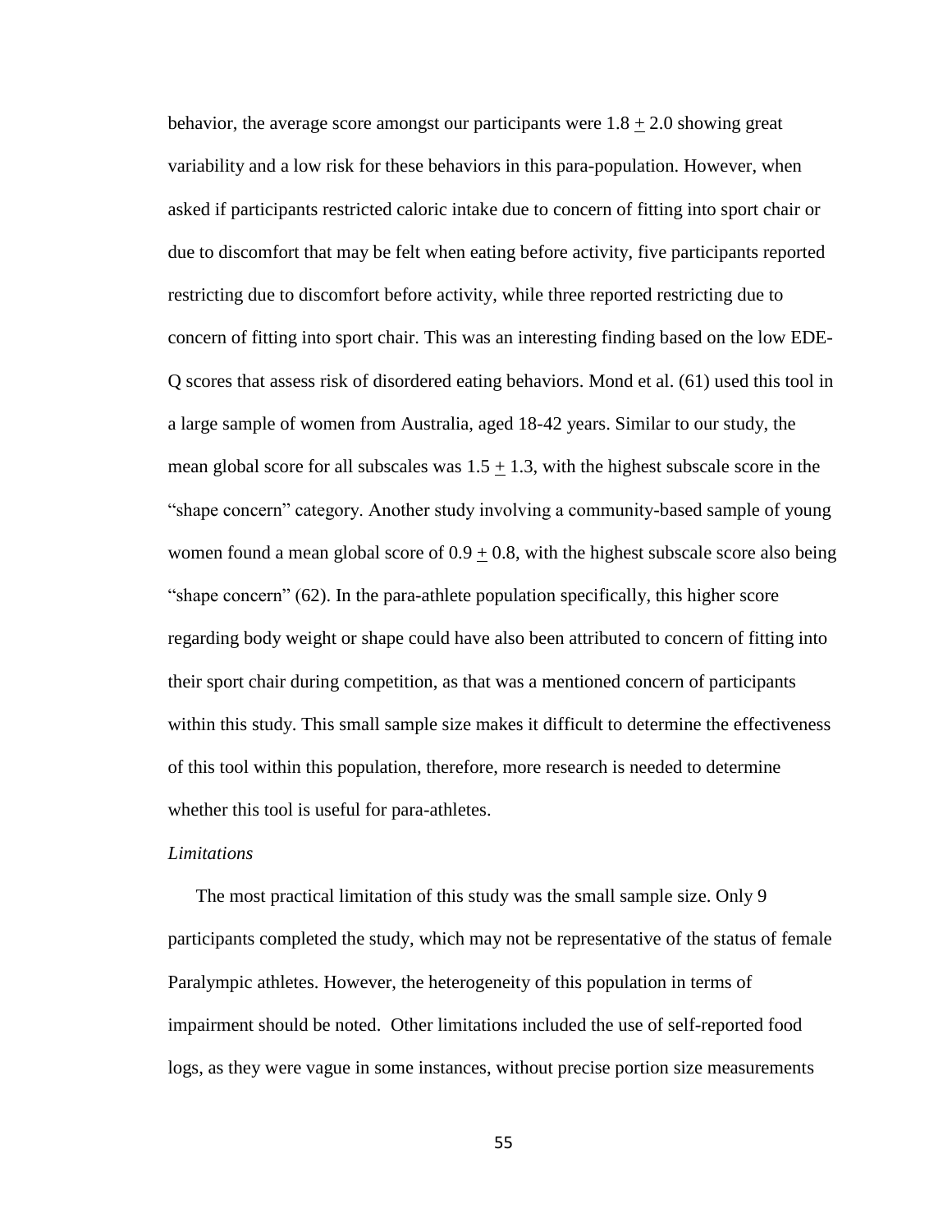behavior, the average score amongst our participants were $1.8 \pm 2.0$ showing great variability and a low risk for these behaviors in this para-population. However, when asked if participants restricted caloric intake due to concern of fitting into sport chair or due to discomfort that may be felt when eating before activity, five participants reported restricting due to discomfort before activity, while three reported restricting due to concern of fitting into sport chair. This was an interesting finding based on the low EDE-Q scores that assess risk of disordered eating behaviors. Mond et al. (61) used this tool in a large sample of women from Australia, aged 18-42 years. Similar to our study, the mean global score for all subscales was $1.5 \pm 1.3$, with the highest subscale score in the "shape concern" category. Another study involving a community-based sample of young women found a mean global score of $0.9 \pm 0.8$, with the highest subscale score also being "shape concern" (62). In the para-athlete population specifically, this higher score regarding body weight or shape could have also been attributed to concern of fitting into their sport chair during competition, as that was a mentioned concern of participants within this study. This small sample size makes it difficult to determine the effectiveness of this tool within this population, therefore, more research is needed to determine whether this tool is useful for para-athletes.

*Limitations*

The most practical limitation of this study was the small sample size. Only 9 participants completed the study, which may not be representative of the status of female Paralympic athletes. However, the heterogeneity of this population in terms of impairment should be noted. Other limitations included the use of self-reported food logs, as they were vague in some instances, without precise portion size measurements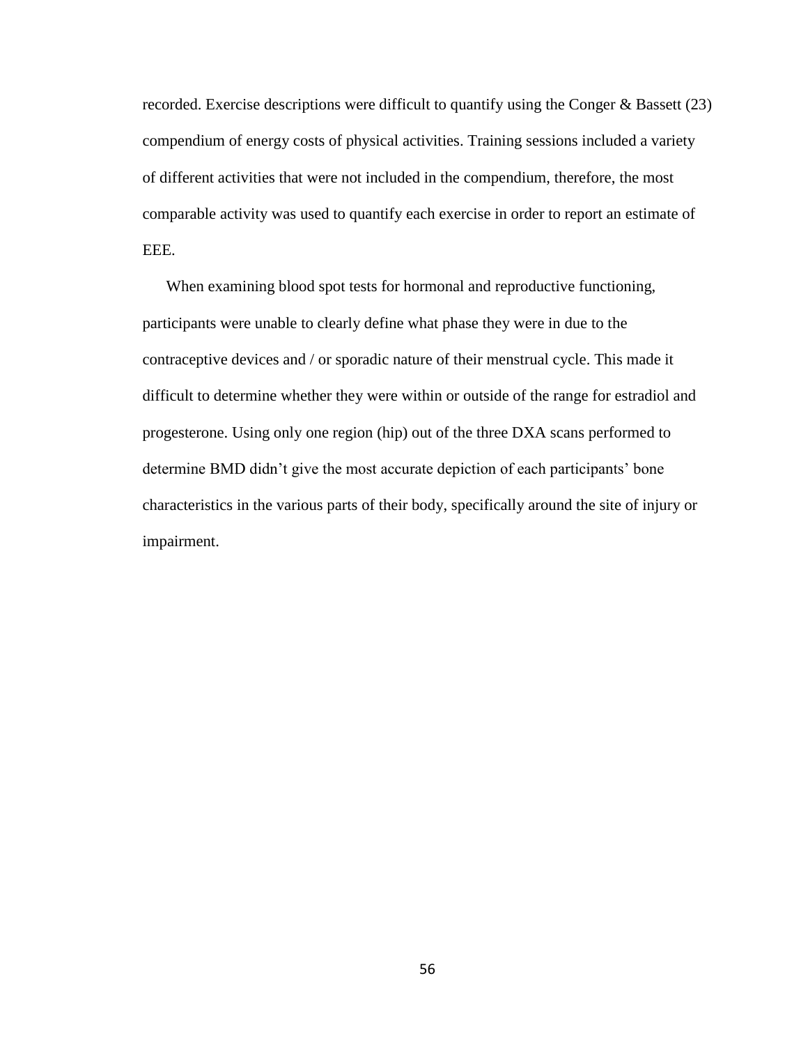recorded. Exercise descriptions were difficult to quantify using the Conger & Bassett (23) compendium of energy costs of physical activities. Training sessions included a variety of different activities that were not included in the compendium, therefore, the most comparable activity was used to quantify each exercise in order to report an estimate of EEE.

When examining blood spot tests for hormonal and reproductive functioning, participants were unable to clearly define what phase they were in due to the contraceptive devices and / or sporadic nature of their menstrual cycle. This made it difficult to determine whether they were within or outside of the range for estradiol and progesterone. Using only one region (hip) out of the three DXA scans performed to determine BMD didn't give the most accurate depiction of each participants' bone characteristics in the various parts of their body, specifically around the site of injury or impairment.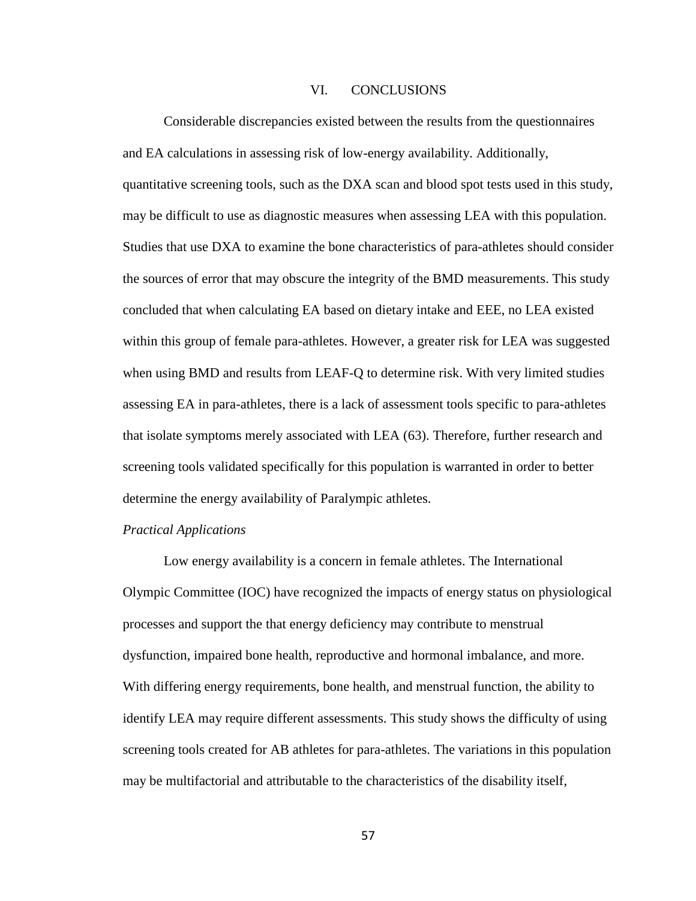# VI. CONCLUSIONS

Considerable discrepancies existed between the results from the questionnaires and EA calculations in assessing risk of low-energy availability. Additionally, quantitative screening tools, such as the DXA scan and blood spot tests used in this study, may be difficult to use as diagnostic measures when assessing LEA with this population. Studies that use DXA to examine the bone characteristics of para-athletes should consider the sources of error that may obscure the integrity of the BMD measurements. This study concluded that when calculating EA based on dietary intake and EEE, no LEA existed within this group of female para-athletes. However, a greater risk for LEA was suggested when using BMD and results from LEAF-Q to determine risk. With very limited studies assessing EA in para-athletes, there is a lack of assessment tools specific to para-athletes that isolate symptoms merely associated with LEA (63). Therefore, further research and screening tools validated specifically for this population is warranted in order to better determine the energy availability of Paralympic athletes.

*Practical Applications*

Low energy availability is a concern in female athletes. The International Olympic Committee (IOC) have recognized the impacts of energy status on physiological processes and support the that energy deficiency may contribute to menstrual dysfunction, impaired bone health, reproductive and hormonal imbalance, and more. With differing energy requirements, bone health, and menstrual function, the ability to identify LEA may require different assessments. This study shows the difficulty of using screening tools created for AB athletes for para-athletes. The variations in this population may be multifactorial and attributable to the characteristics of the disability itself,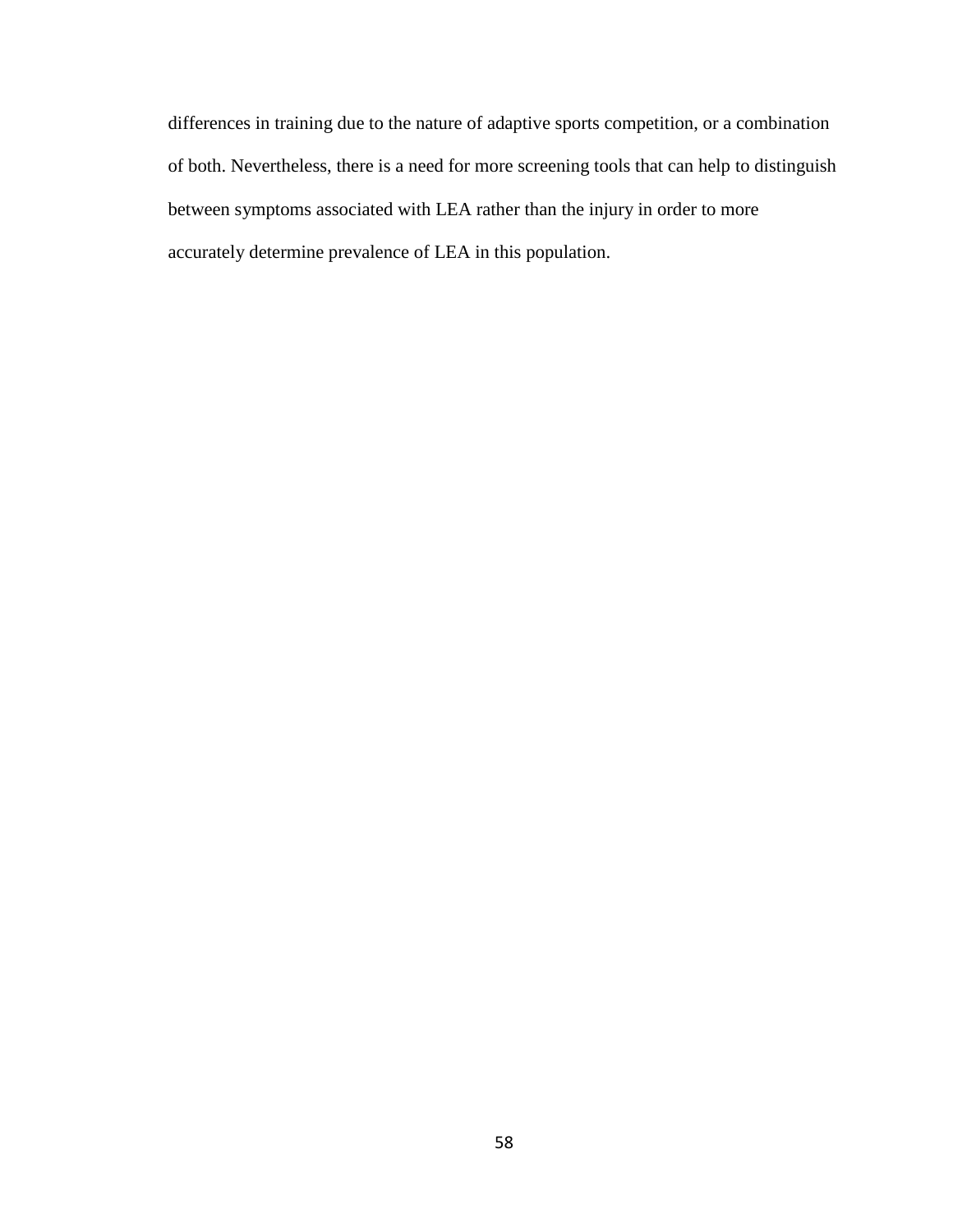differences in training due to the nature of adaptive sports competition, or a combination of both. Nevertheless, there is a need for more screening tools that can help to distinguish between symptoms associated with LEA rather than the injury in order to more accurately determine prevalence of LEA in this population.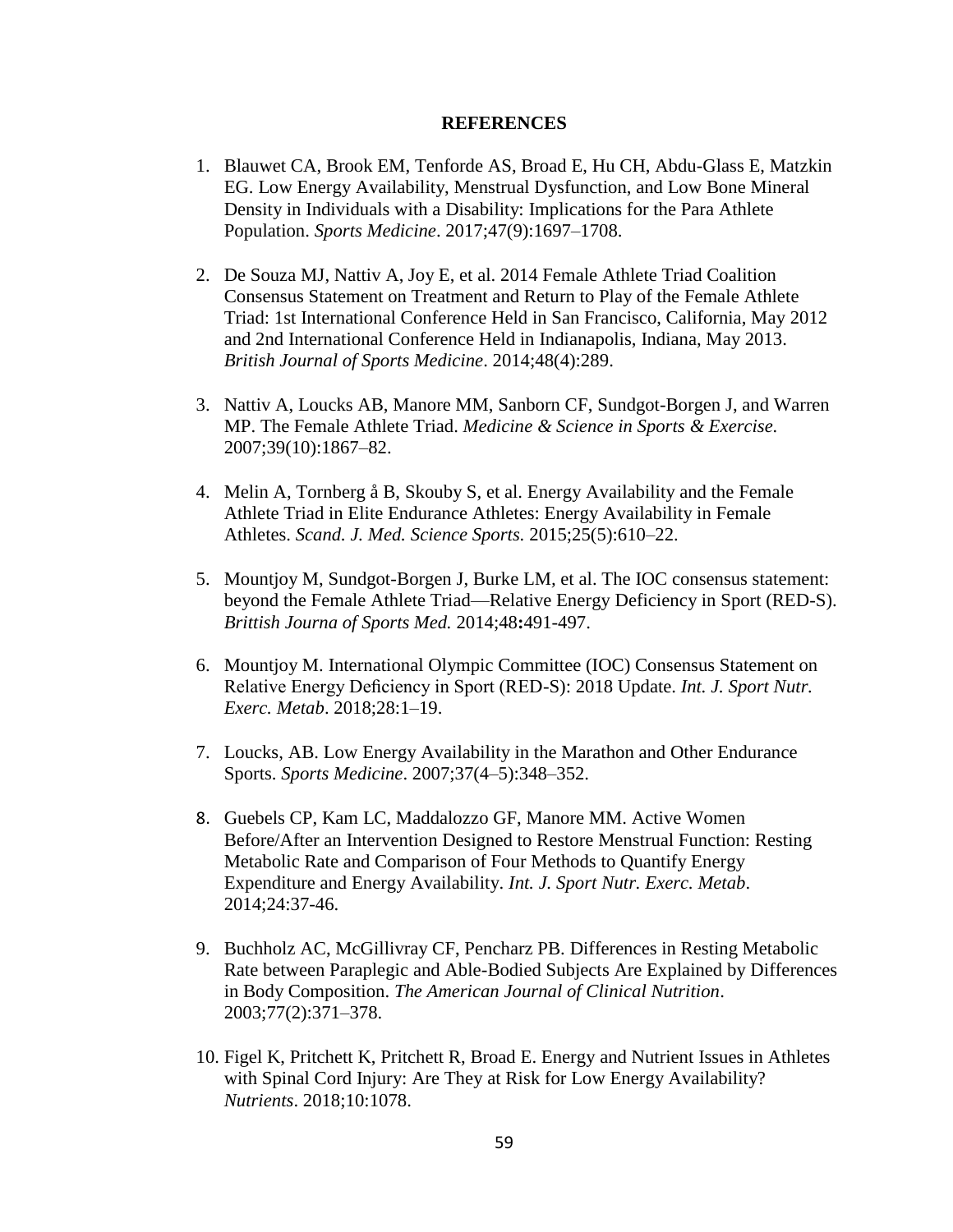# REFERENCES

1. Blauwet CA, Brook EM, Tenforde AS, Broad E, Hu CH, Abdu-Glass E, Matzkin EG. Low Energy Availability, Menstrual Dysfunction, and Low Bone Mineral Density in Individuals with a Disability: Implications for the Para Athlete Population. *Sports Medicine*. 2017;47(9):1697–1708.

2. De Souza MJ, Nattiv A, Joy E, et al. 2014 Female Athlete Triad Coalition Consensus Statement on Treatment and Return to Play of the Female Athlete Triad: 1st International Conference Held in San Francisco, California, May 2012 and 2nd International Conference Held in Indianapolis, Indiana, May 2013. *British Journal of Sports Medicine*. 2014;48(4):289.

3. Nattiv A, Loucks AB, Manore MM, Sanborn CF, Sundgot-Borgen J, and Warren MP. The Female Athlete Triad. *Medicine & Science in Sports & Exercise.* 2007;39(10):1867–82.

4. Melin A, Tornberg å B, Skouby S, et al. Energy Availability and the Female Athlete Triad in Elite Endurance Athletes: Energy Availability in Female Athletes. *Scand. J. Med. Science Sports.* 2015;25(5):610–22.

5. Mountjoy M, Sundgot-Borgen J, Burke LM, et al. The IOC consensus statement: beyond the Female Athlete Triad—Relative Energy Deficiency in Sport (RED-S). *Brittish Journa of Sports Med.* 2014;48**:**491-497.

6. Mountjoy M. International Olympic Committee (IOC) Consensus Statement on Relative Energy Deficiency in Sport (RED-S): 2018 Update. *Int. J. Sport Nutr. Exerc. Metab*. 2018;28:1–19.

7. Loucks, AB. Low Energy Availability in the Marathon and Other Endurance Sports. *Sports Medicine*. 2007;37(4–5):348–352.

8. Guebels CP, Kam LC, Maddalozzo GF, Manore MM. Active Women Before/After an Intervention Designed to Restore Menstrual Function: Resting Metabolic Rate and Comparison of Four Methods to Quantify Energy Expenditure and Energy Availability. *Int. J. Sport Nutr. Exerc. Metab*. 2014;24:37-46.

9. Buchholz AC, McGillivray CF, Pencharz PB. Differences in Resting Metabolic Rate between Paraplegic and Able-Bodied Subjects Are Explained by Differences in Body Composition. *The American Journal of Clinical Nutrition*. 2003;77(2):371–378.

10. Figel K, Pritchett K, Pritchett R, Broad E. Energy and Nutrient Issues in Athletes with Spinal Cord Injury: Are They at Risk for Low Energy Availability? *Nutrients*. 2018;10:1078.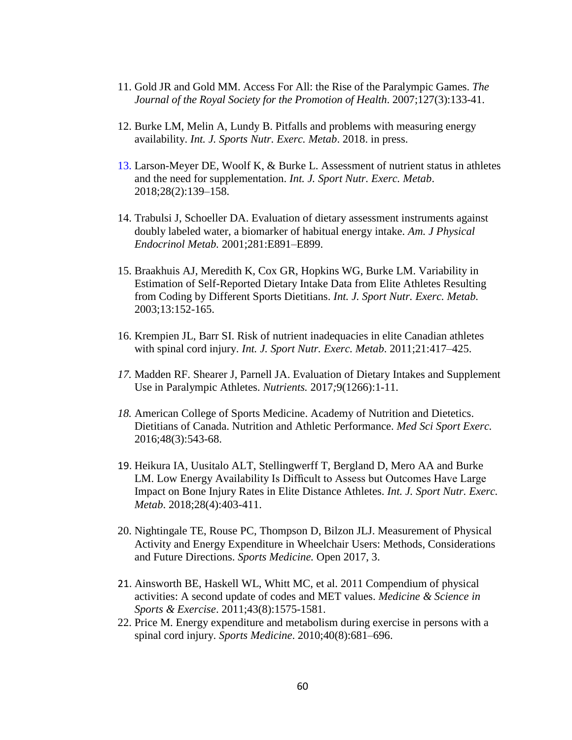11. Gold JR and Gold MM. Access For All: the Rise of the Paralympic Games. *The Journal of the Royal Society for the Promotion of Health*. 2007;127(3):133-41.

12. Burke LM, Melin A, Lundy B. Pitfalls and problems with measuring energy availability. *Int. J. Sports Nutr. Exerc. Metab*. 2018. in press.

13. Larson-Meyer DE, Woolf K, & Burke L. Assessment of nutrient status in athletes and the need for supplementation. *Int. J. Sport Nutr. Exerc. Metab*. 2018;28(2):139–158.

14. Trabulsi J, Schoeller DA. Evaluation of dietary assessment instruments against doubly labeled water, a biomarker of habitual energy intake. *Am. J Physical Endocrinol Metab.* 2001;281:E891–E899.

15. Braakhuis AJ, Meredith K, Cox GR, Hopkins WG, Burke LM. Variability in Estimation of Self-Reported Dietary Intake Data from Elite Athletes Resulting from Coding by Different Sports Dietitians. *Int. J. Sport Nutr. Exerc. Metab.* 2003;13:152-165.

16. Krempien JL, Barr SI. Risk of nutrient inadequacies in elite Canadian athletes with spinal cord injury. *Int. J. Sport Nutr. Exerc. Metab*. 2011;21:417–425.

17. Madden RF. Shearer J, Parnell JA. Evaluation of Dietary Intakes and Supplement Use in Paralympic Athletes. *Nutrients.* 2017;9(1266):1-11.

18. American College of Sports Medicine. Academy of Nutrition and Dietetics. Dietitians of Canada. Nutrition and Athletic Performance. *Med Sci Sport Exerc.* 2016;48(3):543-68.

19. Heikura IA, Uusitalo ALT, Stellingwerff T, Bergland D, Mero AA and Burke LM. Low Energy Availability Is Difficult to Assess but Outcomes Have Large Impact on Bone Injury Rates in Elite Distance Athletes. *Int. J. Sport Nutr. Exerc. Metab*. 2018;28(4):403-411.

20. Nightingale TE, Rouse PC, Thompson D, Bilzon JLJ. Measurement of Physical Activity and Energy Expenditure in Wheelchair Users: Methods, Considerations and Future Directions. *Sports Medicine.* Open 2017, 3.

21. Ainsworth BE, Haskell WL, Whitt MC, et al. 2011 Compendium of physical activities: A second update of codes and MET values. *Medicine & Science in Sports & Exercise*. 2011;43(8):1575-1581.

22. Price M. Energy expenditure and metabolism during exercise in persons with a spinal cord injury. *Sports Medicine*. 2010;40(8):681–696.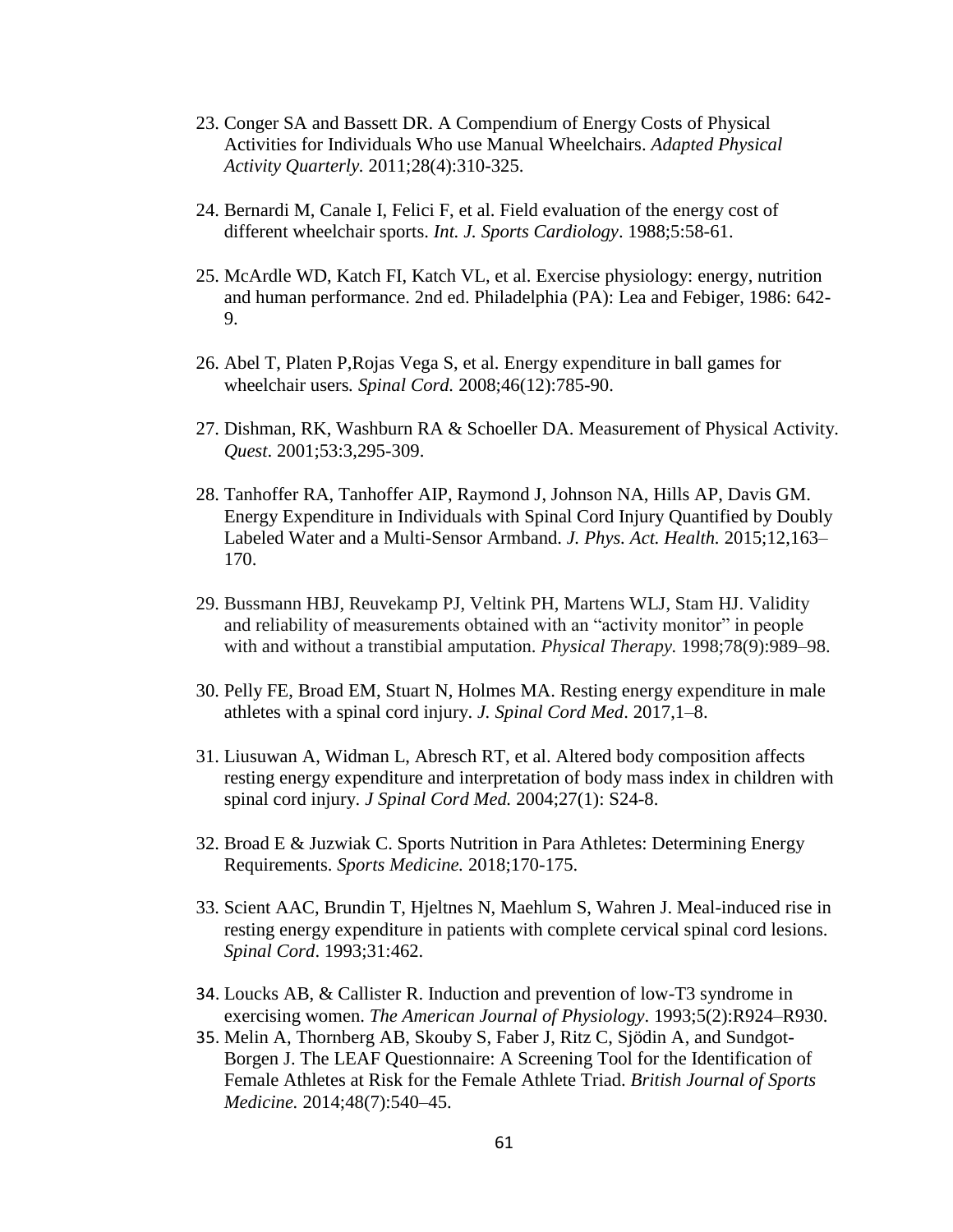23. Conger SA and Bassett DR. A Compendium of Energy Costs of Physical Activities for Individuals Who use Manual Wheelchairs. *Adapted Physical Activity Quarterly.* 2011;28(4):310-325.

24. Bernardi M, Canale I, Felici F, et al. Field evaluation of the energy cost of different wheelchair sports. *Int. J. Sports Cardiology*. 1988;5:58-61.

25. McArdle WD, Katch FI, Katch VL, et al. Exercise physiology: energy, nutrition and human performance. 2nd ed. Philadelphia (PA): Lea and Febiger, 1986: 642-9.

26. Abel T, Platen P,Rojas Vega S, et al. Energy expenditure in ball games for wheelchair users*. Spinal Cord.* 2008;46(12):785-90.

27. Dishman, RK, Washburn RA & Schoeller DA. Measurement of Physical Activity. *Quest*. 2001;53:3,295-309.

28. Tanhoffer RA, Tanhoffer AIP, Raymond J, Johnson NA, Hills AP, Davis GM. Energy Expenditure in Individuals with Spinal Cord Injury Quantified by Doubly Labeled Water and a Multi-Sensor Armband. *J. Phys. Act. Health.* 2015;12,163–170.

29. Bussmann HBJ, Reuvekamp PJ, Veltink PH, Martens WLJ, Stam HJ. Validity and reliability of measurements obtained with an "activity monitor" in people with and without a transtibial amputation. *Physical Therapy.* 1998;78(9):989–98.

30. Pelly FE, Broad EM, Stuart N, Holmes MA. Resting energy expenditure in male athletes with a spinal cord injury. *J. Spinal Cord Med*. 2017,1–8.

31. Liusuwan A, Widman L, Abresch RT, et al. Altered body composition affects resting energy expenditure and interpretation of body mass index in children with spinal cord injury. *J Spinal Cord Med.* 2004;27(1): S24-8.

32. Broad E & Juzwiak C. Sports Nutrition in Para Athletes: Determining Energy Requirements. *Sports Medicine.* 2018;170-175.

33. Scient AAC, Brundin T, Hjeltnes N, Maehlum S, Wahren J. Meal-induced rise in resting energy expenditure in patients with complete cervical spinal cord lesions. *Spinal Cord*. 1993;31:462.

34. Loucks AB, & Callister R. Induction and prevention of low-T3 syndrome in exercising women. *The American Journal of Physiology*. 1993;5(2):R924–R930.

35. Melin A, Thornberg AB, Skouby S, Faber J, Ritz C, Sjödin A, and Sundgot-Borgen J. The LEAF Questionnaire: A Screening Tool for the Identification of Female Athletes at Risk for the Female Athlete Triad*. British Journal of Sports Medicine.* 2014;48(7):540–45.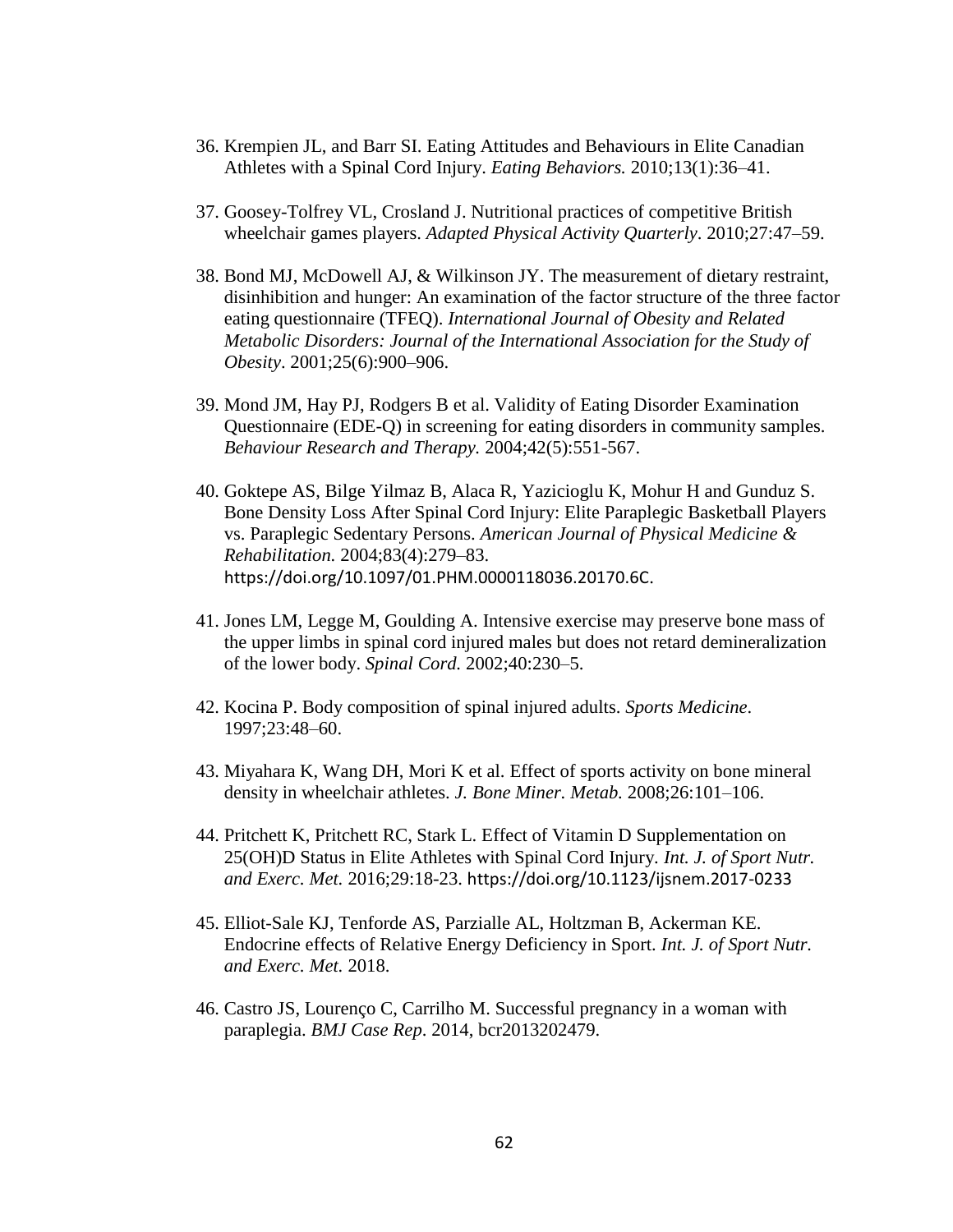36. Krempien JL, and Barr SI. Eating Attitudes and Behaviours in Elite Canadian Athletes with a Spinal Cord Injury. *Eating Behaviors.* 2010;13(1):36–41.

37. Goosey-Tolfrey VL, Crosland J. Nutritional practices of competitive British wheelchair games players. *Adapted Physical Activity Quarterly*. 2010;27:47–59.

38. Bond MJ, McDowell AJ, & Wilkinson JY. The measurement of dietary restraint, disinhibition and hunger: An examination of the factor structure of the three factor eating questionnaire (TFEQ). *International Journal of Obesity and Related Metabolic Disorders: Journal of the International Association for the Study of Obesity*. 2001;25(6):900–906.

39. Mond JM, Hay PJ, Rodgers B et al. Validity of Eating Disorder Examination Questionnaire (EDE-Q) in screening for eating disorders in community samples. *Behaviour Research and Therapy.* 2004;42(5):551-567.

40. Goktepe AS, Bilge Yilmaz B, Alaca R, Yazicioglu K, Mohur H and Gunduz S. Bone Density Loss After Spinal Cord Injury: Elite Paraplegic Basketball Players vs. Paraplegic Sedentary Persons. *American Journal of Physical Medicine & Rehabilitation.* 2004;83(4):279–83. https://doi.org/10.1097/01.PHM.0000118036.20170.6C.

41. Jones LM, Legge M, Goulding A. Intensive exercise may preserve bone mass of the upper limbs in spinal cord injured males but does not retard demineralization of the lower body. *Spinal Cord.* 2002;40:230–5.

42. Kocina P. Body composition of spinal injured adults. *Sports Medicine.* 1997;23:48–60.

43. Miyahara K, Wang DH, Mori K et al. Effect of sports activity on bone mineral density in wheelchair athletes. *J. Bone Miner. Metab.* 2008;26:101–106.

44. Pritchett K, Pritchett RC, Stark L. Effect of Vitamin D Supplementation on 25(OH)D Status in Elite Athletes with Spinal Cord Injury. *Int. J. of Sport Nutr. and Exerc. Met.* 2016;29:18-23. https://doi.org/10.1123/ijsnem.2017-0233

45. Elliot-Sale KJ, Tenforde AS, Parzialle AL, Holtzman B, Ackerman KE. Endocrine effects of Relative Energy Deficiency in Sport. *Int. J. of Sport Nutr. and Exerc. Met.* 2018.

46. Castro JS, Lourenço C, Carrilho M. Successful pregnancy in a woman with paraplegia. *BMJ Case Rep*. 2014, bcr2013202479.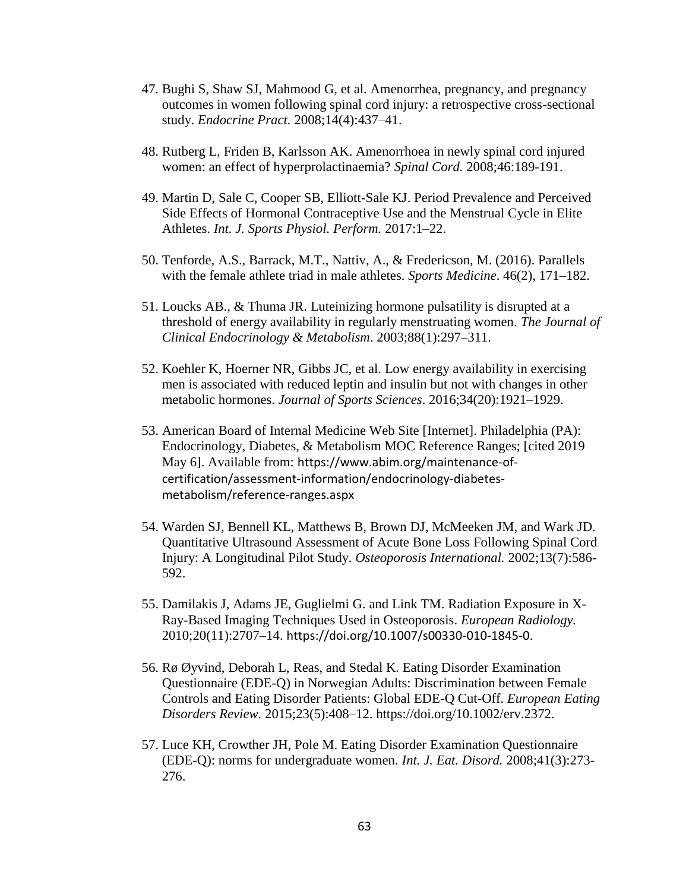47. Bughi S, Shaw SJ, Mahmood G, et al. Amenorrhea, pregnancy, and pregnancy outcomes in women following spinal cord injury: a retrospective cross-sectional study. *Endocrine Pract.* 2008;14(4):437–41.

48. Rutberg L, Friden B, Karlsson AK. Amenorrhoea in newly spinal cord injured women: an effect of hyperprolactinaemia? *Spinal Cord.* 2008;46:189-191.

49. Martin D, Sale C, Cooper SB, Elliott-Sale KJ. Period Prevalence and Perceived Side Effects of Hormonal Contraceptive Use and the Menstrual Cycle in Elite Athletes. *Int. J. Sports Physiol. Perform.* 2017:1–22.

50. Tenforde, A.S., Barrack, M.T., Nattiv, A., & Fredericson, M. (2016). Parallels with the female athlete triad in male athletes. *Sports Medicine*. 46(2), 171–182.

51. Loucks AB., & Thuma JR. Luteinizing hormone pulsatility is disrupted at a threshold of energy availability in regularly menstruating women. *The Journal of Clinical Endocrinology & Metabolism*. 2003;88(1):297–311.

52. Koehler K, Hoerner NR, Gibbs JC, et al. Low energy availability in exercising men is associated with reduced leptin and insulin but not with changes in other metabolic hormones. *Journal of Sports Sciences*. 2016;34(20):1921–1929.

53. American Board of Internal Medicine Web Site [Internet]. Philadelphia (PA): Endocrinology, Diabetes, & Metabolism MOC Reference Ranges; [cited 2019 May 6]. Available from: https://www.abim.org/maintenance-of-certification/assessment-information/endocrinology-diabetes-metabolism/reference-ranges.aspx

54. Warden SJ, Bennell KL, Matthews B, Brown DJ, McMeeken JM, and Wark JD. Quantitative Ultrasound Assessment of Acute Bone Loss Following Spinal Cord Injury: A Longitudinal Pilot Study. *Osteoporosis International.* 2002;13(7):586-592.

55. Damilakis J, Adams JE, Guglielmi G. and Link TM. Radiation Exposure in X-Ray-Based Imaging Techniques Used in Osteoporosis. *European Radiology.* 2010;20(11):2707–14. https://doi.org/10.1007/s00330-010-1845-0.

56. Rø Øyvind, Deborah L, Reas, and Stedal K. Eating Disorder Examination Questionnaire (EDE-Q) in Norwegian Adults: Discrimination between Female Controls and Eating Disorder Patients: Global EDE-Q Cut-Off. *European Eating Disorders Review.* 2015;23(5):408–12. https://doi.org/10.1002/erv.2372.

57. Luce KH, Crowther JH, Pole M. Eating Disorder Examination Questionnaire (EDE-Q): norms for undergraduate women. *Int. J. Eat. Disord.* 2008;41(3):273-276.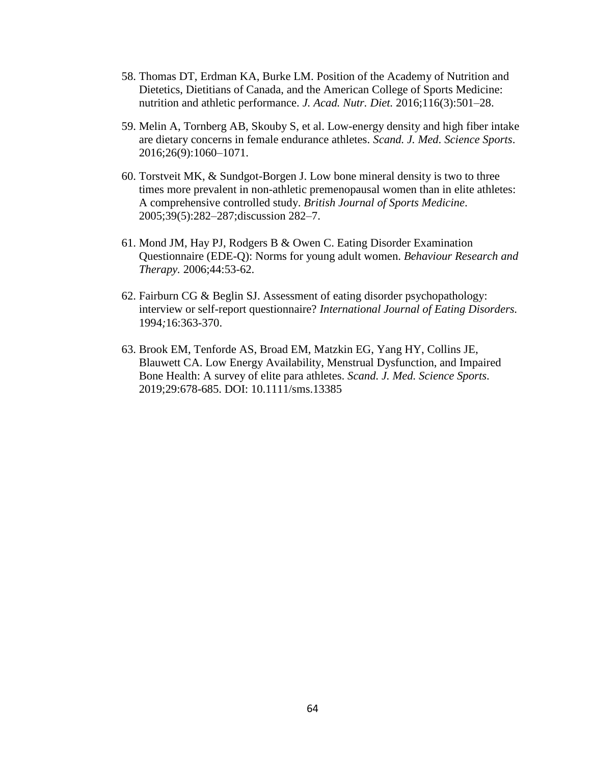58. Thomas DT, Erdman KA, Burke LM. Position of the Academy of Nutrition and Dietetics, Dietitians of Canada, and the American College of Sports Medicine: nutrition and athletic performance. *J. Acad. Nutr. Diet.* 2016;116(3):501–28.

59. Melin A, Tornberg AB, Skouby S, et al. Low-energy density and high fiber intake are dietary concerns in female endurance athletes. *Scand. J. Med. Science Sports*. 2016;26(9):1060–1071.

60. Torstveit MK, & Sundgot-Borgen J. Low bone mineral density is two to three times more prevalent in non-athletic premenopausal women than in elite athletes: A comprehensive controlled study. *British Journal of Sports Medicine*. 2005;39(5):282–287;discussion 282–7.

61. Mond JM, Hay PJ, Rodgers B & Owen C. Eating Disorder Examination Questionnaire (EDE-Q): Norms for young adult women. *Behaviour Research and Therapy.* 2006;44:53-62.

62. Fairburn CG & Beglin SJ. Assessment of eating disorder psychopathology: interview or self-report questionnaire? *International Journal of Eating Disorders.* 1994*;*16:363-370.

63. Brook EM, Tenforde AS, Broad EM, Matzkin EG, Yang HY, Collins JE, Blauwett CA. Low Energy Availability, Menstrual Dysfunction, and Impaired Bone Health: A survey of elite para athletes. *Scand. J. Med. Science Sports*. 2019;29:678-685. DOI: 10.1111/sms.13385